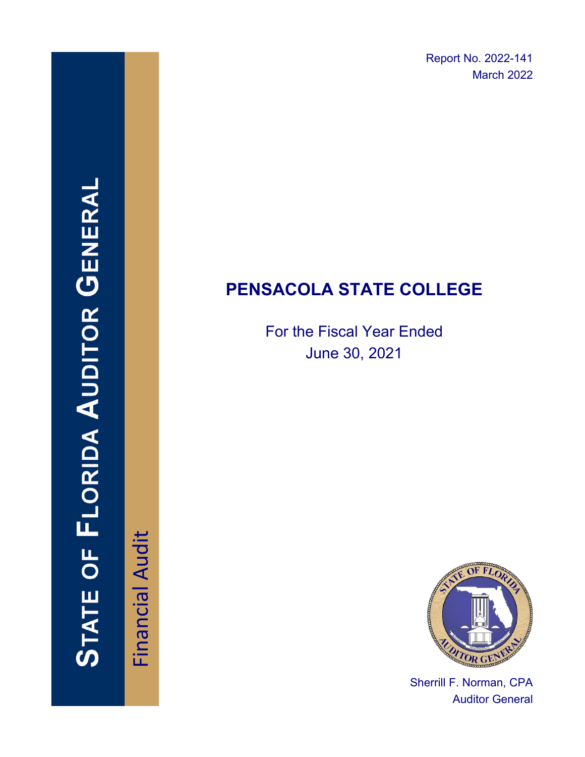Report No. 2022-141
March 2022

STATE OF FLORIDA AUDITOR GENERAL

Financial Audit

# PENSACOLA STATE COLLEGE

For the Fiscal Year Ended
June 30, 2021

Sherrill F. Norman, CPA
Auditor General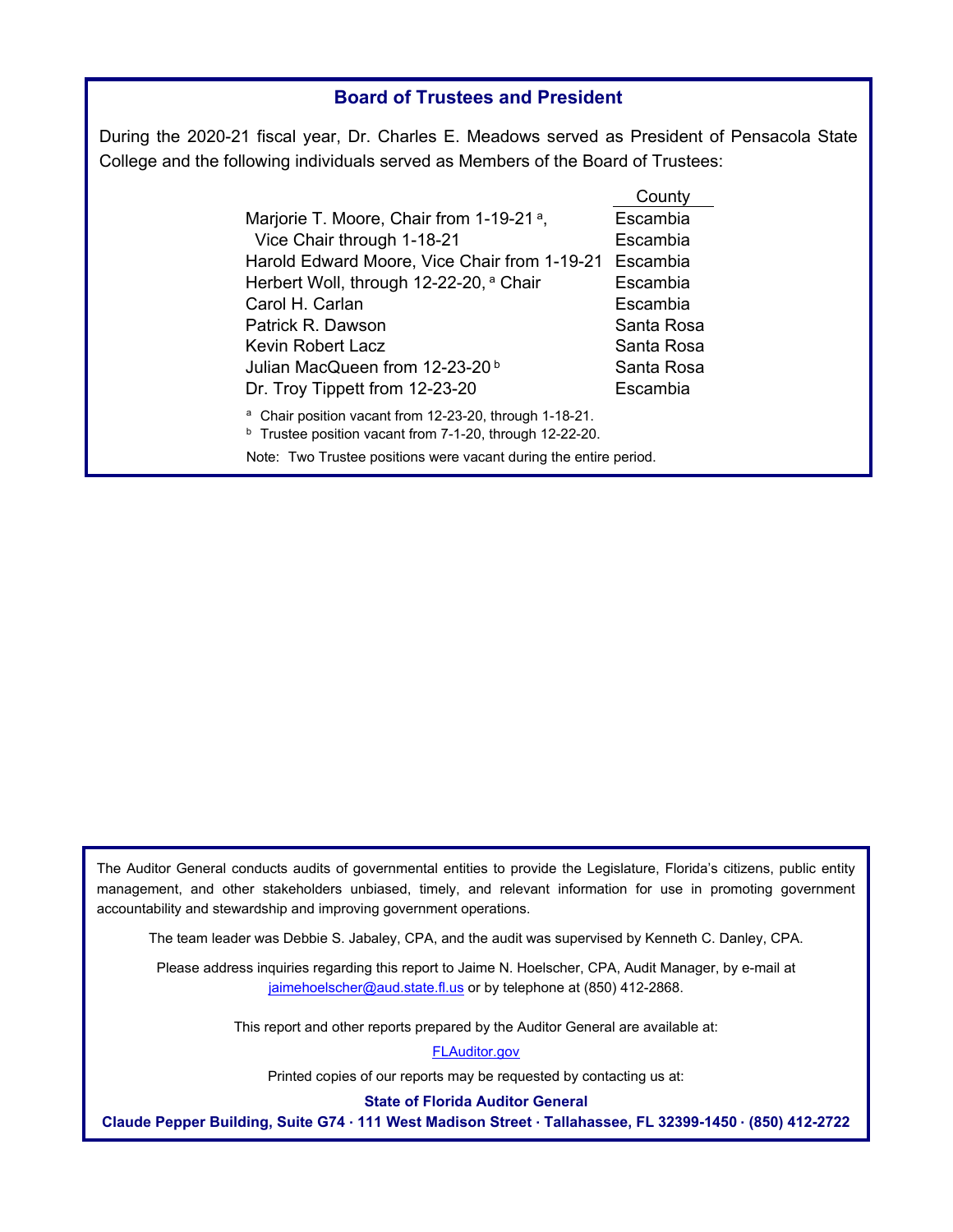## Board of Trustees and President

During the 2020-21 fiscal year, Dr. Charles E. Meadows served as President of Pensacola State College and the following individuals served as Members of the Board of Trustees:

| | County |
|---|---|
| Marjorie T. Moore, Chair from 1-19-21 [a], | Escambia |
| Vice Chair through 1-18-21 | Escambia |
| Harold Edward Moore, Vice Chair from 1-19-21 | Escambia |
| Herbert Woll, through 12-22-20, [a] Chair | Escambia |
| Carol H. Carlan | Escambia |
| Patrick R. Dawson | Santa Rosa |
| Kevin Robert Lacz | Santa Rosa |
| Julian MacQueen from 12-23-20 [b] | Santa Rosa |
| Dr. Troy Tippett from 12-23-20 | Escambia |

[a] Chair position vacant from 12-23-20, through 1-18-21.

[b] Trustee position vacant from 7-1-20, through 12-22-20.

Note: Two Trustee positions were vacant during the entire period.

The Auditor General conducts audits of governmental entities to provide the Legislature, Florida's citizens, public entity management, and other stakeholders unbiased, timely, and relevant information for use in promoting government accountability and stewardship and improving government operations.

The team leader was Debbie S. Jabaley, CPA, and the audit was supervised by Kenneth C. Danley, CPA.

Please address inquiries regarding this report to Jaime N. Hoelscher, CPA, Audit Manager, by e-mail at jaimehoelscher@aud.state.fl.us or by telephone at (850) 412-2868.

This report and other reports prepared by the Auditor General are available at:

FLAuditor.gov

Printed copies of our reports may be requested by contacting us at:

**State of Florida Auditor General**

**Claude Pepper Building, Suite G74 · 111 West Madison Street · Tallahassee, FL 32399-1450 · (850) 412-2722**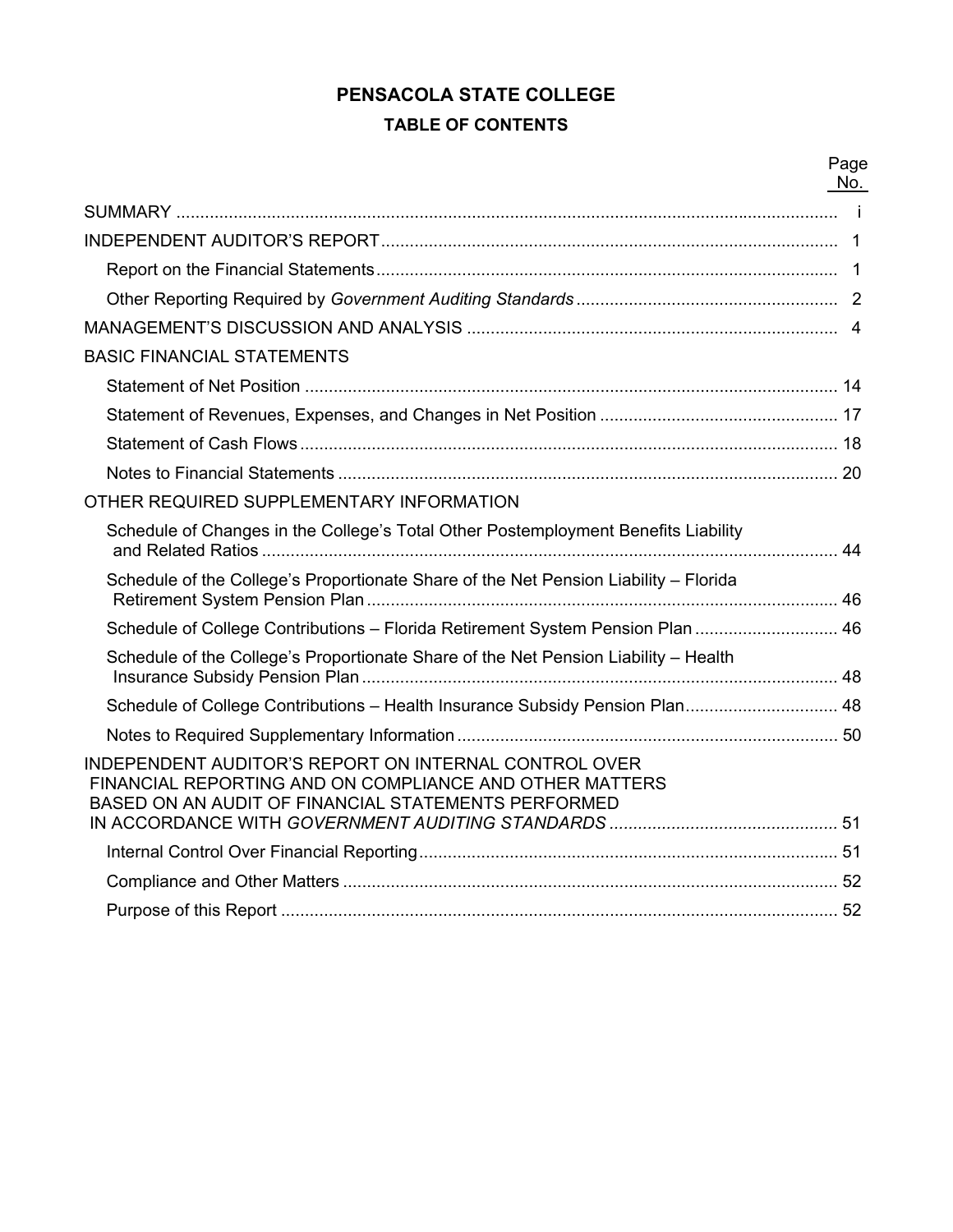# PENSACOLA STATE COLLEGE

## TABLE OF CONTENTS

| | Page No. |
|---|---|
| SUMMARY | i |
| INDEPENDENT AUDITOR'S REPORT | 1 |
| Report on the Financial Statements | 1 |
| Other Reporting Required by *Government Auditing Standards* | 2 |
| MANAGEMENT'S DISCUSSION AND ANALYSIS | 4 |
| BASIC FINANCIAL STATEMENTS | |
| Statement of Net Position | 14 |
| Statement of Revenues, Expenses, and Changes in Net Position | 17 |
| Statement of Cash Flows | 18 |
| Notes to Financial Statements | 20 |
| OTHER REQUIRED SUPPLEMENTARY INFORMATION | |
| Schedule of Changes in the College's Total Other Postemployment Benefits Liability and Related Ratios | 44 |
| Schedule of the College's Proportionate Share of the Net Pension Liability – Florida Retirement System Pension Plan | 46 |
| Schedule of College Contributions – Florida Retirement System Pension Plan | 46 |
| Schedule of the College's Proportionate Share of the Net Pension Liability – Health Insurance Subsidy Pension Plan | 48 |
| Schedule of College Contributions – Health Insurance Subsidy Pension Plan | 48 |
| Notes to Required Supplementary Information | 50 |
| INDEPENDENT AUDITOR'S REPORT ON INTERNAL CONTROL OVER FINANCIAL REPORTING AND ON COMPLIANCE AND OTHER MATTERS BASED ON AN AUDIT OF FINANCIAL STATEMENTS PERFORMED IN ACCORDANCE WITH *GOVERNMENT AUDITING STANDARDS* | 51 |
| Internal Control Over Financial Reporting | 51 |
| Compliance and Other Matters | 52 |
| Purpose of this Report | 52 |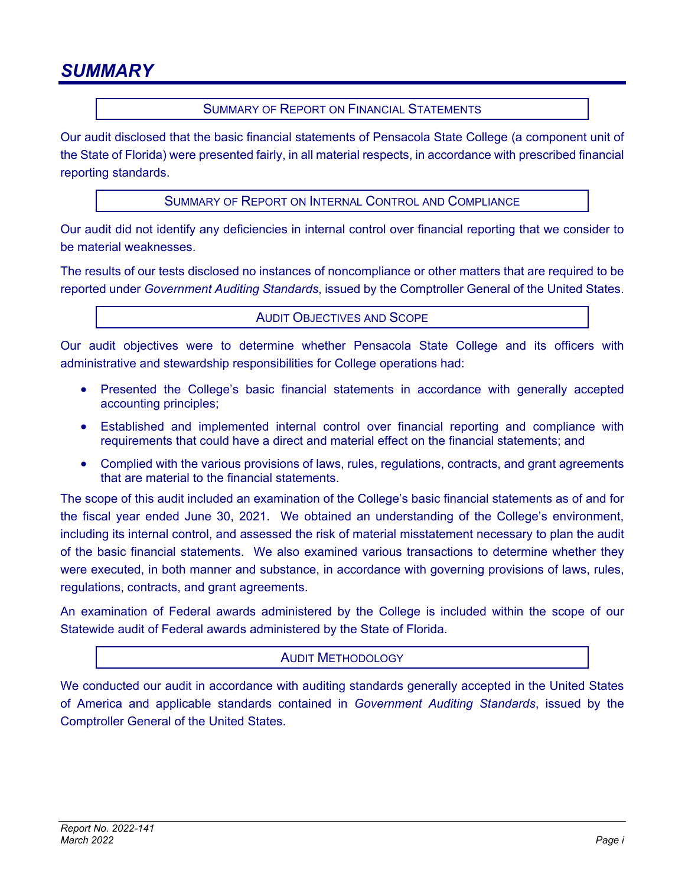# SUMMARY

## SUMMARY OF REPORT ON FINANCIAL STATEMENTS

Our audit disclosed that the basic financial statements of Pensacola State College (a component unit of the State of Florida) were presented fairly, in all material respects, in accordance with prescribed financial reporting standards.

## SUMMARY OF REPORT ON INTERNAL CONTROL AND COMPLIANCE

Our audit did not identify any deficiencies in internal control over financial reporting that we consider to be material weaknesses.

The results of our tests disclosed no instances of noncompliance or other matters that are required to be reported under *Government Auditing Standards*, issued by the Comptroller General of the United States.

## AUDIT OBJECTIVES AND SCOPE

Our audit objectives were to determine whether Pensacola State College and its officers with administrative and stewardship responsibilities for College operations had:

- Presented the College's basic financial statements in accordance with generally accepted accounting principles;
- Established and implemented internal control over financial reporting and compliance with requirements that could have a direct and material effect on the financial statements; and
- Complied with the various provisions of laws, rules, regulations, contracts, and grant agreements that are material to the financial statements.

The scope of this audit included an examination of the College's basic financial statements as of and for the fiscal year ended June 30, 2021. We obtained an understanding of the College's environment, including its internal control, and assessed the risk of material misstatement necessary to plan the audit of the basic financial statements. We also examined various transactions to determine whether they were executed, in both manner and substance, in accordance with governing provisions of laws, rules, regulations, contracts, and grant agreements.

An examination of Federal awards administered by the College is included within the scope of our Statewide audit of Federal awards administered by the State of Florida.

## AUDIT METHODOLOGY

We conducted our audit in accordance with auditing standards generally accepted in the United States of America and applicable standards contained in *Government Auditing Standards*, issued by the Comptroller General of the United States.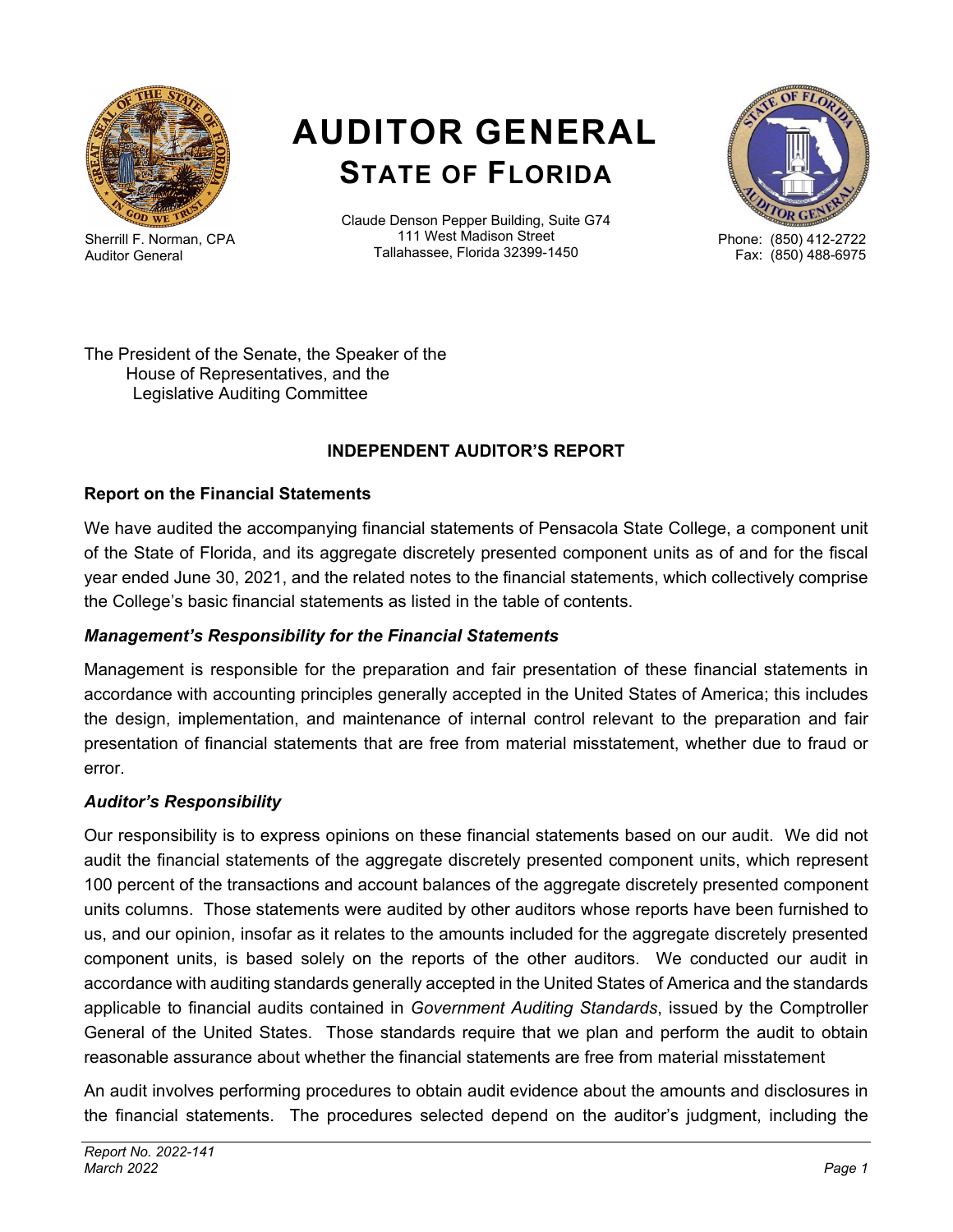# AUDITOR GENERAL
## STATE OF FLORIDA

Sherrill F. Norman, CPA
Auditor General

Claude Denson Pepper Building, Suite G74
111 West Madison Street
Tallahassee, Florida 32399-1450

Phone: (850) 412-2722
Fax: (850) 488-6975

The President of the Senate, the Speaker of the
House of Representatives, and the
Legislative Auditing Committee

### INDEPENDENT AUDITOR'S REPORT

#### Report on the Financial Statements

We have audited the accompanying financial statements of Pensacola State College, a component unit of the State of Florida, and its aggregate discretely presented component units as of and for the fiscal year ended June 30, 2021, and the related notes to the financial statements, which collectively comprise the College's basic financial statements as listed in the table of contents.

***Management's Responsibility for the Financial Statements***

Management is responsible for the preparation and fair presentation of these financial statements in accordance with accounting principles generally accepted in the United States of America; this includes the design, implementation, and maintenance of internal control relevant to the preparation and fair presentation of financial statements that are free from material misstatement, whether due to fraud or error.

***Auditor's Responsibility***

Our responsibility is to express opinions on these financial statements based on our audit. We did not audit the financial statements of the aggregate discretely presented component units, which represent 100 percent of the transactions and account balances of the aggregate discretely presented component units columns. Those statements were audited by other auditors whose reports have been furnished to us, and our opinion, insofar as it relates to the amounts included for the aggregate discretely presented component units, is based solely on the reports of the other auditors. We conducted our audit in accordance with auditing standards generally accepted in the United States of America and the standards applicable to financial audits contained in *Government Auditing Standards*, issued by the Comptroller General of the United States. Those standards require that we plan and perform the audit to obtain reasonable assurance about whether the financial statements are free from material misstatement

An audit involves performing procedures to obtain audit evidence about the amounts and disclosures in the financial statements. The procedures selected depend on the auditor's judgment, including the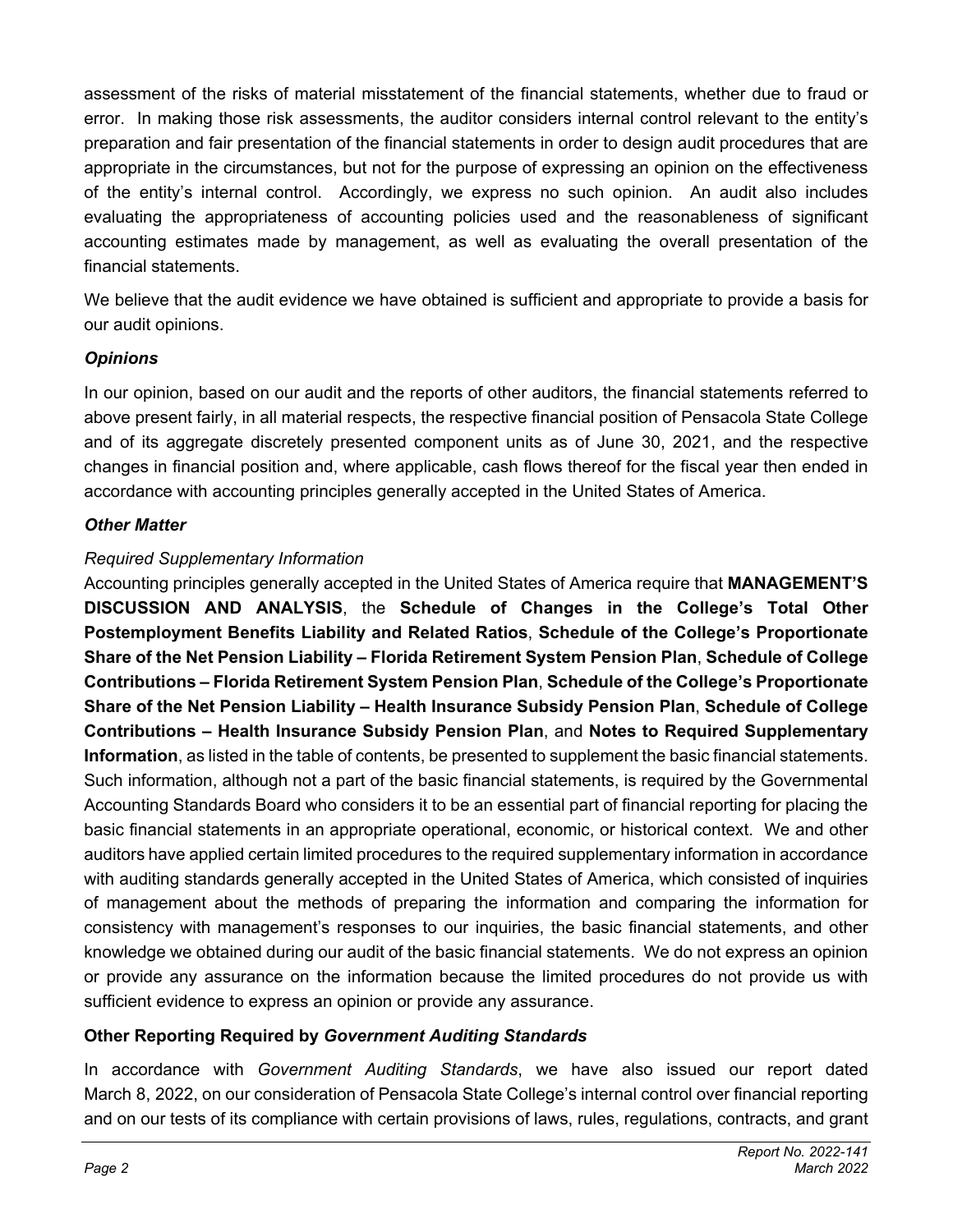assessment of the risks of material misstatement of the financial statements, whether due to fraud or error. In making those risk assessments, the auditor considers internal control relevant to the entity's preparation and fair presentation of the financial statements in order to design audit procedures that are appropriate in the circumstances, but not for the purpose of expressing an opinion on the effectiveness of the entity's internal control. Accordingly, we express no such opinion. An audit also includes evaluating the appropriateness of accounting policies used and the reasonableness of significant accounting estimates made by management, as well as evaluating the overall presentation of the financial statements.

We believe that the audit evidence we have obtained is sufficient and appropriate to provide a basis for our audit opinions.

### *Opinions*

In our opinion, based on our audit and the reports of other auditors, the financial statements referred to above present fairly, in all material respects, the respective financial position of Pensacola State College and of its aggregate discretely presented component units as of June 30, 2021, and the respective changes in financial position and, where applicable, cash flows thereof for the fiscal year then ended in accordance with accounting principles generally accepted in the United States of America.

### *Other Matter*

*Required Supplementary Information*

Accounting principles generally accepted in the United States of America require that **MANAGEMENT'S DISCUSSION AND ANALYSIS**, the **Schedule of Changes in the College's Total Other Postemployment Benefits Liability and Related Ratios**, **Schedule of the College's Proportionate Share of the Net Pension Liability – Florida Retirement System Pension Plan**, **Schedule of College Contributions – Florida Retirement System Pension Plan**, **Schedule of the College's Proportionate Share of the Net Pension Liability – Health Insurance Subsidy Pension Plan**, **Schedule of College Contributions – Health Insurance Subsidy Pension Plan**, and **Notes to Required Supplementary Information**, as listed in the table of contents, be presented to supplement the basic financial statements. Such information, although not a part of the basic financial statements, is required by the Governmental Accounting Standards Board who considers it to be an essential part of financial reporting for placing the basic financial statements in an appropriate operational, economic, or historical context. We and other auditors have applied certain limited procedures to the required supplementary information in accordance with auditing standards generally accepted in the United States of America, which consisted of inquiries of management about the methods of preparing the information and comparing the information for consistency with management's responses to our inquiries, the basic financial statements, and other knowledge we obtained during our audit of the basic financial statements. We do not express an opinion or provide any assurance on the information because the limited procedures do not provide us with sufficient evidence to express an opinion or provide any assurance.

### Other Reporting Required by *Government Auditing Standards*

In accordance with *Government Auditing Standards*, we have also issued our report dated March 8, 2022, on our consideration of Pensacola State College's internal control over financial reporting and on our tests of its compliance with certain provisions of laws, rules, regulations, contracts, and grant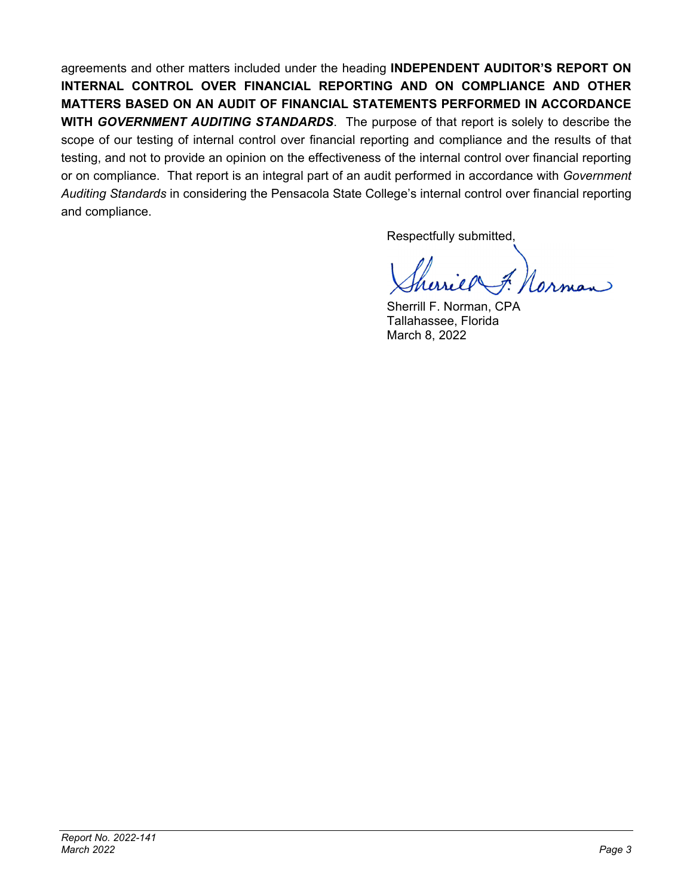agreements and other matters included under the heading **INDEPENDENT AUDITOR'S REPORT ON INTERNAL CONTROL OVER FINANCIAL REPORTING AND ON COMPLIANCE AND OTHER MATTERS BASED ON AN AUDIT OF FINANCIAL STATEMENTS PERFORMED IN ACCORDANCE WITH *GOVERNMENT AUDITING STANDARDS***. The purpose of that report is solely to describe the scope of our testing of internal control over financial reporting and compliance and the results of that testing, and not to provide an opinion on the effectiveness of the internal control over financial reporting or on compliance. That report is an integral part of an audit performed in accordance with *Government Auditing Standards* in considering the Pensacola State College's internal control over financial reporting and compliance.

Respectfully submitted,

Sherrill F. Norman, CPA
Tallahassee, Florida
March 8, 2022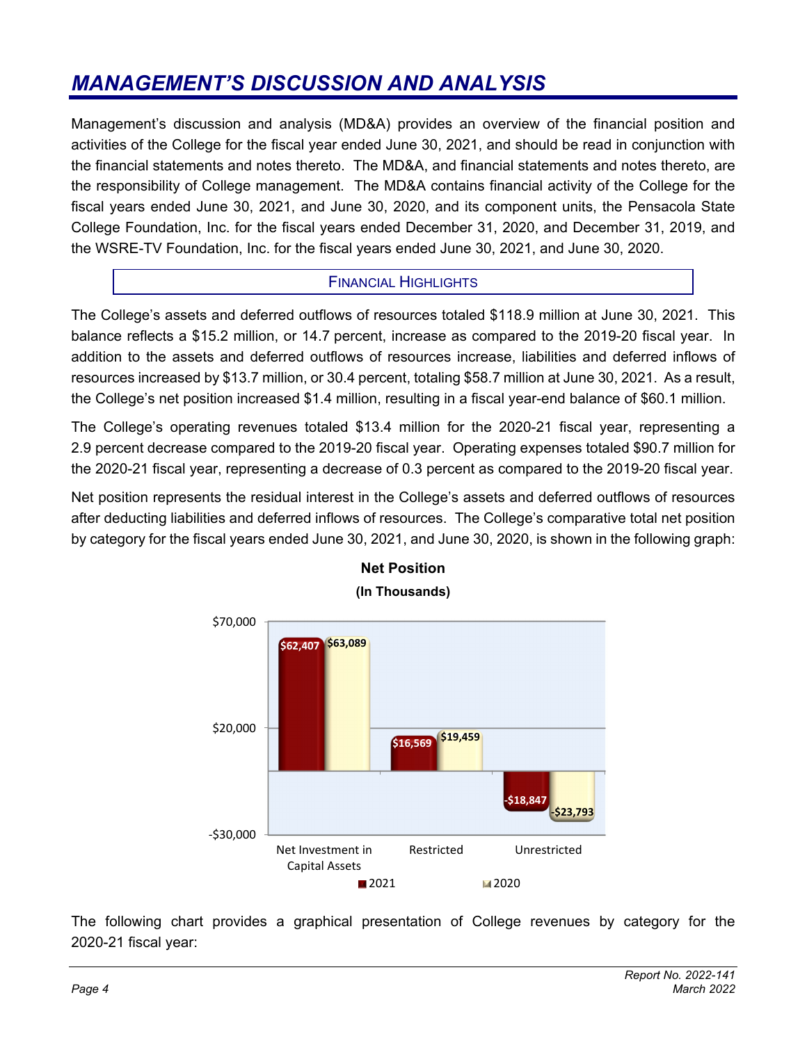# MANAGEMENT'S DISCUSSION AND ANALYSIS

Management's discussion and analysis (MD&A) provides an overview of the financial position and activities of the College for the fiscal year ended June 30, 2021, and should be read in conjunction with the financial statements and notes thereto. The MD&A, and financial statements and notes thereto, are the responsibility of College management. The MD&A contains financial activity of the College for the fiscal years ended June 30, 2021, and June 30, 2020, and its component units, the Pensacola State College Foundation, Inc. for the fiscal years ended December 31, 2020, and December 31, 2019, and the WSRE-TV Foundation, Inc. for the fiscal years ended June 30, 2021, and June 30, 2020.

## FINANCIAL HIGHLIGHTS

The College's assets and deferred outflows of resources totaled $118.9 million at June 30, 2021. This balance reflects a $15.2 million, or 14.7 percent, increase as compared to the 2019-20 fiscal year. In addition to the assets and deferred outflows of resources increase, liabilities and deferred inflows of resources increased by $13.7 million, or 30.4 percent, totaling $58.7 million at June 30, 2021. As a result, the College's net position increased $1.4 million, resulting in a fiscal year-end balance of $60.1 million.

The College's operating revenues totaled $13.4 million for the 2020-21 fiscal year, representing a 2.9 percent decrease compared to the 2019-20 fiscal year. Operating expenses totaled $90.7 million for the 2020-21 fiscal year, representing a decrease of 0.3 percent as compared to the 2019-20 fiscal year.

Net position represents the residual interest in the College's assets and deferred outflows of resources after deducting liabilities and deferred inflows of resources. The College's comparative total net position by category for the fiscal years ended June 30, 2021, and June 30, 2020, is shown in the following graph:

**Net Position**
**(In Thousands)**

| | 2021 | 2020 |
|---|---|---|
| Net Investment in Capital Assets | $62,407 | $63,089 |
| Restricted | $16,569 | $19,459 |
| Unrestricted | -$18,847 | -$23,793 |

The following chart provides a graphical presentation of College revenues by category for the 2020-21 fiscal year: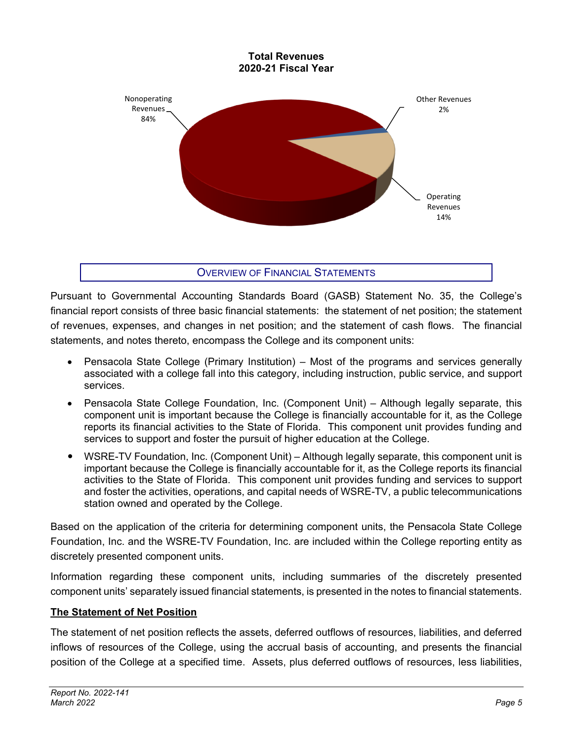**Total Revenues**
**2020-21 Fiscal Year**

Nonoperating Revenues 84%

Other Revenues 2%

Operating Revenues 14%

## Overview of Financial Statements

Pursuant to Governmental Accounting Standards Board (GASB) Statement No. 35, the College's financial report consists of three basic financial statements: the statement of net position; the statement of revenues, expenses, and changes in net position; and the statement of cash flows. The financial statements, and notes thereto, encompass the College and its component units:

- Pensacola State College (Primary Institution) – Most of the programs and services generally associated with a college fall into this category, including instruction, public service, and support services.
- Pensacola State College Foundation, Inc. (Component Unit) – Although legally separate, this component unit is important because the College is financially accountable for it, as the College reports its financial activities to the State of Florida. This component unit provides funding and services to support and foster the pursuit of higher education at the College.
- WSRE-TV Foundation, Inc. (Component Unit) – Although legally separate, this component unit is important because the College is financially accountable for it, as the College reports its financial activities to the State of Florida. This component unit provides funding and services to support and foster the activities, operations, and capital needs of WSRE-TV, a public telecommunications station owned and operated by the College.

Based on the application of the criteria for determining component units, the Pensacola State College Foundation, Inc. and the WSRE-TV Foundation, Inc. are included within the College reporting entity as discretely presented component units.

Information regarding these component units, including summaries of the discretely presented component units' separately issued financial statements, is presented in the notes to financial statements.

### The Statement of Net Position

The statement of net position reflects the assets, deferred outflows of resources, liabilities, and deferred inflows of resources of the College, using the accrual basis of accounting, and presents the financial position of the College at a specified time. Assets, plus deferred outflows of resources, less liabilities,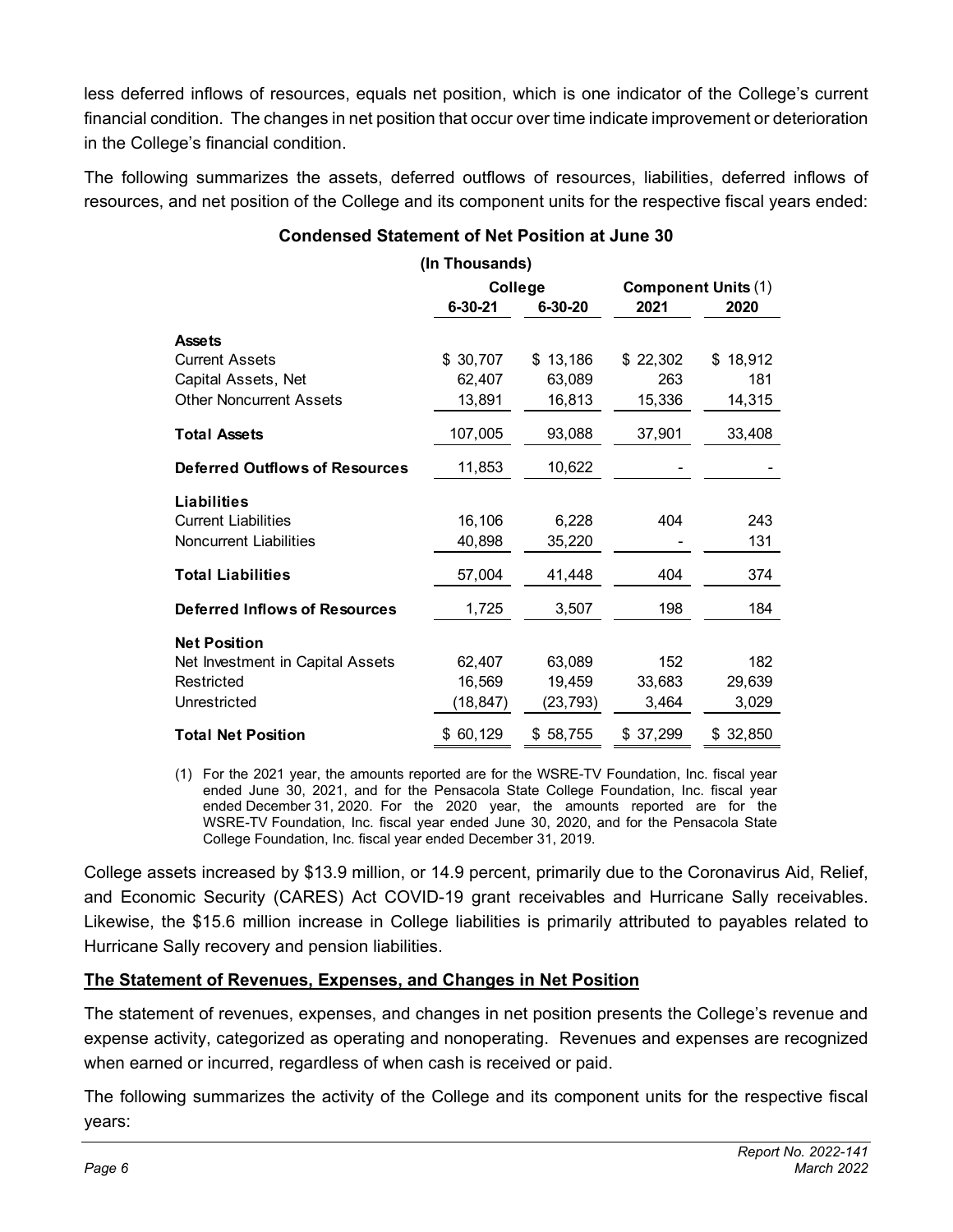less deferred inflows of resources, equals net position, which is one indicator of the College's current financial condition. The changes in net position that occur over time indicate improvement or deterioration in the College's financial condition.

The following summarizes the assets, deferred outflows of resources, liabilities, deferred inflows of resources, and net position of the College and its component units for the respective fiscal years ended:

**Condensed Statement of Net Position at June 30**

**(In Thousands)**

| | College | | Component Units (1) | |
|---|---|---|---|---|
| | 6-30-21 | 6-30-20 | 2021 | 2020 |
| **Assets** | | | | |
| Current Assets | $ 30,707 | $ 13,186 | $ 22,302 | $ 18,912 |
| Capital Assets, Net | 62,407 | 63,089 | 263 | 181 |
| Other Noncurrent Assets | 13,891 | 16,813 | 15,336 | 14,315 |
| **Total Assets** | 107,005 | 93,088 | 37,901 | 33,408 |
| **Deferred Outflows of Resources** | 11,853 | 10,622 | - | - |
| **Liabilities** | | | | |
| Current Liabilities | 16,106 | 6,228 | 404 | 243 |
| Noncurrent Liabilities | 40,898 | 35,220 | - | 131 |
| **Total Liabilities** | 57,004 | 41,448 | 404 | 374 |
| **Deferred Inflows of Resources** | 1,725 | 3,507 | 198 | 184 |
| **Net Position** | | | | |
| Net Investment in Capital Assets | 62,407 | 63,089 | 152 | 182 |
| Restricted | 16,569 | 19,459 | 33,683 | 29,639 |
| Unrestricted | (18,847) | (23,793) | 3,464 | 3,029 |
| **Total Net Position** | $ 60,129 | $ 58,755 | $ 37,299 | $ 32,850 |

(1) For the 2021 year, the amounts reported are for the WSRE-TV Foundation, Inc. fiscal year ended June 30, 2021, and for the Pensacola State College Foundation, Inc. fiscal year ended December 31, 2020. For the 2020 year, the amounts reported are for the WSRE-TV Foundation, Inc. fiscal year ended June 30, 2020, and for the Pensacola State College Foundation, Inc. fiscal year ended December 31, 2019.

College assets increased by $13.9 million, or 14.9 percent, primarily due to the Coronavirus Aid, Relief, and Economic Security (CARES) Act COVID-19 grant receivables and Hurricane Sally receivables. Likewise, the $15.6 million increase in College liabilities is primarily attributed to payables related to Hurricane Sally recovery and pension liabilities.

## The Statement of Revenues, Expenses, and Changes in Net Position

The statement of revenues, expenses, and changes in net position presents the College's revenue and expense activity, categorized as operating and nonoperating. Revenues and expenses are recognized when earned or incurred, regardless of when cash is received or paid.

The following summarizes the activity of the College and its component units for the respective fiscal years: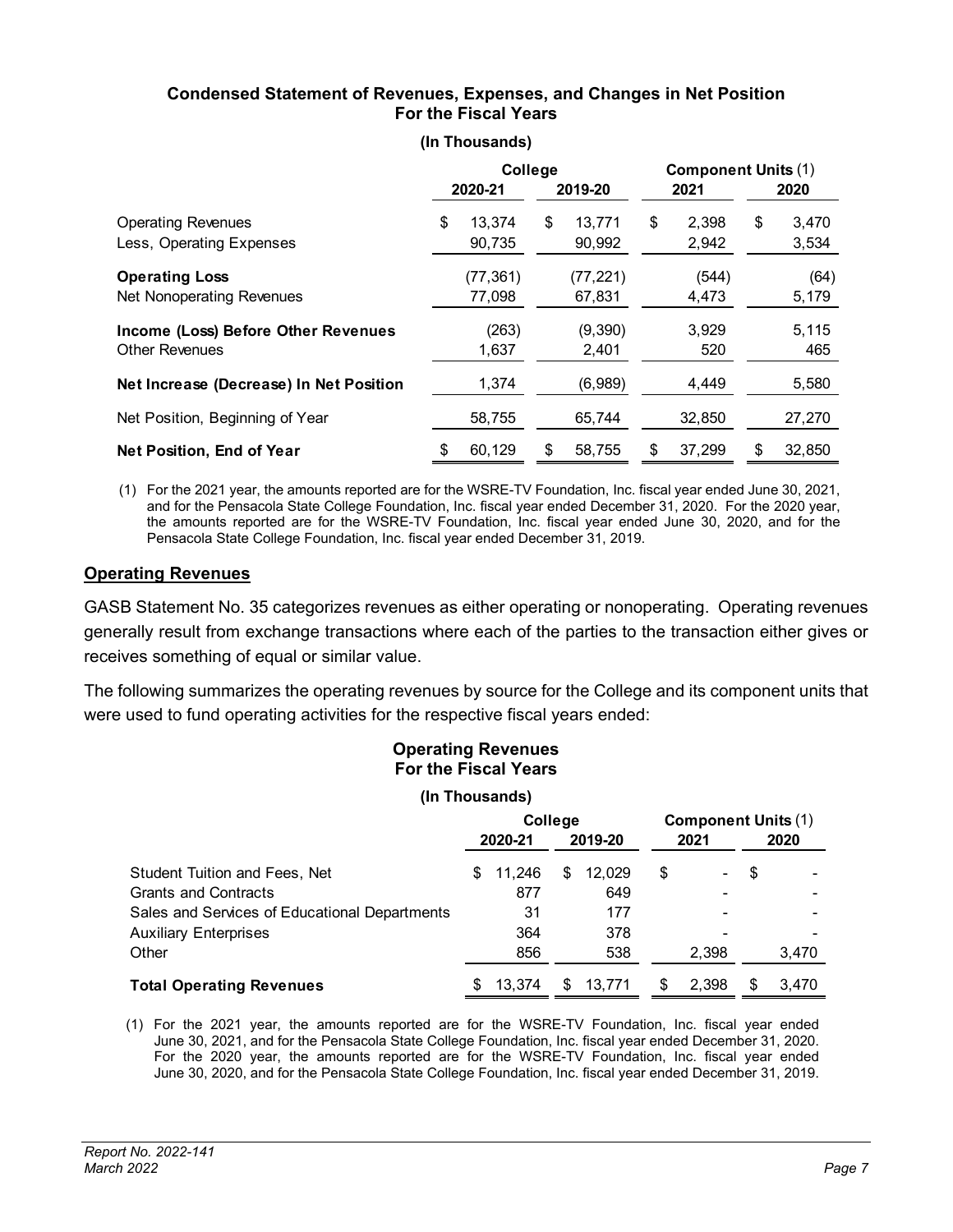**Condensed Statement of Revenues, Expenses, and Changes in Net Position**
**For the Fiscal Years**

**(In Thousands)**

| | College | | Component Units (1) | |
|---|---|---|---|---|
| | **2020-21** | **2019-20** | **2021** | **2020** |
| Operating Revenues | $ 13,374 | $ 13,771 | $ 2,398 | $ 3,470 |
| Less, Operating Expenses | 90,735 | 90,992 | 2,942 | 3,534 |
| **Operating Loss** | (77,361) | (77,221) | (544) | (64) |
| Net Nonoperating Revenues | 77,098 | 67,831 | 4,473 | 5,179 |
| **Income (Loss) Before Other Revenues** | (263) | (9,390) | 3,929 | 5,115 |
| Other Revenues | 1,637 | 2,401 | 520 | 465 |
| **Net Increase (Decrease) In Net Position** | 1,374 | (6,989) | 4,449 | 5,580 |
| Net Position, Beginning of Year | 58,755 | 65,744 | 32,850 | 27,270 |
| **Net Position, End of Year** | $ 60,129 | $ 58,755 | $ 37,299 | $ 32,850 |

(1) For the 2021 year, the amounts reported are for the WSRE-TV Foundation, Inc. fiscal year ended June 30, 2021, and for the Pensacola State College Foundation, Inc. fiscal year ended December 31, 2020. For the 2020 year, the amounts reported are for the WSRE-TV Foundation, Inc. fiscal year ended June 30, 2020, and for the Pensacola State College Foundation, Inc. fiscal year ended December 31, 2019.

## Operating Revenues

GASB Statement No. 35 categorizes revenues as either operating or nonoperating. Operating revenues generally result from exchange transactions where each of the parties to the transaction either gives or receives something of equal or similar value.

The following summarizes the operating revenues by source for the College and its component units that were used to fund operating activities for the respective fiscal years ended:

**Operating Revenues**
**For the Fiscal Years**

**(In Thousands)**

| | College | | Component Units (1) | |
|---|---|---|---|---|
| | **2020-21** | **2019-20** | **2021** | **2020** |
| Student Tuition and Fees, Net | $ 11,246 | $ 12,029 | $ - | $ - |
| Grants and Contracts | 877 | 649 | - | - |
| Sales and Services of Educational Departments | 31 | 177 | - | - |
| Auxiliary Enterprises | 364 | 378 | - | - |
| Other | 856 | 538 | 2,398 | 3,470 |
| **Total Operating Revenues** | $ 13,374 | $ 13,771 | $ 2,398 | $ 3,470 |

(1) For the 2021 year, the amounts reported are for the WSRE-TV Foundation, Inc. fiscal year ended June 30, 2021, and for the Pensacola State College Foundation, Inc. fiscal year ended December 31, 2020. For the 2020 year, the amounts reported are for the WSRE-TV Foundation, Inc. fiscal year ended June 30, 2020, and for the Pensacola State College Foundation, Inc. fiscal year ended December 31, 2019.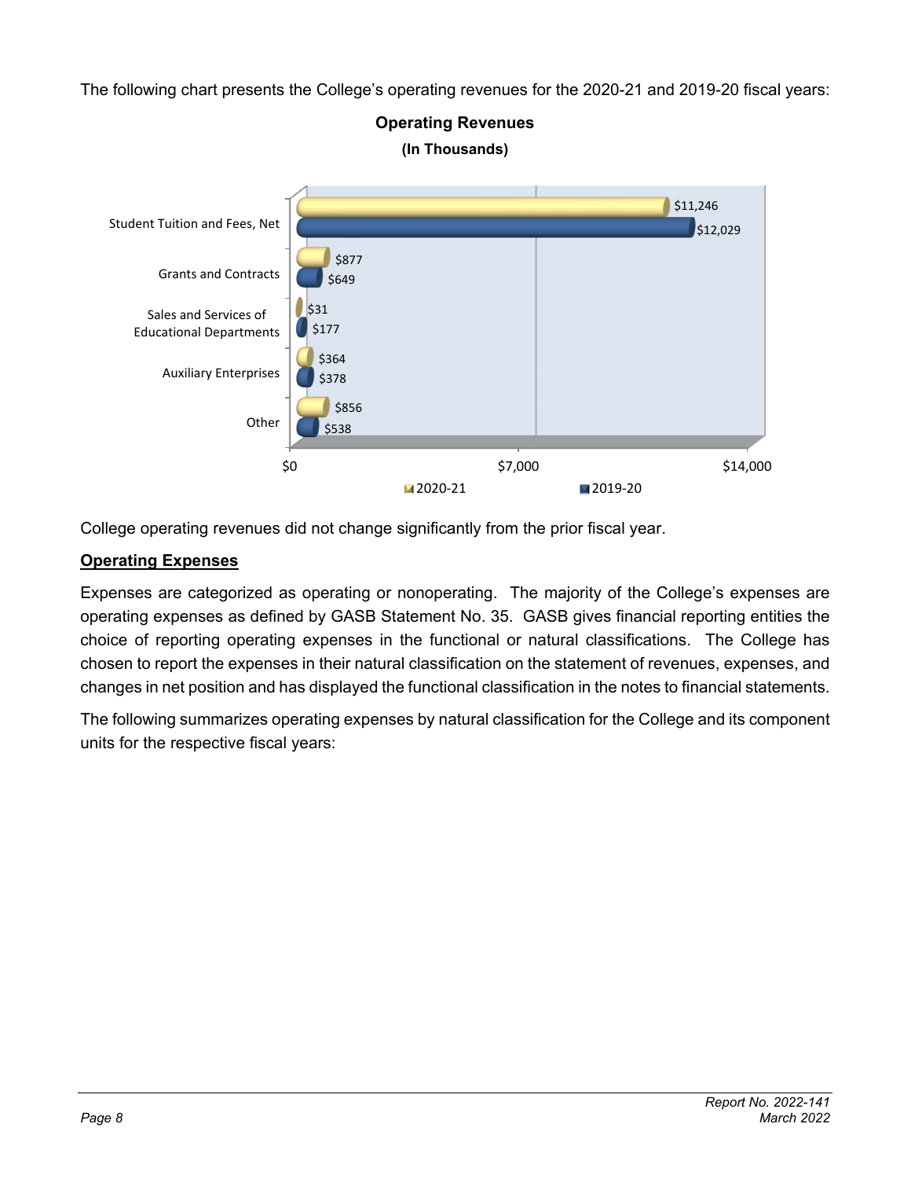The following chart presents the College's operating revenues for the 2020-21 and 2019-20 fiscal years:

**Operating Revenues**
**(In Thousands)**

| | 2020-21 | 2019-20 |
|---|---|---|
| Student Tuition and Fees, Net | $11,246 | $12,029 |
| Grants and Contracts | $877 | $649 |
| Sales and Services of Educational Departments | $31 | $177 |
| Auxiliary Enterprises | $364 | $378 |
| Other | $856 | $538 |

College operating revenues did not change significantly from the prior fiscal year.

## Operating Expenses

Expenses are categorized as operating or nonoperating. The majority of the College's expenses are operating expenses as defined by GASB Statement No. 35. GASB gives financial reporting entities the choice of reporting operating expenses in the functional or natural classifications. The College has chosen to report the expenses in their natural classification on the statement of revenues, expenses, and changes in net position and has displayed the functional classification in the notes to financial statements.

The following summarizes operating expenses by natural classification for the College and its component units for the respective fiscal years: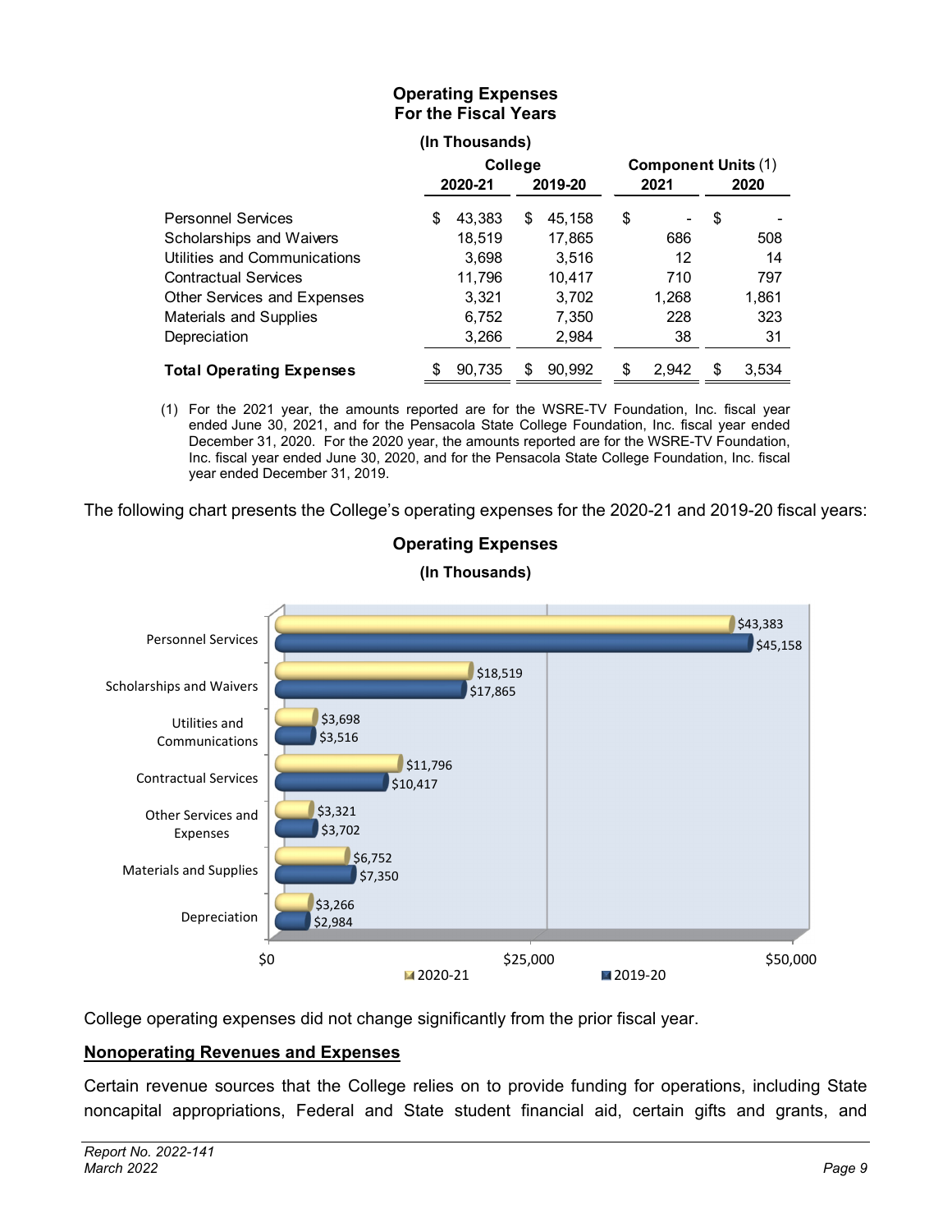**Operating Expenses**
**For the Fiscal Years**
**(In Thousands)**

| | College | | Component Units (1) | |
|---|---|---|---|---|
| | **2020-21** | **2019-20** | **2021** | **2020** |
| Personnel Services | $ 43,383 | $ 45,158 | $ - | $ - |
| Scholarships and Waivers | 18,519 | 17,865 | 686 | 508 |
| Utilities and Communications | 3,698 | 3,516 | 12 | 14 |
| Contractual Services | 11,796 | 10,417 | 710 | 797 |
| Other Services and Expenses | 3,321 | 3,702 | 1,268 | 1,861 |
| Materials and Supplies | 6,752 | 7,350 | 228 | 323 |
| Depreciation | 3,266 | 2,984 | 38 | 31 |
| **Total Operating Expenses** | $ 90,735 | $ 90,992 | $ 2,942 | $ 3,534 |

(1) For the 2021 year, the amounts reported are for the WSRE-TV Foundation, Inc. fiscal year ended June 30, 2021, and for the Pensacola State College Foundation, Inc. fiscal year ended December 31, 2020. For the 2020 year, the amounts reported are for the WSRE-TV Foundation, Inc. fiscal year ended June 30, 2020, and for the Pensacola State College Foundation, Inc. fiscal year ended December 31, 2019.

The following chart presents the College's operating expenses for the 2020-21 and 2019-20 fiscal years:

**Operating Expenses**
**(In Thousands)**

| | 2020-21 | 2019-20 |
|---|---|---|
| Personnel Services | $43,383 | $45,158 |
| Scholarships and Waivers | $18,519 | $17,865 |
| Utilities and Communications | $3,698 | $3,516 |
| Contractual Services | $11,796 | $10,417 |
| Other Services and Expenses | $3,321 | $3,702 |
| Materials and Supplies | $6,752 | $7,350 |
| Depreciation | $3,266 | $2,984 |

College operating expenses did not change significantly from the prior fiscal year.

## Nonoperating Revenues and Expenses

Certain revenue sources that the College relies on to provide funding for operations, including State noncapital appropriations, Federal and State student financial aid, certain gifts and grants, and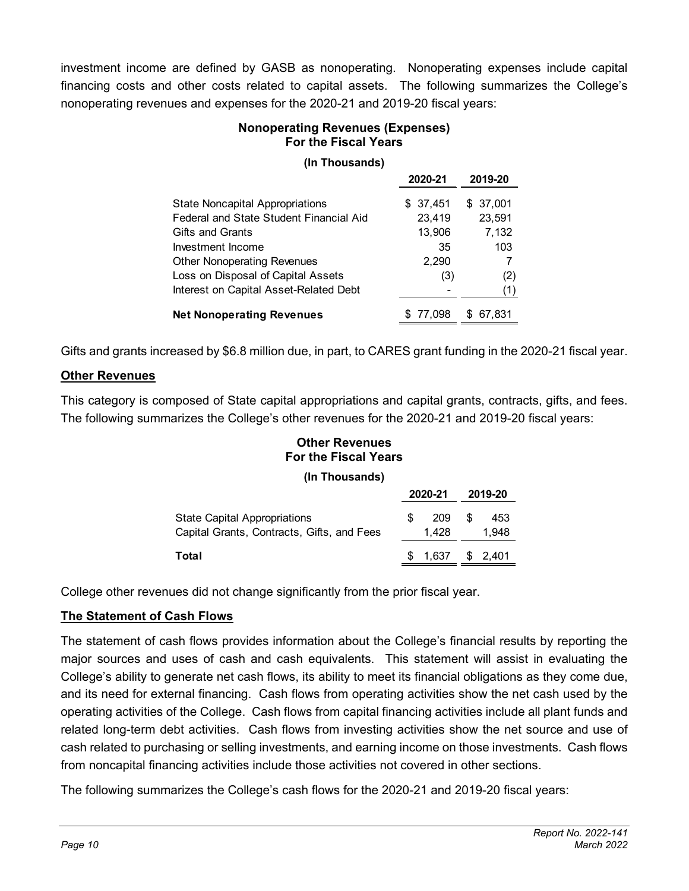investment income are defined by GASB as nonoperating. Nonoperating expenses include capital financing costs and other costs related to capital assets. The following summarizes the College's nonoperating revenues and expenses for the 2020-21 and 2019-20 fiscal years:

**Nonoperating Revenues (Expenses)**
**For the Fiscal Years**

**(In Thousands)**

| | 2020-21 | 2019-20 |
|---|---|---|
| State Noncapital Appropriations | $ 37,451 | $ 37,001 |
| Federal and State Student Financial Aid | 23,419 | 23,591 |
| Gifts and Grants | 13,906 | 7,132 |
| Investment Income | 35 | 103 |
| Other Nonoperating Revenues | 2,290 | 7 |
| Loss on Disposal of Capital Assets | (3) | (2) |
| Interest on Capital Asset-Related Debt | - | (1) |
| **Net Nonoperating Revenues** | $ 77,098 | $ 67,831 |

Gifts and grants increased by $6.8 million due, in part, to CARES grant funding in the 2020-21 fiscal year.

**Other Revenues**

This category is composed of State capital appropriations and capital grants, contracts, gifts, and fees. The following summarizes the College's other revenues for the 2020-21 and 2019-20 fiscal years:

**Other Revenues**
**For the Fiscal Years**

**(In Thousands)**

| | 2020-21 | 2019-20 |
|---|---|---|
| State Capital Appropriations | $ 209 | $ 453 |
| Capital Grants, Contracts, Gifts, and Fees | 1,428 | 1,948 |
| **Total** | $ 1,637 | $ 2,401 |

College other revenues did not change significantly from the prior fiscal year.

**The Statement of Cash Flows**

The statement of cash flows provides information about the College's financial results by reporting the major sources and uses of cash and cash equivalents. This statement will assist in evaluating the College's ability to generate net cash flows, its ability to meet its financial obligations as they come due, and its need for external financing. Cash flows from operating activities show the net cash used by the operating activities of the College. Cash flows from capital financing activities include all plant funds and related long-term debt activities. Cash flows from investing activities show the net source and use of cash related to purchasing or selling investments, and earning income on those investments. Cash flows from noncapital financing activities include those activities not covered in other sections.

The following summarizes the College's cash flows for the 2020-21 and 2019-20 fiscal years: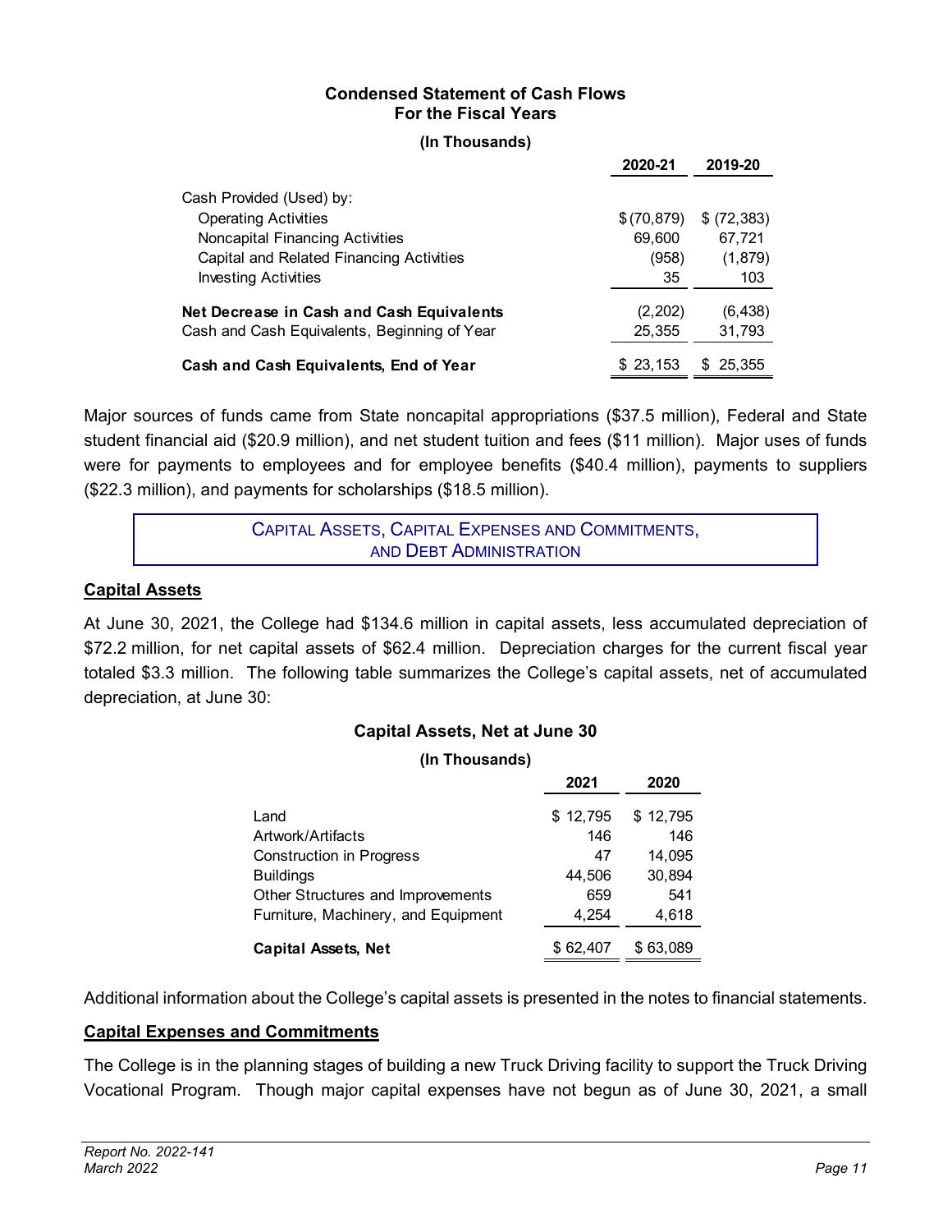**Condensed Statement of Cash Flows**
**For the Fiscal Years**

**(In Thousands)**

| | 2020-21 | 2019-20 |
|---|---|---|
| Cash Provided (Used) by: | | |
| Operating Activities | $ (70,879) | $ (72,383) |
| Noncapital Financing Activities | 69,600 | 67,721 |
| Capital and Related Financing Activities | (958) | (1,879) |
| Investing Activities | 35 | 103 |
| **Net Decrease in Cash and Cash Equivalents** | (2,202) | (6,438) |
| Cash and Cash Equivalents, Beginning of Year | 25,355 | 31,793 |
| **Cash and Cash Equivalents, End of Year** | $ 23,153 | $ 25,355 |

Major sources of funds came from State noncapital appropriations ($37.5 million), Federal and State student financial aid ($20.9 million), and net student tuition and fees ($11 million). Major uses of funds were for payments to employees and for employee benefits ($40.4 million), payments to suppliers ($22.3 million), and payments for scholarships ($18.5 million).

## Capital Assets, Capital Expenses and Commitments, and Debt Administration

### Capital Assets

At June 30, 2021, the College had $134.6 million in capital assets, less accumulated depreciation of $72.2 million, for net capital assets of $62.4 million. Depreciation charges for the current fiscal year totaled $3.3 million. The following table summarizes the College's capital assets, net of accumulated depreciation, at June 30:

**Capital Assets, Net at June 30**

**(In Thousands)**

| | 2021 | 2020 |
|---|---|---|
| Land | $ 12,795 | $ 12,795 |
| Artwork/Artifacts | 146 | 146 |
| Construction in Progress | 47 | 14,095 |
| Buildings | 44,506 | 30,894 |
| Other Structures and Improvements | 659 | 541 |
| Furniture, Machinery, and Equipment | 4,254 | 4,618 |
| **Capital Assets, Net** | $ 62,407 | $ 63,089 |

Additional information about the College's capital assets is presented in the notes to financial statements.

### Capital Expenses and Commitments

The College is in the planning stages of building a new Truck Driving facility to support the Truck Driving Vocational Program. Though major capital expenses have not begun as of June 30, 2021, a small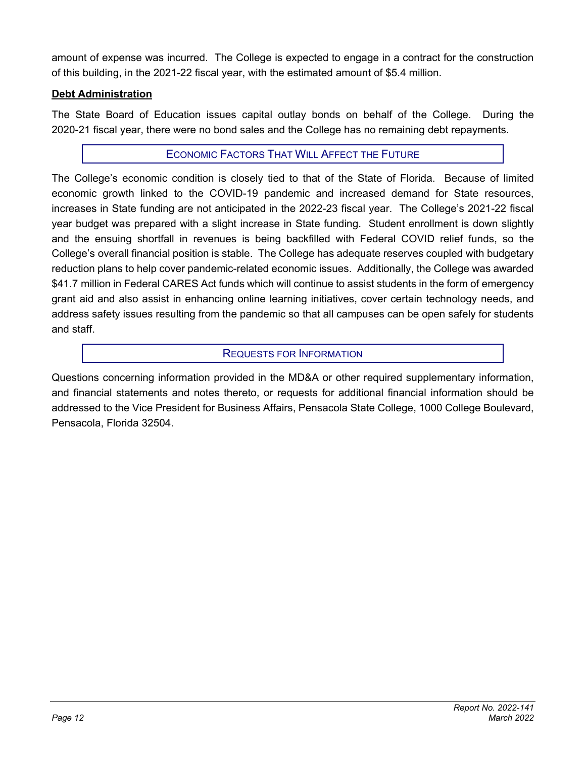amount of expense was incurred. The College is expected to engage in a contract for the construction of this building, in the 2021-22 fiscal year, with the estimated amount of $5.4 million.

**Debt Administration**

The State Board of Education issues capital outlay bonds on behalf of the College. During the 2020-21 fiscal year, there were no bond sales and the College has no remaining debt repayments.

## ECONOMIC FACTORS THAT WILL AFFECT THE FUTURE

The College's economic condition is closely tied to that of the State of Florida. Because of limited economic growth linked to the COVID-19 pandemic and increased demand for State resources, increases in State funding are not anticipated in the 2022-23 fiscal year. The College's 2021-22 fiscal year budget was prepared with a slight increase in State funding. Student enrollment is down slightly and the ensuing shortfall in revenues is being backfilled with Federal COVID relief funds, so the College's overall financial position is stable. The College has adequate reserves coupled with budgetary reduction plans to help cover pandemic-related economic issues. Additionally, the College was awarded $41.7 million in Federal CARES Act funds which will continue to assist students in the form of emergency grant aid and also assist in enhancing online learning initiatives, cover certain technology needs, and address safety issues resulting from the pandemic so that all campuses can be open safely for students and staff.

## REQUESTS FOR INFORMATION

Questions concerning information provided in the MD&A or other required supplementary information, and financial statements and notes thereto, or requests for additional financial information should be addressed to the Vice President for Business Affairs, Pensacola State College, 1000 College Boulevard, Pensacola, Florida 32504.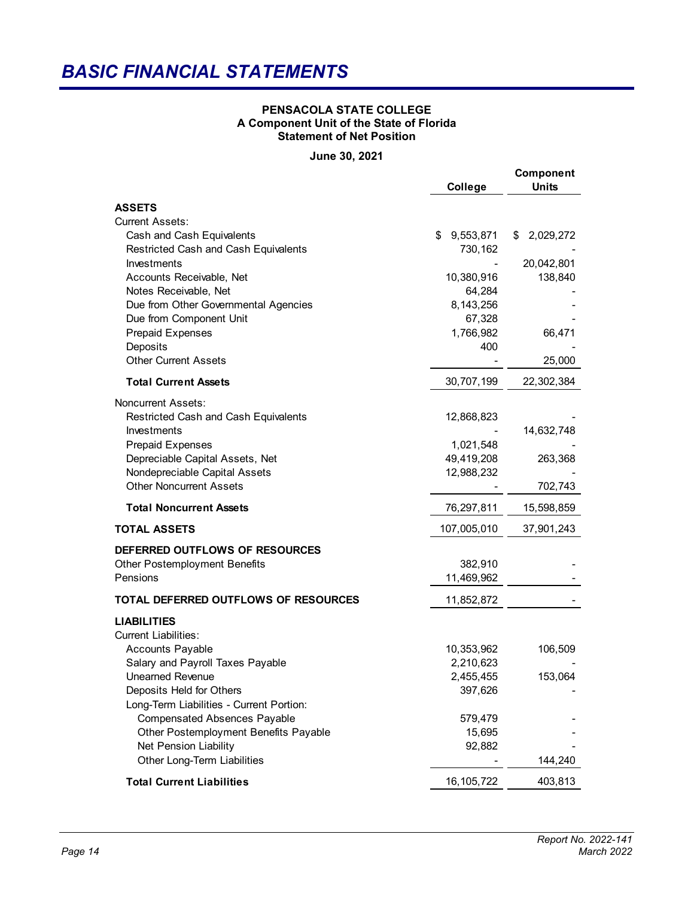# BASIC FINANCIAL STATEMENTS

**PENSACOLA STATE COLLEGE**
**A Component Unit of the State of Florida**
**Statement of Net Position**

**June 30, 2021**

| | College | Component Units |
|---|---:|---:|
| **ASSETS** | | |
| Current Assets: | | |
| Cash and Cash Equivalents | $ 9,553,871 | $ 2,029,272 |
| Restricted Cash and Cash Equivalents | 730,162 | - |
| Investments | - | 20,042,801 |
| Accounts Receivable, Net | 10,380,916 | 138,840 |
| Notes Receivable, Net | 64,284 | - |
| Due from Other Governmental Agencies | 8,143,256 | - |
| Due from Component Unit | 67,328 | - |
| Prepaid Expenses | 1,766,982 | 66,471 |
| Deposits | 400 | - |
| Other Current Assets | - | 25,000 |
| **Total Current Assets** | 30,707,199 | 22,302,384 |
| Noncurrent Assets: | | |
| Restricted Cash and Cash Equivalents | 12,868,823 | - |
| Investments | - | 14,632,748 |
| Prepaid Expenses | 1,021,548 | - |
| Depreciable Capital Assets, Net | 49,419,208 | 263,368 |
| Nondepreciable Capital Assets | 12,988,232 | - |
| Other Noncurrent Assets | - | 702,743 |
| **Total Noncurrent Assets** | 76,297,811 | 15,598,859 |
| **TOTAL ASSETS** | 107,005,010 | 37,901,243 |
| **DEFERRED OUTFLOWS OF RESOURCES** | | |
| Other Postemployment Benefits | 382,910 | - |
| Pensions | 11,469,962 | - |
| **TOTAL DEFERRED OUTFLOWS OF RESOURCES** | 11,852,872 | - |
| **LIABILITIES** | | |
| Current Liabilities: | | |
| Accounts Payable | 10,353,962 | 106,509 |
| Salary and Payroll Taxes Payable | 2,210,623 | - |
| Unearned Revenue | 2,455,455 | 153,064 |
| Deposits Held for Others | 397,626 | - |
| Long-Term Liabilities - Current Portion: | | |
| Compensated Absences Payable | 579,479 | - |
| Other Postemployment Benefits Payable | 15,695 | - |
| Net Pension Liability | 92,882 | - |
| Other Long-Term Liabilities | - | 144,240 |
| **Total Current Liabilities** | 16,105,722 | 403,813 |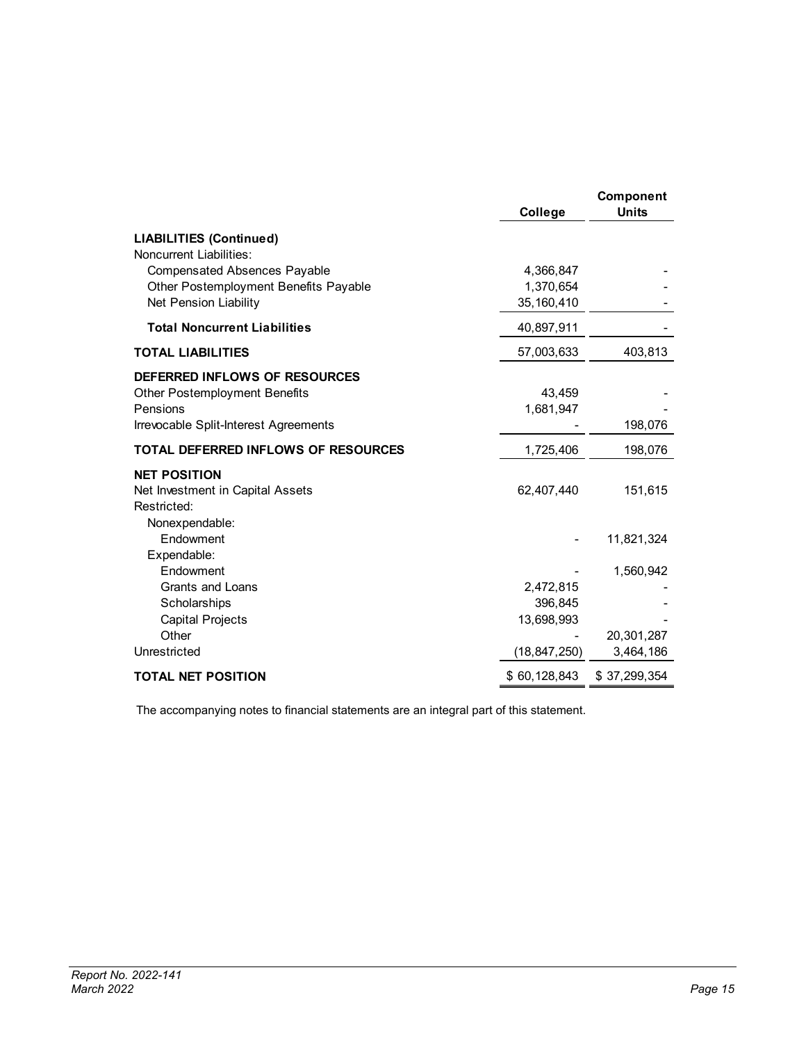| | College | Component Units |
|---|---|---|
| **LIABILITIES (Continued)** | | |
| Noncurrent Liabilities: | | |
| Compensated Absences Payable | 4,366,847 | - |
| Other Postemployment Benefits Payable | 1,370,654 | - |
| Net Pension Liability | 35,160,410 | - |
| **Total Noncurrent Liabilities** | 40,897,911 | - |
| **TOTAL LIABILITIES** | 57,003,633 | 403,813 |
| **DEFERRED INFLOWS OF RESOURCES** | | |
| Other Postemployment Benefits | 43,459 | - |
| Pensions | 1,681,947 | - |
| Irrevocable Split-Interest Agreements | - | 198,076 |
| **TOTAL DEFERRED INFLOWS OF RESOURCES** | 1,725,406 | 198,076 |
| **NET POSITION** | | |
| Net Investment in Capital Assets | 62,407,440 | 151,615 |
| Restricted: | | |
| Nonexpendable: | | |
| Endowment | - | 11,821,324 |
| Expendable: | | |
| Endowment | - | 1,560,942 |
| Grants and Loans | 2,472,815 | - |
| Scholarships | 396,845 | - |
| Capital Projects | 13,698,993 | - |
| Other | - | 20,301,287 |
| Unrestricted | (18,847,250) | 3,464,186 |
| **TOTAL NET POSITION** | $ 60,128,843 | $ 37,299,354 |

The accompanying notes to financial statements are an integral part of this statement.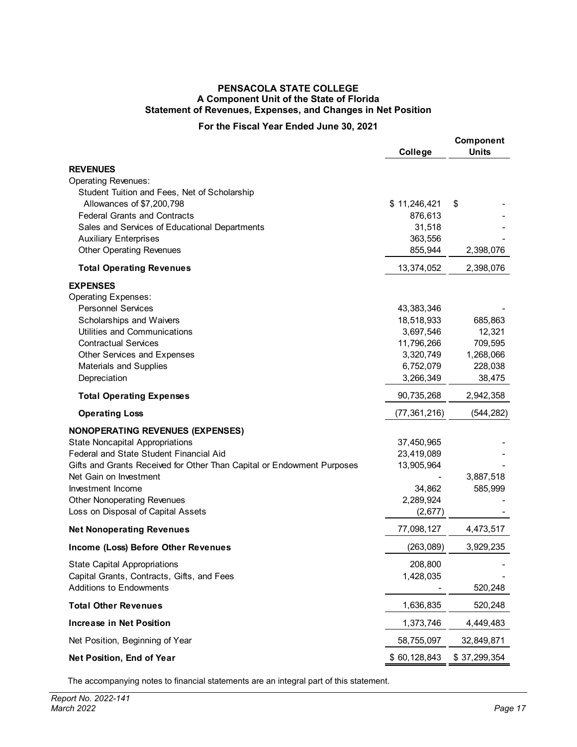# PENSACOLA STATE COLLEGE
## A Component Unit of the State of Florida
## Statement of Revenues, Expenses, and Changes in Net Position

### For the Fiscal Year Ended June 30, 2021

| | College | Component Units |
|---|---|---|
| **REVENUES** | | |
| Operating Revenues: | | |
| Student Tuition and Fees, Net of Scholarship Allowances of $7,200,798 | $ 11,246,421 | $ - |
| Federal Grants and Contracts | 876,613 | - |
| Sales and Services of Educational Departments | 31,518 | - |
| Auxiliary Enterprises | 363,556 | - |
| Other Operating Revenues | 855,944 | 2,398,076 |
| **Total Operating Revenues** | 13,374,052 | 2,398,076 |
| **EXPENSES** | | |
| Operating Expenses: | | |
| Personnel Services | 43,383,346 | - |
| Scholarships and Waivers | 18,518,933 | 685,863 |
| Utilities and Communications | 3,697,546 | 12,321 |
| Contractual Services | 11,796,266 | 709,595 |
| Other Services and Expenses | 3,320,749 | 1,268,066 |
| Materials and Supplies | 6,752,079 | 228,038 |
| Depreciation | 3,266,349 | 38,475 |
| **Total Operating Expenses** | 90,735,268 | 2,942,358 |
| **Operating Loss** | (77,361,216) | (544,282) |
| **NONOPERATING REVENUES (EXPENSES)** | | |
| State Noncapital Appropriations | 37,450,965 | - |
| Federal and State Student Financial Aid | 23,419,089 | - |
| Gifts and Grants Received for Other Than Capital or Endowment Purposes | 13,905,964 | - |
| Net Gain on Investment | - | 3,887,518 |
| Investment Income | 34,862 | 585,999 |
| Other Nonoperating Revenues | 2,289,924 | - |
| Loss on Disposal of Capital Assets | (2,677) | - |
| **Net Nonoperating Revenues** | 77,098,127 | 4,473,517 |
| **Income (Loss) Before Other Revenues** | (263,089) | 3,929,235 |
| State Capital Appropriations | 208,800 | - |
| Capital Grants, Contracts, Gifts, and Fees | 1,428,035 | - |
| Additions to Endowments | - | 520,248 |
| **Total Other Revenues** | 1,636,835 | 520,248 |
| **Increase in Net Position** | 1,373,746 | 4,449,483 |
| Net Position, Beginning of Year | 58,755,097 | 32,849,871 |
| **Net Position, End of Year** | $ 60,128,843 | $ 37,299,354 |

The accompanying notes to financial statements are an integral part of this statement.

*Report No. 2022-141*
*March 2022*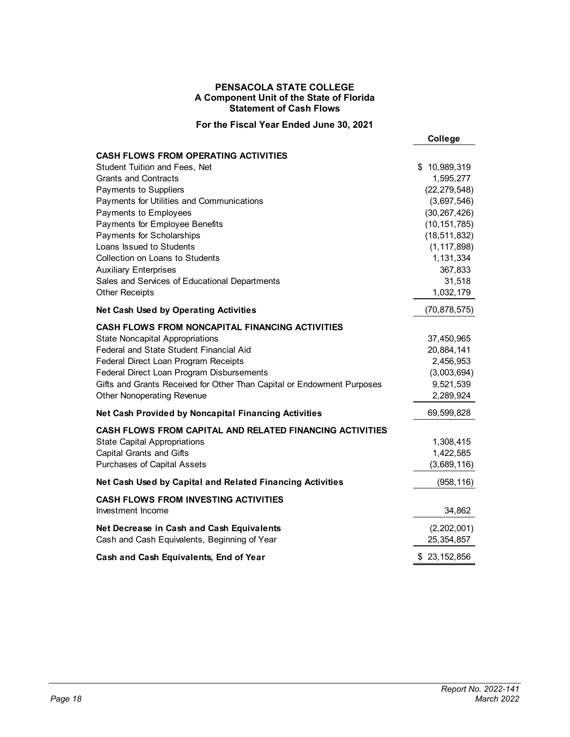**PENSACOLA STATE COLLEGE**
**A Component Unit of the State of Florida**
**Statement of Cash Flows**

**For the Fiscal Year Ended June 30, 2021**

| | College |
|---|---|
| **CASH FLOWS FROM OPERATING ACTIVITIES** | |
| Student Tuition and Fees, Net | $ 10,989,319 |
| Grants and Contracts | 1,595,277 |
| Payments to Suppliers | (22,279,548) |
| Payments for Utilities and Communications | (3,697,546) |
| Payments to Employees | (30,267,426) |
| Payments for Employee Benefits | (10,151,785) |
| Payments for Scholarships | (18,511,832) |
| Loans Issued to Students | (1,117,898) |
| Collection on Loans to Students | 1,131,334 |
| Auxiliary Enterprises | 367,833 |
| Sales and Services of Educational Departments | 31,518 |
| Other Receipts | 1,032,179 |
| **Net Cash Used by Operating Activities** | (70,878,575) |
| **CASH FLOWS FROM NONCAPITAL FINANCING ACTIVITIES** | |
| State Noncapital Appropriations | 37,450,965 |
| Federal and State Student Financial Aid | 20,884,141 |
| Federal Direct Loan Program Receipts | 2,456,953 |
| Federal Direct Loan Program Disbursements | (3,003,694) |
| Gifts and Grants Received for Other Than Capital or Endowment Purposes | 9,521,539 |
| Other Nonoperating Revenue | 2,289,924 |
| **Net Cash Provided by Noncapital Financing Activities** | 69,599,828 |
| **CASH FLOWS FROM CAPITAL AND RELATED FINANCING ACTIVITIES** | |
| State Capital Appropriations | 1,308,415 |
| Capital Grants and Gifts | 1,422,585 |
| Purchases of Capital Assets | (3,689,116) |
| **Net Cash Used by Capital and Related Financing Activities** | (958,116) |
| **CASH FLOWS FROM INVESTING ACTIVITIES** | |
| Investment Income | 34,862 |
| **Net Decrease in Cash and Cash Equivalents** | (2,202,001) |
| Cash and Cash Equivalents, Beginning of Year | 25,354,857 |
| **Cash and Cash Equivalents, End of Year** | $ 23,152,856 |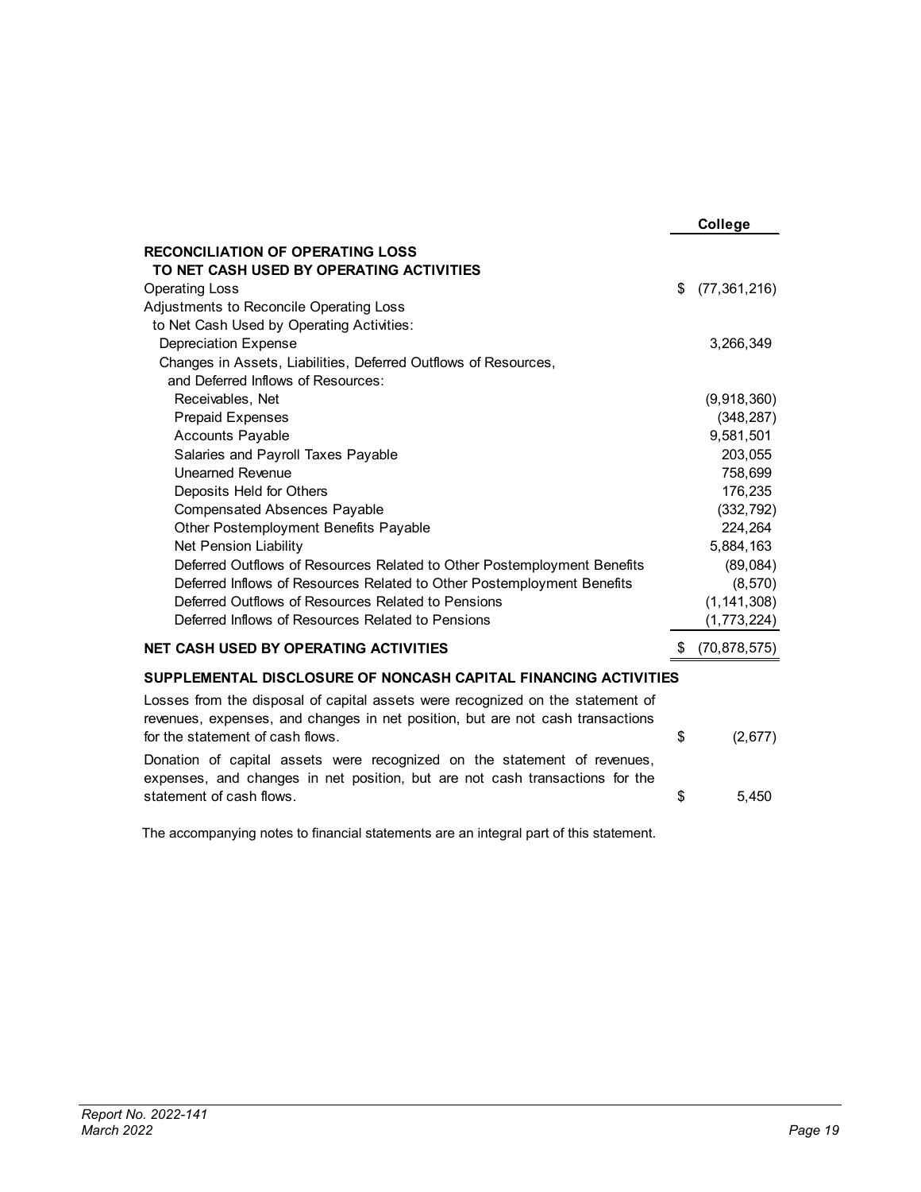| | College |
|---|---|
| **RECONCILIATION OF OPERATING LOSS TO NET CASH USED BY OPERATING ACTIVITIES** | |
| Operating Loss | $ (77,361,216) |
| Adjustments to Reconcile Operating Loss to Net Cash Used by Operating Activities: | |
| Depreciation Expense | 3,266,349 |
| Changes in Assets, Liabilities, Deferred Outflows of Resources, and Deferred Inflows of Resources: | |
| Receivables, Net | (9,918,360) |
| Prepaid Expenses | (348,287) |
| Accounts Payable | 9,581,501 |
| Salaries and Payroll Taxes Payable | 203,055 |
| Unearned Revenue | 758,699 |
| Deposits Held for Others | 176,235 |
| Compensated Absences Payable | (332,792) |
| Other Postemployment Benefits Payable | 224,264 |
| Net Pension Liability | 5,884,163 |
| Deferred Outflows of Resources Related to Other Postemployment Benefits | (89,084) |
| Deferred Inflows of Resources Related to Other Postemployment Benefits | (8,570) |
| Deferred Outflows of Resources Related to Pensions | (1,141,308) |
| Deferred Inflows of Resources Related to Pensions | (1,773,224) |
| **NET CASH USED BY OPERATING ACTIVITIES** | $ (70,878,575) |

**SUPPLEMENTAL DISCLOSURE OF NONCASH CAPITAL FINANCING ACTIVITIES**

| | |
|---|---|
| Losses from the disposal of capital assets were recognized on the statement of revenues, expenses, and changes in net position, but are not cash transactions for the statement of cash flows. | $ (2,677) |
| Donation of capital assets were recognized on the statement of revenues, expenses, and changes in net position, but are not cash transactions for the statement of cash flows. | $ 5,450 |

The accompanying notes to financial statements are an integral part of this statement.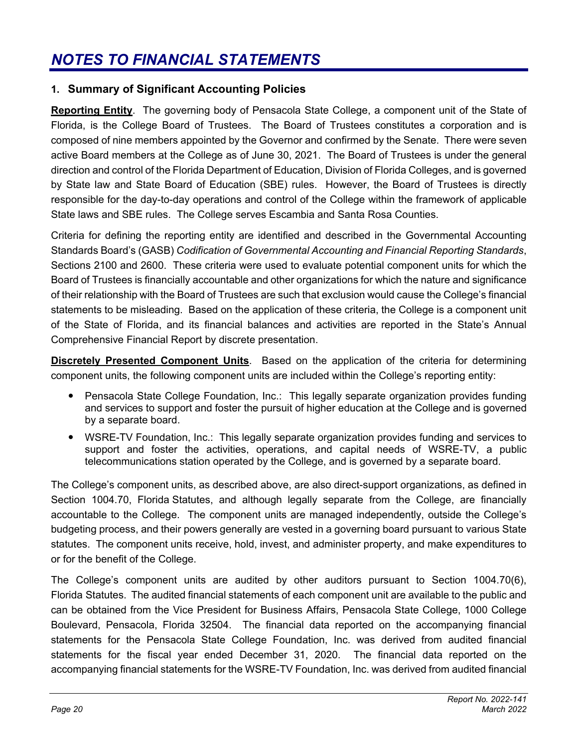# *NOTES TO FINANCIAL STATEMENTS*

## 1. Summary of Significant Accounting Policies

**Reporting Entity**. The governing body of Pensacola State College, a component unit of the State of Florida, is the College Board of Trustees. The Board of Trustees constitutes a corporation and is composed of nine members appointed by the Governor and confirmed by the Senate. There were seven active Board members at the College as of June 30, 2021. The Board of Trustees is under the general direction and control of the Florida Department of Education, Division of Florida Colleges, and is governed by State law and State Board of Education (SBE) rules. However, the Board of Trustees is directly responsible for the day-to-day operations and control of the College within the framework of applicable State laws and SBE rules. The College serves Escambia and Santa Rosa Counties.

Criteria for defining the reporting entity are identified and described in the Governmental Accounting Standards Board's (GASB) *Codification of Governmental Accounting and Financial Reporting Standards*, Sections 2100 and 2600. These criteria were used to evaluate potential component units for which the Board of Trustees is financially accountable and other organizations for which the nature and significance of their relationship with the Board of Trustees are such that exclusion would cause the College's financial statements to be misleading. Based on the application of these criteria, the College is a component unit of the State of Florida, and its financial balances and activities are reported in the State's Annual Comprehensive Financial Report by discrete presentation.

**Discretely Presented Component Units**. Based on the application of the criteria for determining component units, the following component units are included within the College's reporting entity:

- Pensacola State College Foundation, Inc.: This legally separate organization provides funding and services to support and foster the pursuit of higher education at the College and is governed by a separate board.
- WSRE-TV Foundation, Inc.: This legally separate organization provides funding and services to support and foster the activities, operations, and capital needs of WSRE-TV, a public telecommunications station operated by the College, and is governed by a separate board.

The College's component units, as described above, are also direct-support organizations, as defined in Section 1004.70, Florida Statutes, and although legally separate from the College, are financially accountable to the College. The component units are managed independently, outside the College's budgeting process, and their powers generally are vested in a governing board pursuant to various State statutes. The component units receive, hold, invest, and administer property, and make expenditures to or for the benefit of the College.

The College's component units are audited by other auditors pursuant to Section 1004.70(6), Florida Statutes. The audited financial statements of each component unit are available to the public and can be obtained from the Vice President for Business Affairs, Pensacola State College, 1000 College Boulevard, Pensacola, Florida 32504. The financial data reported on the accompanying financial statements for the Pensacola State College Foundation, Inc. was derived from audited financial statements for the fiscal year ended December 31, 2020. The financial data reported on the accompanying financial statements for the WSRE-TV Foundation, Inc. was derived from audited financial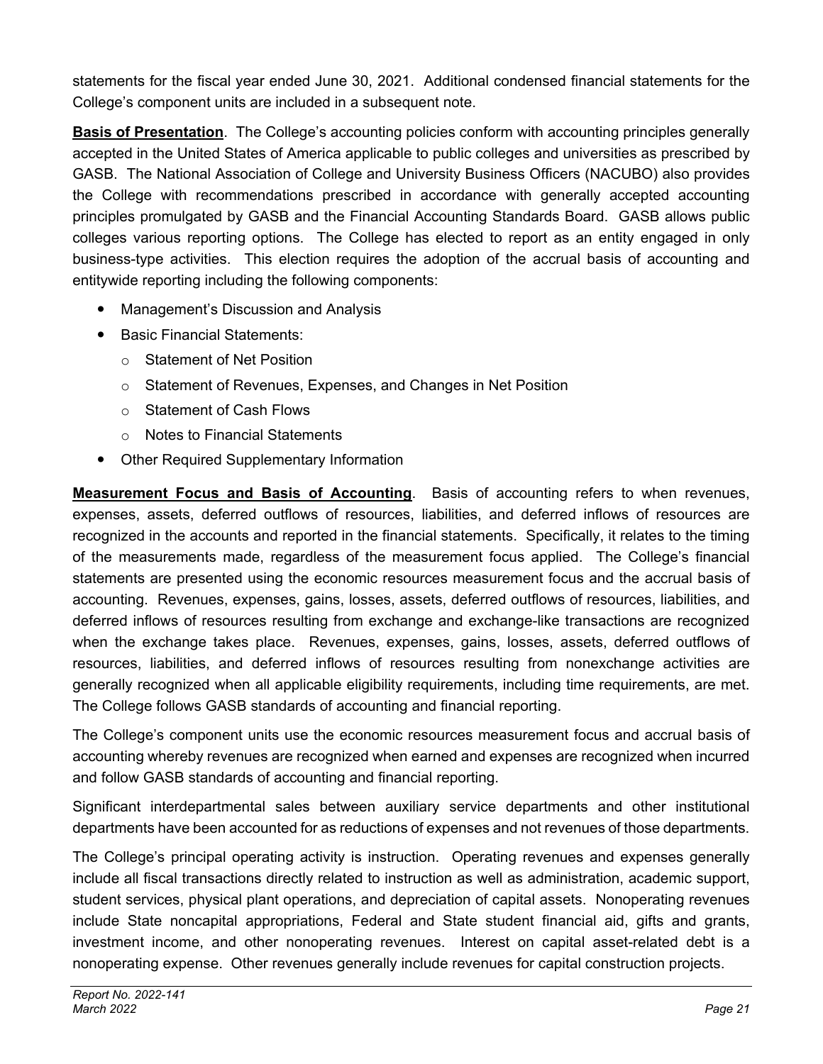statements for the fiscal year ended June 30, 2021. Additional condensed financial statements for the College's component units are included in a subsequent note.

**Basis of Presentation**. The College's accounting policies conform with accounting principles generally accepted in the United States of America applicable to public colleges and universities as prescribed by GASB. The National Association of College and University Business Officers (NACUBO) also provides the College with recommendations prescribed in accordance with generally accepted accounting principles promulgated by GASB and the Financial Accounting Standards Board. GASB allows public colleges various reporting options. The College has elected to report as an entity engaged in only business-type activities. This election requires the adoption of the accrual basis of accounting and entitywide reporting including the following components:

- Management's Discussion and Analysis
- Basic Financial Statements:
  - Statement of Net Position
  - Statement of Revenues, Expenses, and Changes in Net Position
  - Statement of Cash Flows
  - Notes to Financial Statements
- Other Required Supplementary Information

**Measurement Focus and Basis of Accounting**. Basis of accounting refers to when revenues, expenses, assets, deferred outflows of resources, liabilities, and deferred inflows of resources are recognized in the accounts and reported in the financial statements. Specifically, it relates to the timing of the measurements made, regardless of the measurement focus applied. The College's financial statements are presented using the economic resources measurement focus and the accrual basis of accounting. Revenues, expenses, gains, losses, assets, deferred outflows of resources, liabilities, and deferred inflows of resources resulting from exchange and exchange-like transactions are recognized when the exchange takes place. Revenues, expenses, gains, losses, assets, deferred outflows of resources, liabilities, and deferred inflows of resources resulting from nonexchange activities are generally recognized when all applicable eligibility requirements, including time requirements, are met. The College follows GASB standards of accounting and financial reporting.

The College's component units use the economic resources measurement focus and accrual basis of accounting whereby revenues are recognized when earned and expenses are recognized when incurred and follow GASB standards of accounting and financial reporting.

Significant interdepartmental sales between auxiliary service departments and other institutional departments have been accounted for as reductions of expenses and not revenues of those departments.

The College's principal operating activity is instruction. Operating revenues and expenses generally include all fiscal transactions directly related to instruction as well as administration, academic support, student services, physical plant operations, and depreciation of capital assets. Nonoperating revenues include State noncapital appropriations, Federal and State student financial aid, gifts and grants, investment income, and other nonoperating revenues. Interest on capital asset-related debt is a nonoperating expense. Other revenues generally include revenues for capital construction projects.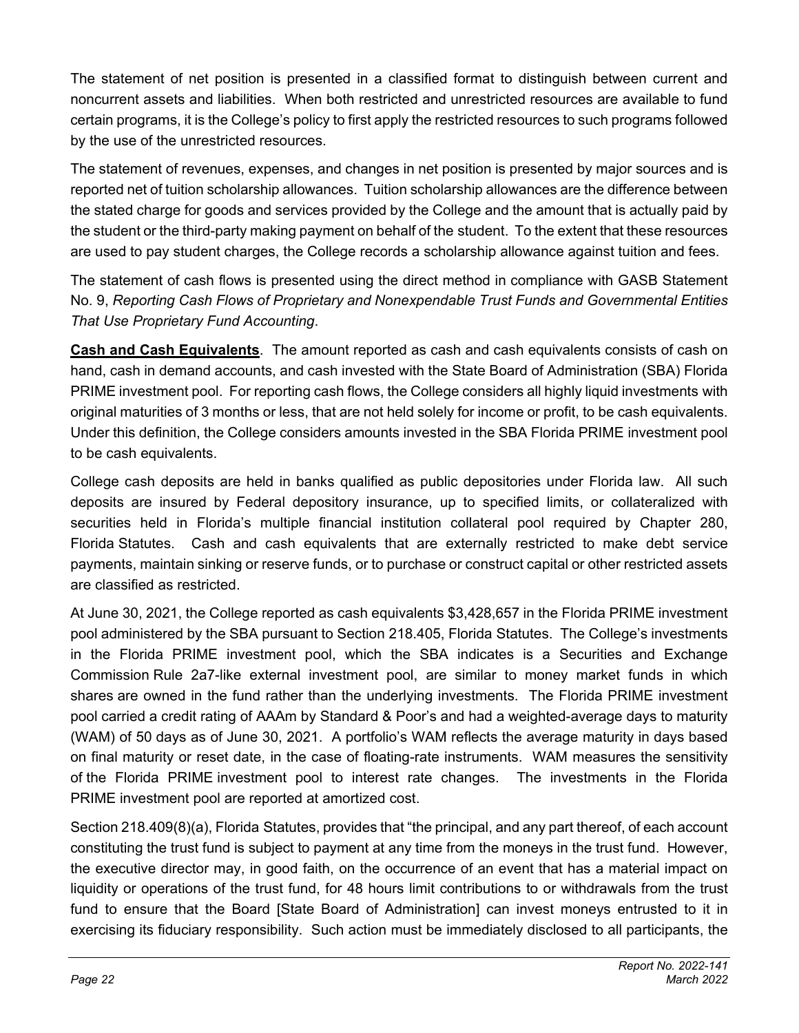The statement of net position is presented in a classified format to distinguish between current and noncurrent assets and liabilities. When both restricted and unrestricted resources are available to fund certain programs, it is the College's policy to first apply the restricted resources to such programs followed by the use of the unrestricted resources.

The statement of revenues, expenses, and changes in net position is presented by major sources and is reported net of tuition scholarship allowances. Tuition scholarship allowances are the difference between the stated charge for goods and services provided by the College and the amount that is actually paid by the student or the third-party making payment on behalf of the student. To the extent that these resources are used to pay student charges, the College records a scholarship allowance against tuition and fees.

The statement of cash flows is presented using the direct method in compliance with GASB Statement No. 9, *Reporting Cash Flows of Proprietary and Nonexpendable Trust Funds and Governmental Entities That Use Proprietary Fund Accounting*.

**Cash and Cash Equivalents**. The amount reported as cash and cash equivalents consists of cash on hand, cash in demand accounts, and cash invested with the State Board of Administration (SBA) Florida PRIME investment pool. For reporting cash flows, the College considers all highly liquid investments with original maturities of 3 months or less, that are not held solely for income or profit, to be cash equivalents. Under this definition, the College considers amounts invested in the SBA Florida PRIME investment pool to be cash equivalents.

College cash deposits are held in banks qualified as public depositories under Florida law. All such deposits are insured by Federal depository insurance, up to specified limits, or collateralized with securities held in Florida's multiple financial institution collateral pool required by Chapter 280, Florida Statutes. Cash and cash equivalents that are externally restricted to make debt service payments, maintain sinking or reserve funds, or to purchase or construct capital or other restricted assets are classified as restricted.

At June 30, 2021, the College reported as cash equivalents $3,428,657 in the Florida PRIME investment pool administered by the SBA pursuant to Section 218.405, Florida Statutes. The College's investments in the Florida PRIME investment pool, which the SBA indicates is a Securities and Exchange Commission Rule 2a7-like external investment pool, are similar to money market funds in which shares are owned in the fund rather than the underlying investments. The Florida PRIME investment pool carried a credit rating of AAAm by Standard & Poor's and had a weighted-average days to maturity (WAM) of 50 days as of June 30, 2021. A portfolio's WAM reflects the average maturity in days based on final maturity or reset date, in the case of floating-rate instruments. WAM measures the sensitivity of the Florida PRIME investment pool to interest rate changes. The investments in the Florida PRIME investment pool are reported at amortized cost.

Section 218.409(8)(a), Florida Statutes, provides that "the principal, and any part thereof, of each account constituting the trust fund is subject to payment at any time from the moneys in the trust fund. However, the executive director may, in good faith, on the occurrence of an event that has a material impact on liquidity or operations of the trust fund, for 48 hours limit contributions to or withdrawals from the trust fund to ensure that the Board [State Board of Administration] can invest moneys entrusted to it in exercising its fiduciary responsibility. Such action must be immediately disclosed to all participants, the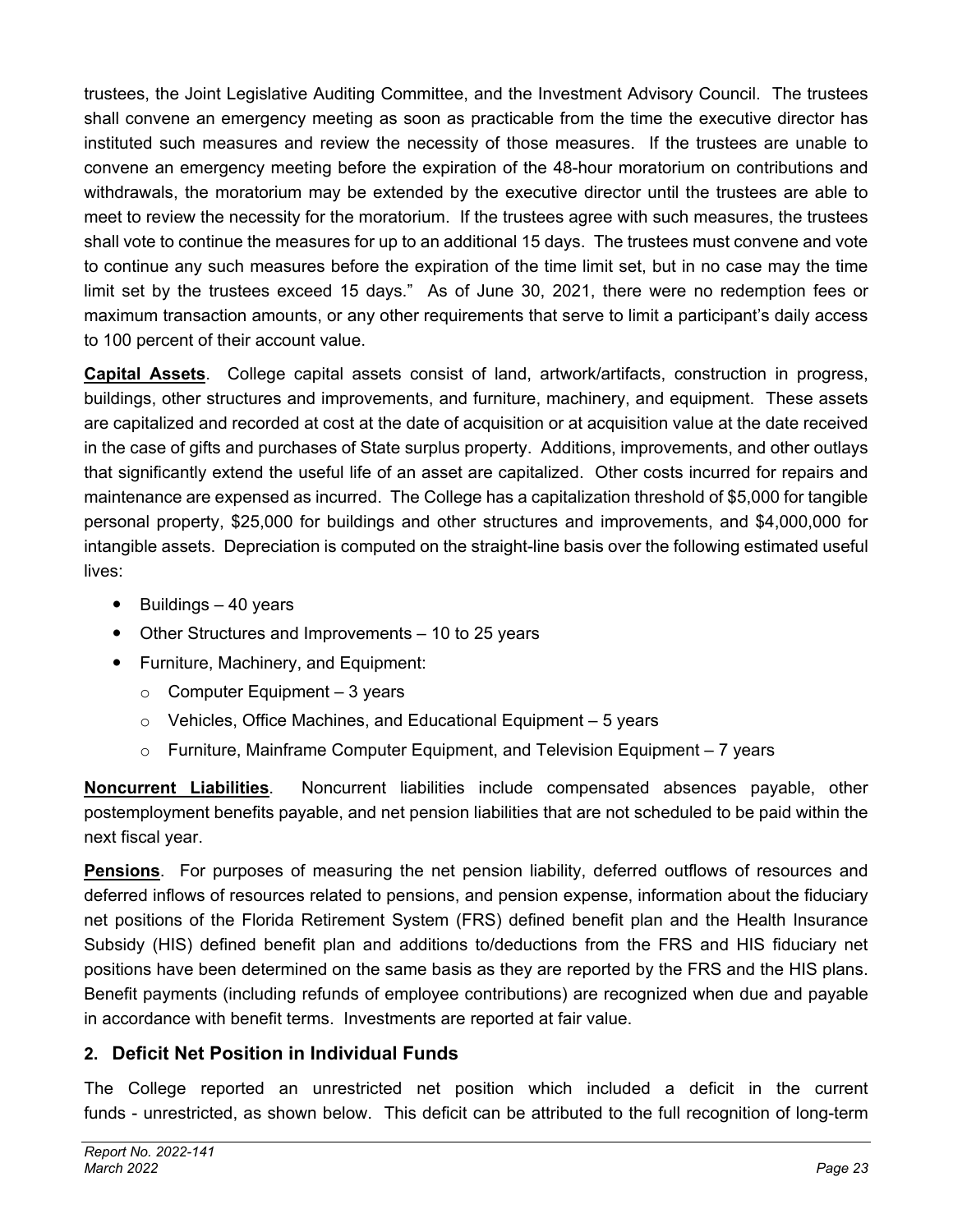trustees, the Joint Legislative Auditing Committee, and the Investment Advisory Council. The trustees shall convene an emergency meeting as soon as practicable from the time the executive director has instituted such measures and review the necessity of those measures. If the trustees are unable to convene an emergency meeting before the expiration of the 48-hour moratorium on contributions and withdrawals, the moratorium may be extended by the executive director until the trustees are able to meet to review the necessity for the moratorium. If the trustees agree with such measures, the trustees shall vote to continue the measures for up to an additional 15 days. The trustees must convene and vote to continue any such measures before the expiration of the time limit set, but in no case may the time limit set by the trustees exceed 15 days." As of June 30, 2021, there were no redemption fees or maximum transaction amounts, or any other requirements that serve to limit a participant's daily access to 100 percent of their account value.

**Capital Assets**. College capital assets consist of land, artwork/artifacts, construction in progress, buildings, other structures and improvements, and furniture, machinery, and equipment. These assets are capitalized and recorded at cost at the date of acquisition or at acquisition value at the date received in the case of gifts and purchases of State surplus property. Additions, improvements, and other outlays that significantly extend the useful life of an asset are capitalized. Other costs incurred for repairs and maintenance are expensed as incurred. The College has a capitalization threshold of $5,000 for tangible personal property, $25,000 for buildings and other structures and improvements, and $4,000,000 for intangible assets. Depreciation is computed on the straight-line basis over the following estimated useful lives:

- Buildings – 40 years
- Other Structures and Improvements – 10 to 25 years
- Furniture, Machinery, and Equipment:
  - Computer Equipment – 3 years
  - Vehicles, Office Machines, and Educational Equipment – 5 years
  - Furniture, Mainframe Computer Equipment, and Television Equipment – 7 years

**Noncurrent Liabilities**. Noncurrent liabilities include compensated absences payable, other postemployment benefits payable, and net pension liabilities that are not scheduled to be paid within the next fiscal year.

**Pensions**. For purposes of measuring the net pension liability, deferred outflows of resources and deferred inflows of resources related to pensions, and pension expense, information about the fiduciary net positions of the Florida Retirement System (FRS) defined benefit plan and the Health Insurance Subsidy (HIS) defined benefit plan and additions to/deductions from the FRS and HIS fiduciary net positions have been determined on the same basis as they are reported by the FRS and the HIS plans. Benefit payments (including refunds of employee contributions) are recognized when due and payable in accordance with benefit terms. Investments are reported at fair value.

## 2. Deficit Net Position in Individual Funds

The College reported an unrestricted net position which included a deficit in the current funds - unrestricted, as shown below. This deficit can be attributed to the full recognition of long-term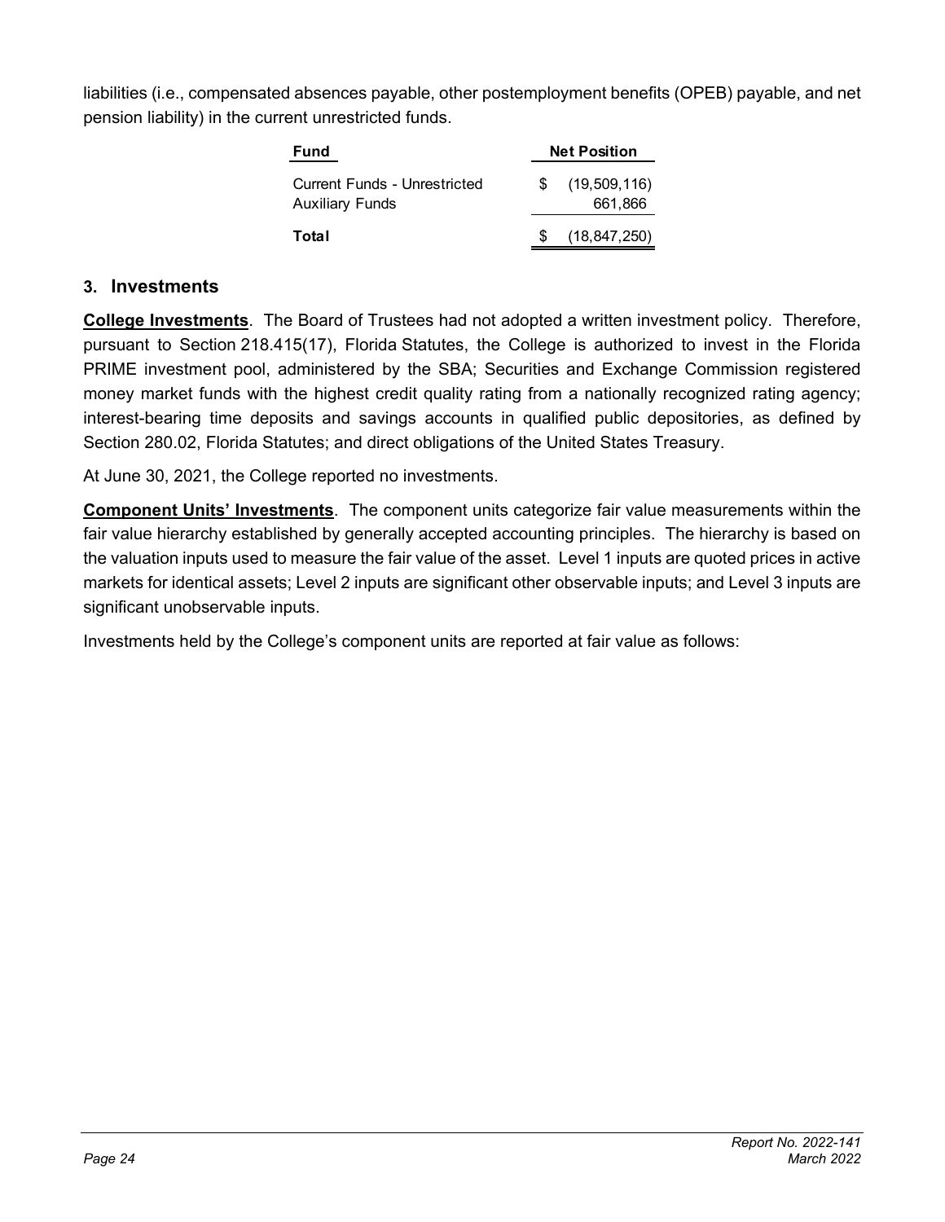liabilities (i.e., compensated absences payable, other postemployment benefits (OPEB) payable, and net pension liability) in the current unrestricted funds.

| Fund | Net Position |
|---|---|
| Current Funds - Unrestricted | $ (19,509,116) |
| Auxiliary Funds | 661,866 |
| **Total** | $ (18,847,250) |

## 3. Investments

**College Investments**. The Board of Trustees had not adopted a written investment policy. Therefore, pursuant to Section 218.415(17), Florida Statutes, the College is authorized to invest in the Florida PRIME investment pool, administered by the SBA; Securities and Exchange Commission registered money market funds with the highest credit quality rating from a nationally recognized rating agency; interest-bearing time deposits and savings accounts in qualified public depositories, as defined by Section 280.02, Florida Statutes; and direct obligations of the United States Treasury.

At June 30, 2021, the College reported no investments.

**Component Units' Investments**. The component units categorize fair value measurements within the fair value hierarchy established by generally accepted accounting principles. The hierarchy is based on the valuation inputs used to measure the fair value of the asset. Level 1 inputs are quoted prices in active markets for identical assets; Level 2 inputs are significant other observable inputs; and Level 3 inputs are significant unobservable inputs.

Investments held by the College's component units are reported at fair value as follows: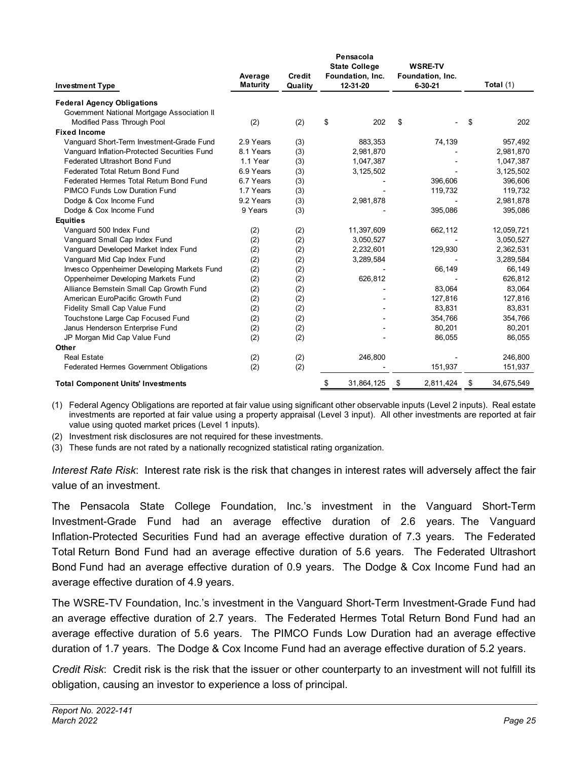| Investment Type | Average Maturity | Credit Quality | Pensacola State College Foundation, Inc. 12-31-20 | WSRE-TV Foundation, Inc. 6-30-21 | Total (1) |
|---|---|---|---|---|---|
| **Federal Agency Obligations** | | | | | |
| Government National Mortgage Association II Modified Pass Through Pool | (2) | (2) | $ 202 | $ - | $ 202 |
| **Fixed Income** | | | | | |
| Vanguard Short-Term Investment-Grade Fund | 2.9 Years | (3) | 883,353 | 74,139 | 957,492 |
| Vanguard Inflation-Protected Securities Fund | 8.1 Years | (3) | 2,981,870 | - | 2,981,870 |
| Federated Ultrashort Bond Fund | 1.1 Year | (3) | 1,047,387 | - | 1,047,387 |
| Federated Total Return Bond Fund | 6.9 Years | (3) | 3,125,502 | - | 3,125,502 |
| Federated Hermes Total Return Bond Fund | 6.7 Years | (3) | - | 396,606 | 396,606 |
| PIMCO Funds Low Duration Fund | 1.7 Years | (3) | - | 119,732 | 119,732 |
| Dodge & Cox Income Fund | 9.2 Years | (3) | 2,981,878 | - | 2,981,878 |
| Dodge & Cox Income Fund | 9 Years | (3) | - | 395,086 | 395,086 |
| **Equities** | | | | | |
| Vanguard 500 Index Fund | (2) | (2) | 11,397,609 | 662,112 | 12,059,721 |
| Vanguard Small Cap Index Fund | (2) | (2) | 3,050,527 | - | 3,050,527 |
| Vanguard Developed Market Index Fund | (2) | (2) | 2,232,601 | 129,930 | 2,362,531 |
| Vanguard Mid Cap Index Fund | (2) | (2) | 3,289,584 | - | 3,289,584 |
| Invesco Oppenheimer Developing Markets Fund | (2) | (2) | - | 66,149 | 66,149 |
| Oppenheimer Developing Markets Fund | (2) | (2) | 626,812 | - | 626,812 |
| Alliance Bernstein Small Cap Growth Fund | (2) | (2) | - | 83,064 | 83,064 |
| American EuroPacific Growth Fund | (2) | (2) | - | 127,816 | 127,816 |
| Fidelity Small Cap Value Fund | (2) | (2) | - | 83,831 | 83,831 |
| Touchstone Large Cap Focused Fund | (2) | (2) | - | 354,766 | 354,766 |
| Janus Henderson Enterprise Fund | (2) | (2) | - | 80,201 | 80,201 |
| JP Morgan Mid Cap Value Fund | (2) | (2) | - | 86,055 | 86,055 |
| **Other** | | | | | |
| Real Estate | (2) | (2) | 246,800 | - | 246,800 |
| Federated Hermes Government Obligations | (2) | (2) | - | 151,937 | 151,937 |
| **Total Component Units' Investments** | | | $ 31,864,125 | $ 2,811,424 | $ 34,675,549 |

(1) Federal Agency Obligations are reported at fair value using significant other observable inputs (Level 2 inputs). Real estate investments are reported at fair value using a property appraisal (Level 3 input). All other investments are reported at fair value using quoted market prices (Level 1 inputs).

(2) Investment risk disclosures are not required for these investments.

(3) These funds are not rated by a nationally recognized statistical rating organization.

*Interest Rate Risk*: Interest rate risk is the risk that changes in interest rates will adversely affect the fair value of an investment.

The Pensacola State College Foundation, Inc.'s investment in the Vanguard Short-Term Investment-Grade Fund had an average effective duration of 2.6 years. The Vanguard Inflation-Protected Securities Fund had an average effective duration of 7.3 years. The Federated Total Return Bond Fund had an average effective duration of 5.6 years. The Federated Ultrashort Bond Fund had an average effective duration of 0.9 years. The Dodge & Cox Income Fund had an average effective duration of 4.9 years.

The WSRE-TV Foundation, Inc.'s investment in the Vanguard Short-Term Investment-Grade Fund had an average effective duration of 2.7 years. The Federated Hermes Total Return Bond Fund had an average effective duration of 5.6 years. The PIMCO Funds Low Duration had an average effective duration of 1.7 years. The Dodge & Cox Income Fund had an average effective duration of 5.2 years.

*Credit Risk*: Credit risk is the risk that the issuer or other counterparty to an investment will not fulfill its obligation, causing an investor to experience a loss of principal.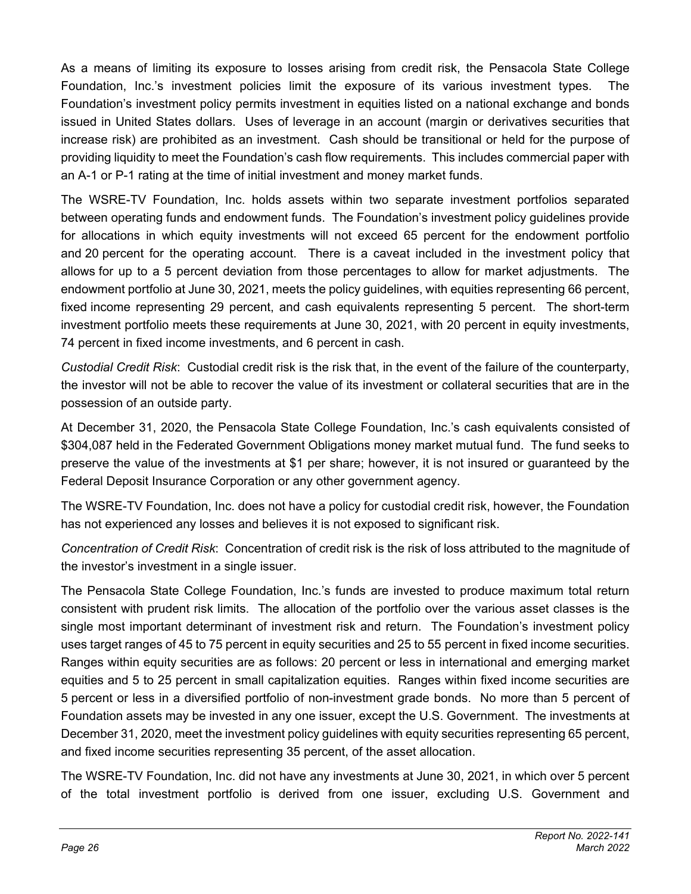As a means of limiting its exposure to losses arising from credit risk, the Pensacola State College Foundation, Inc.'s investment policies limit the exposure of its various investment types. The Foundation's investment policy permits investment in equities listed on a national exchange and bonds issued in United States dollars. Uses of leverage in an account (margin or derivatives securities that increase risk) are prohibited as an investment. Cash should be transitional or held for the purpose of providing liquidity to meet the Foundation's cash flow requirements. This includes commercial paper with an A-1 or P-1 rating at the time of initial investment and money market funds.

The WSRE-TV Foundation, Inc. holds assets within two separate investment portfolios separated between operating funds and endowment funds. The Foundation's investment policy guidelines provide for allocations in which equity investments will not exceed 65 percent for the endowment portfolio and 20 percent for the operating account. There is a caveat included in the investment policy that allows for up to a 5 percent deviation from those percentages to allow for market adjustments. The endowment portfolio at June 30, 2021, meets the policy guidelines, with equities representing 66 percent, fixed income representing 29 percent, and cash equivalents representing 5 percent. The short-term investment portfolio meets these requirements at June 30, 2021, with 20 percent in equity investments, 74 percent in fixed income investments, and 6 percent in cash.

*Custodial Credit Risk*: Custodial credit risk is the risk that, in the event of the failure of the counterparty, the investor will not be able to recover the value of its investment or collateral securities that are in the possession of an outside party.

At December 31, 2020, the Pensacola State College Foundation, Inc.'s cash equivalents consisted of $304,087 held in the Federated Government Obligations money market mutual fund. The fund seeks to preserve the value of the investments at $1 per share; however, it is not insured or guaranteed by the Federal Deposit Insurance Corporation or any other government agency.

The WSRE-TV Foundation, Inc. does not have a policy for custodial credit risk, however, the Foundation has not experienced any losses and believes it is not exposed to significant risk.

*Concentration of Credit Risk*: Concentration of credit risk is the risk of loss attributed to the magnitude of the investor's investment in a single issuer.

The Pensacola State College Foundation, Inc.'s funds are invested to produce maximum total return consistent with prudent risk limits. The allocation of the portfolio over the various asset classes is the single most important determinant of investment risk and return. The Foundation's investment policy uses target ranges of 45 to 75 percent in equity securities and 25 to 55 percent in fixed income securities. Ranges within equity securities are as follows: 20 percent or less in international and emerging market equities and 5 to 25 percent in small capitalization equities. Ranges within fixed income securities are 5 percent or less in a diversified portfolio of non-investment grade bonds. No more than 5 percent of Foundation assets may be invested in any one issuer, except the U.S. Government. The investments at December 31, 2020, meet the investment policy guidelines with equity securities representing 65 percent, and fixed income securities representing 35 percent, of the asset allocation.

The WSRE-TV Foundation, Inc. did not have any investments at June 30, 2021, in which over 5 percent of the total investment portfolio is derived from one issuer, excluding U.S. Government and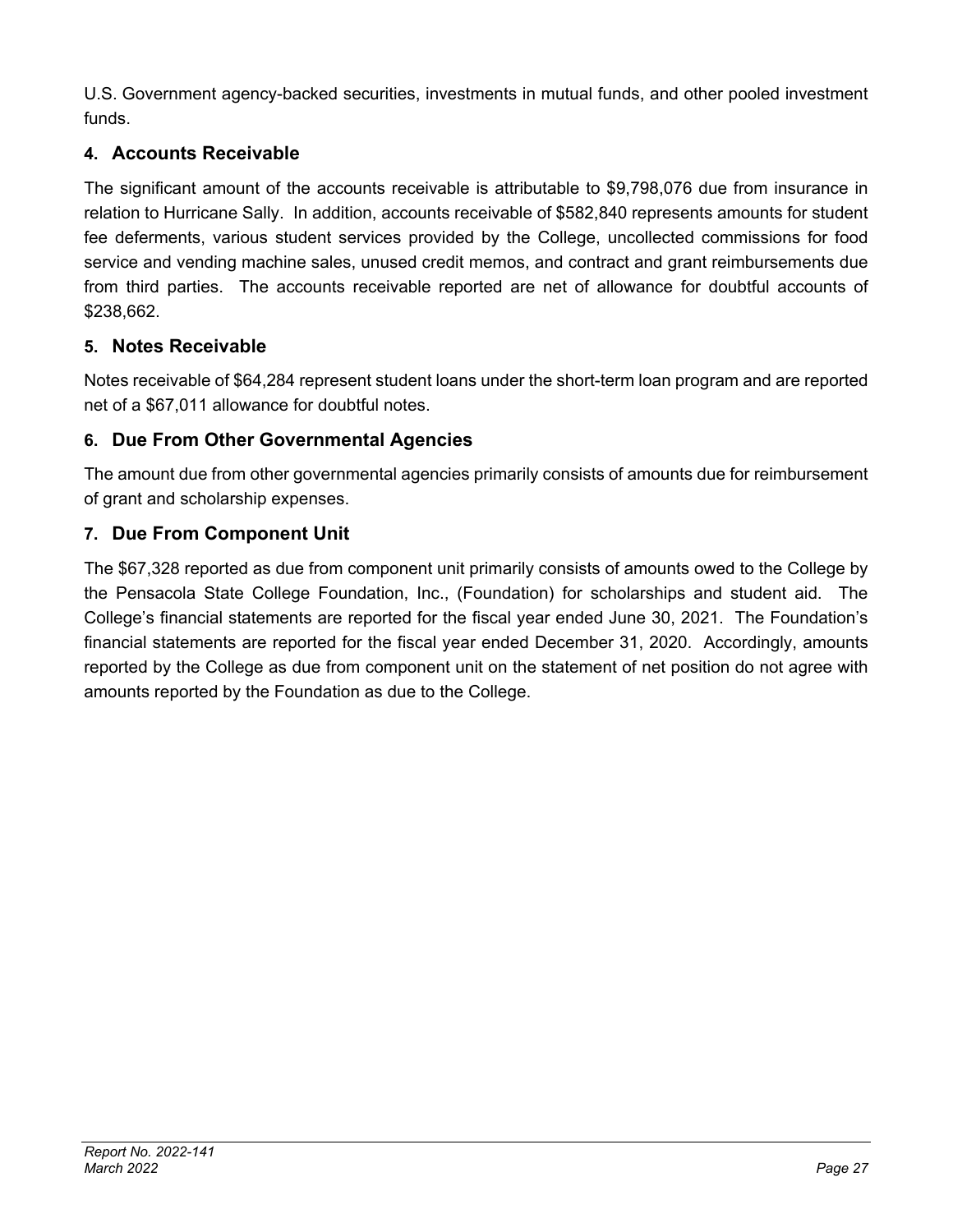U.S. Government agency-backed securities, investments in mutual funds, and other pooled investment funds.

## 4. Accounts Receivable

The significant amount of the accounts receivable is attributable to $9,798,076 due from insurance in relation to Hurricane Sally. In addition, accounts receivable of $582,840 represents amounts for student fee deferments, various student services provided by the College, uncollected commissions for food service and vending machine sales, unused credit memos, and contract and grant reimbursements due from third parties. The accounts receivable reported are net of allowance for doubtful accounts of $238,662.

## 5. Notes Receivable

Notes receivable of $64,284 represent student loans under the short-term loan program and are reported net of a $67,011 allowance for doubtful notes.

## 6. Due From Other Governmental Agencies

The amount due from other governmental agencies primarily consists of amounts due for reimbursement of grant and scholarship expenses.

## 7. Due From Component Unit

The $67,328 reported as due from component unit primarily consists of amounts owed to the College by the Pensacola State College Foundation, Inc., (Foundation) for scholarships and student aid. The College's financial statements are reported for the fiscal year ended June 30, 2021. The Foundation's financial statements are reported for the fiscal year ended December 31, 2020. Accordingly, amounts reported by the College as due from component unit on the statement of net position do not agree with amounts reported by the Foundation as due to the College.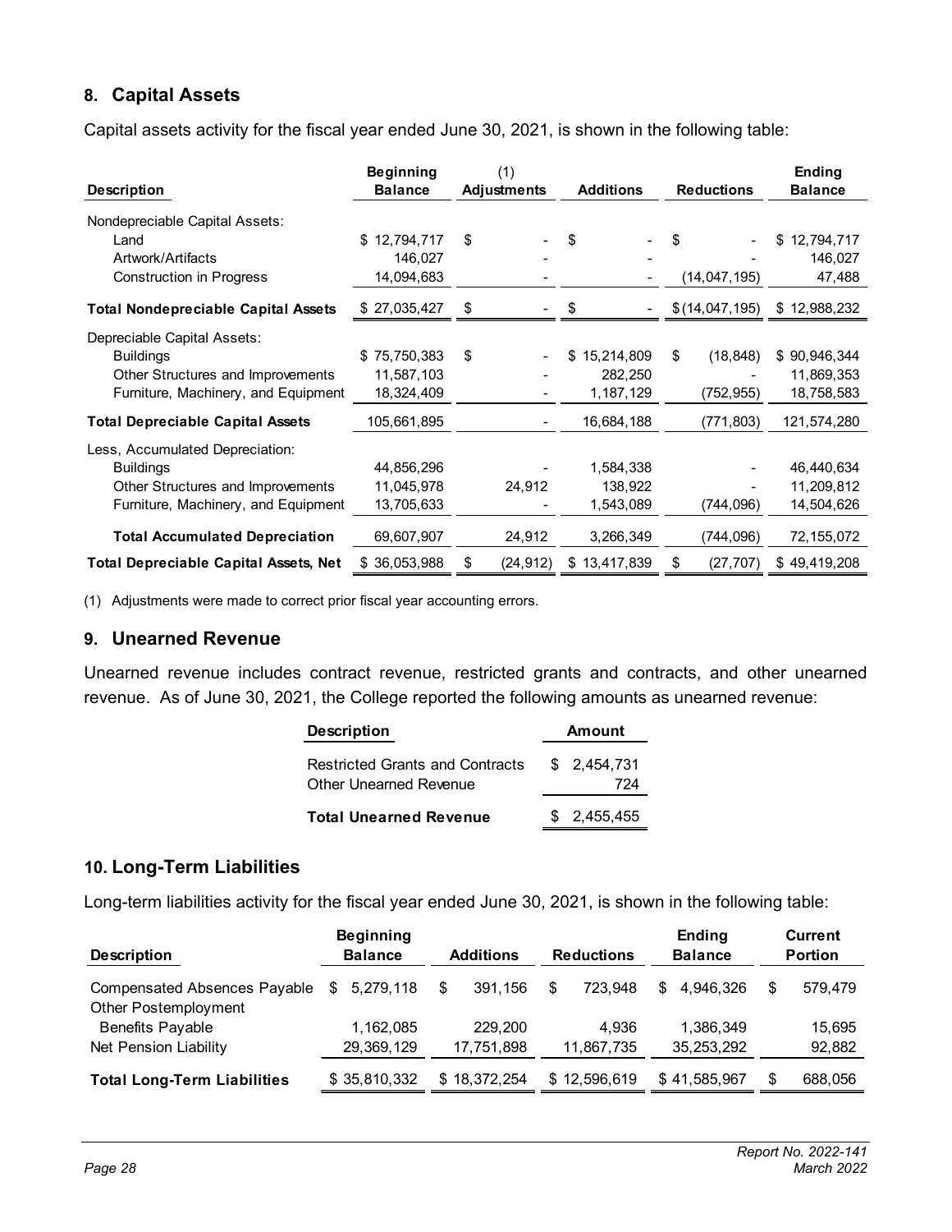## 8. Capital Assets

Capital assets activity for the fiscal year ended June 30, 2021, is shown in the following table:

| Description | Beginning Balance | (1) Adjustments | Additions | Reductions | Ending Balance |
|---|---|---|---|---|---|
| Nondepreciable Capital Assets: | | | | | |
| Land | $ 12,794,717 | $ - | $ - | $ - | $ 12,794,717 |
| Artwork/Artifacts | 146,027 | - | - | - | 146,027 |
| Construction in Progress | 14,094,683 | - | - | (14,047,195) | 47,488 |
| **Total Nondepreciable Capital Assets** | $ 27,035,427 | $ - | $ - | $ (14,047,195) | $ 12,988,232 |
| Depreciable Capital Assets: | | | | | |
| Buildings | $ 75,750,383 | $ - | $ 15,214,809 | $ (18,848) | $ 90,946,344 |
| Other Structures and Improvements | 11,587,103 | - | 282,250 | - | 11,869,353 |
| Furniture, Machinery, and Equipment | 18,324,409 | - | 1,187,129 | (752,955) | 18,758,583 |
| **Total Depreciable Capital Assets** | 105,661,895 | - | 16,684,188 | (771,803) | 121,574,280 |
| Less, Accumulated Depreciation: | | | | | |
| Buildings | 44,856,296 | - | 1,584,338 | - | 46,440,634 |
| Other Structures and Improvements | 11,045,978 | 24,912 | 138,922 | - | 11,209,812 |
| Furniture, Machinery, and Equipment | 13,705,633 | - | 1,543,089 | (744,096) | 14,504,626 |
| **Total Accumulated Depreciation** | 69,607,907 | 24,912 | 3,266,349 | (744,096) | 72,155,072 |
| **Total Depreciable Capital Assets, Net** | $ 36,053,988 | $ (24,912) | $ 13,417,839 | $ (27,707) | $ 49,419,208 |

(1) Adjustments were made to correct prior fiscal year accounting errors.

## 9. Unearned Revenue

Unearned revenue includes contract revenue, restricted grants and contracts, and other unearned revenue. As of June 30, 2021, the College reported the following amounts as unearned revenue:

| Description | Amount |
|---|---|
| Restricted Grants and Contracts | $ 2,454,731 |
| Other Unearned Revenue | 724 |
| **Total Unearned Revenue** | $ 2,455,455 |

## 10. Long-Term Liabilities

Long-term liabilities activity for the fiscal year ended June 30, 2021, is shown in the following table:

| Description | Beginning Balance | Additions | Reductions | Ending Balance | Current Portion |
|---|---|---|---|---|---|
| Compensated Absences Payable | $ 5,279,118 | $ 391,156 | $ 723,948 | $ 4,946,326 | $ 579,479 |
| Other Postemployment Benefits Payable | 1,162,085 | 229,200 | 4,936 | 1,386,349 | 15,695 |
| Net Pension Liability | 29,369,129 | 17,751,898 | 11,867,735 | 35,253,292 | 92,882 |
| **Total Long-Term Liabilities** | $ 35,810,332 | $ 18,372,254 | $ 12,596,619 | $ 41,585,967 | $ 688,056 |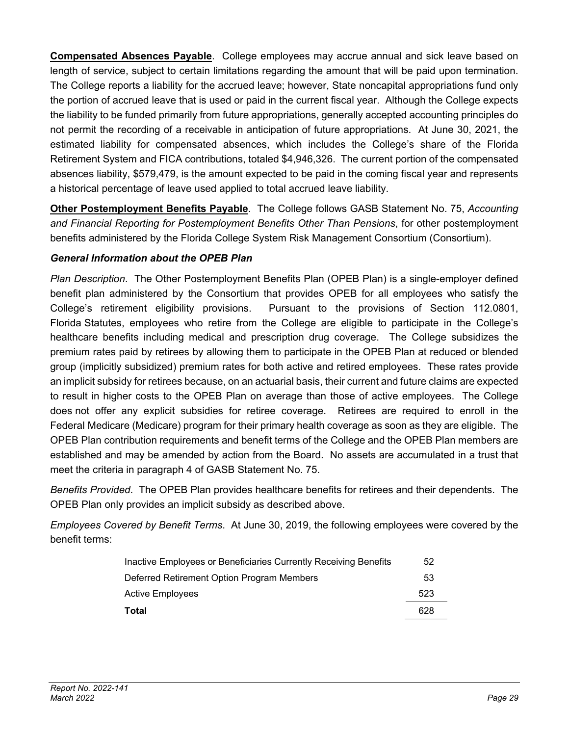**Compensated Absences Payable**. College employees may accrue annual and sick leave based on length of service, subject to certain limitations regarding the amount that will be paid upon termination. The College reports a liability for the accrued leave; however, State noncapital appropriations fund only the portion of accrued leave that is used or paid in the current fiscal year. Although the College expects the liability to be funded primarily from future appropriations, generally accepted accounting principles do not permit the recording of a receivable in anticipation of future appropriations. At June 30, 2021, the estimated liability for compensated absences, which includes the College's share of the Florida Retirement System and FICA contributions, totaled $4,946,326. The current portion of the compensated absences liability, $579,479, is the amount expected to be paid in the coming fiscal year and represents a historical percentage of leave used applied to total accrued leave liability.

**Other Postemployment Benefits Payable**. The College follows GASB Statement No. 75, *Accounting and Financial Reporting for Postemployment Benefits Other Than Pensions*, for other postemployment benefits administered by the Florida College System Risk Management Consortium (Consortium).

***General Information about the OPEB Plan***

*Plan Description*. The Other Postemployment Benefits Plan (OPEB Plan) is a single-employer defined benefit plan administered by the Consortium that provides OPEB for all employees who satisfy the College's retirement eligibility provisions. Pursuant to the provisions of Section 112.0801, Florida Statutes, employees who retire from the College are eligible to participate in the College's healthcare benefits including medical and prescription drug coverage. The College subsidizes the premium rates paid by retirees by allowing them to participate in the OPEB Plan at reduced or blended group (implicitly subsidized) premium rates for both active and retired employees. These rates provide an implicit subsidy for retirees because, on an actuarial basis, their current and future claims are expected to result in higher costs to the OPEB Plan on average than those of active employees. The College does not offer any explicit subsidies for retiree coverage. Retirees are required to enroll in the Federal Medicare (Medicare) program for their primary health coverage as soon as they are eligible. The OPEB Plan contribution requirements and benefit terms of the College and the OPEB Plan members are established and may be amended by action from the Board. No assets are accumulated in a trust that meet the criteria in paragraph 4 of GASB Statement No. 75.

*Benefits Provided*. The OPEB Plan provides healthcare benefits for retirees and their dependents. The OPEB Plan only provides an implicit subsidy as described above.

*Employees Covered by Benefit Terms*. At June 30, 2019, the following employees were covered by the benefit terms:

| | |
|---|---|
| Inactive Employees or Beneficiaries Currently Receiving Benefits | 52 |
| Deferred Retirement Option Program Members | 53 |
| Active Employees | 523 |
| **Total** | 628 |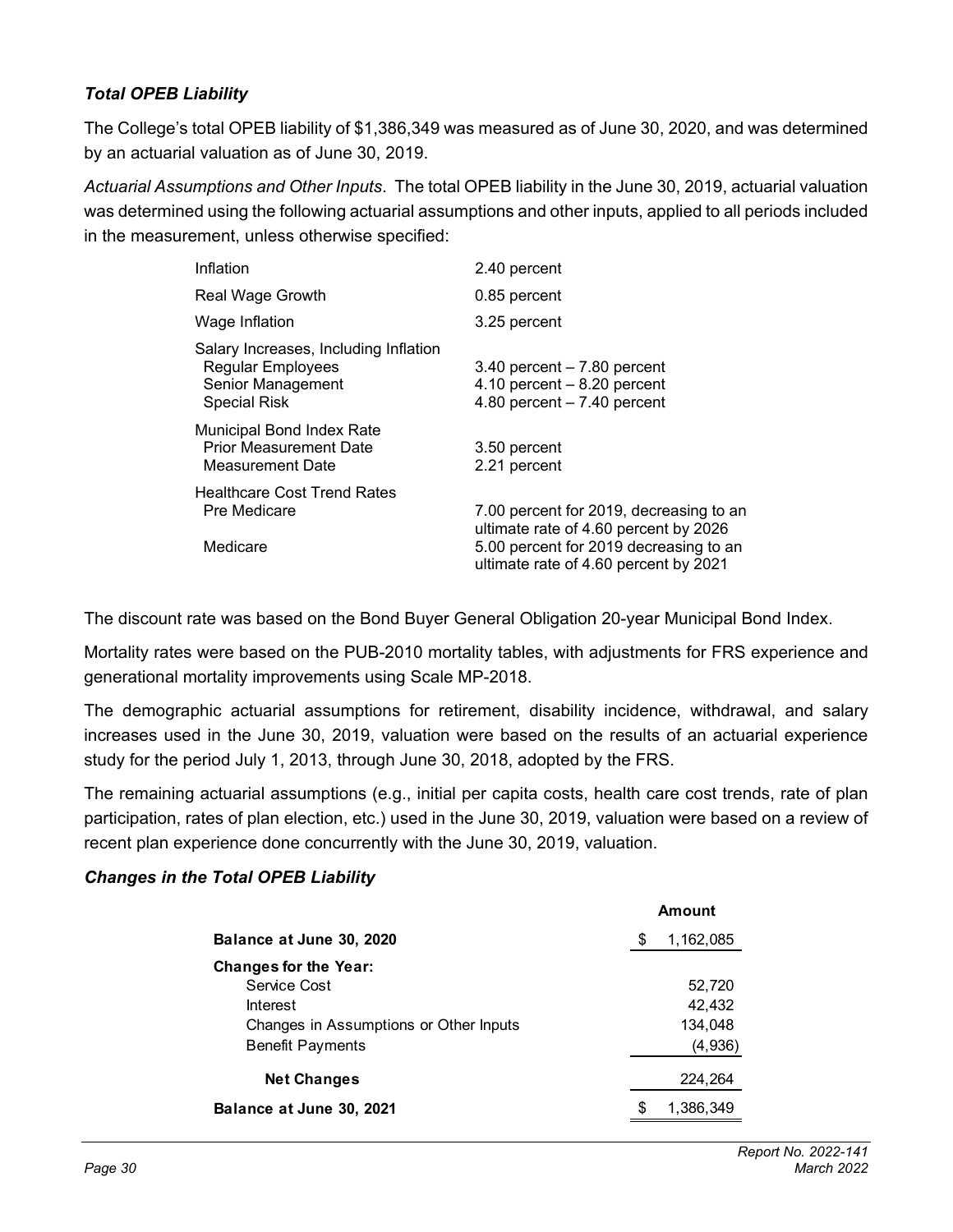### *Total OPEB Liability*

The College's total OPEB liability of $1,386,349 was measured as of June 30, 2020, and was determined by an actuarial valuation as of June 30, 2019.

*Actuarial Assumptions and Other Inputs*. The total OPEB liability in the June 30, 2019, actuarial valuation was determined using the following actuarial assumptions and other inputs, applied to all periods included in the measurement, unless otherwise specified:

| | |
|---|---|
| Inflation | 2.40 percent |
| Real Wage Growth | 0.85 percent |
| Wage Inflation | 3.25 percent |
| Salary Increases, Including Inflation | |
| Regular Employees | 3.40 percent – 7.80 percent |
| Senior Management | 4.10 percent – 8.20 percent |
| Special Risk | 4.80 percent – 7.40 percent |
| Municipal Bond Index Rate | |
| Prior Measurement Date | 3.50 percent |
| Measurement Date | 2.21 percent |
| Healthcare Cost Trend Rates | |
| Pre Medicare | 7.00 percent for 2019, decreasing to an ultimate rate of 4.60 percent by 2026 |
| Medicare | 5.00 percent for 2019 decreasing to an ultimate rate of 4.60 percent by 2021 |

The discount rate was based on the Bond Buyer General Obligation 20-year Municipal Bond Index.

Mortality rates were based on the PUB-2010 mortality tables, with adjustments for FRS experience and generational mortality improvements using Scale MP-2018.

The demographic actuarial assumptions for retirement, disability incidence, withdrawal, and salary increases used in the June 30, 2019, valuation were based on the results of an actuarial experience study for the period July 1, 2013, through June 30, 2018, adopted by the FRS.

The remaining actuarial assumptions (e.g., initial per capita costs, health care cost trends, rate of plan participation, rates of plan election, etc.) used in the June 30, 2019, valuation were based on a review of recent plan experience done concurrently with the June 30, 2019, valuation.

### *Changes in the Total OPEB Liability*

| | Amount |
|---|---|
| **Balance at June 30, 2020** | $ 1,162,085 |
| **Changes for the Year:** | |
| Service Cost | 52,720 |
| Interest | 42,432 |
| Changes in Assumptions or Other Inputs | 134,048 |
| Benefit Payments | (4,936) |
| **Net Changes** | 224,264 |
| **Balance at June 30, 2021** | $ 1,386,349 |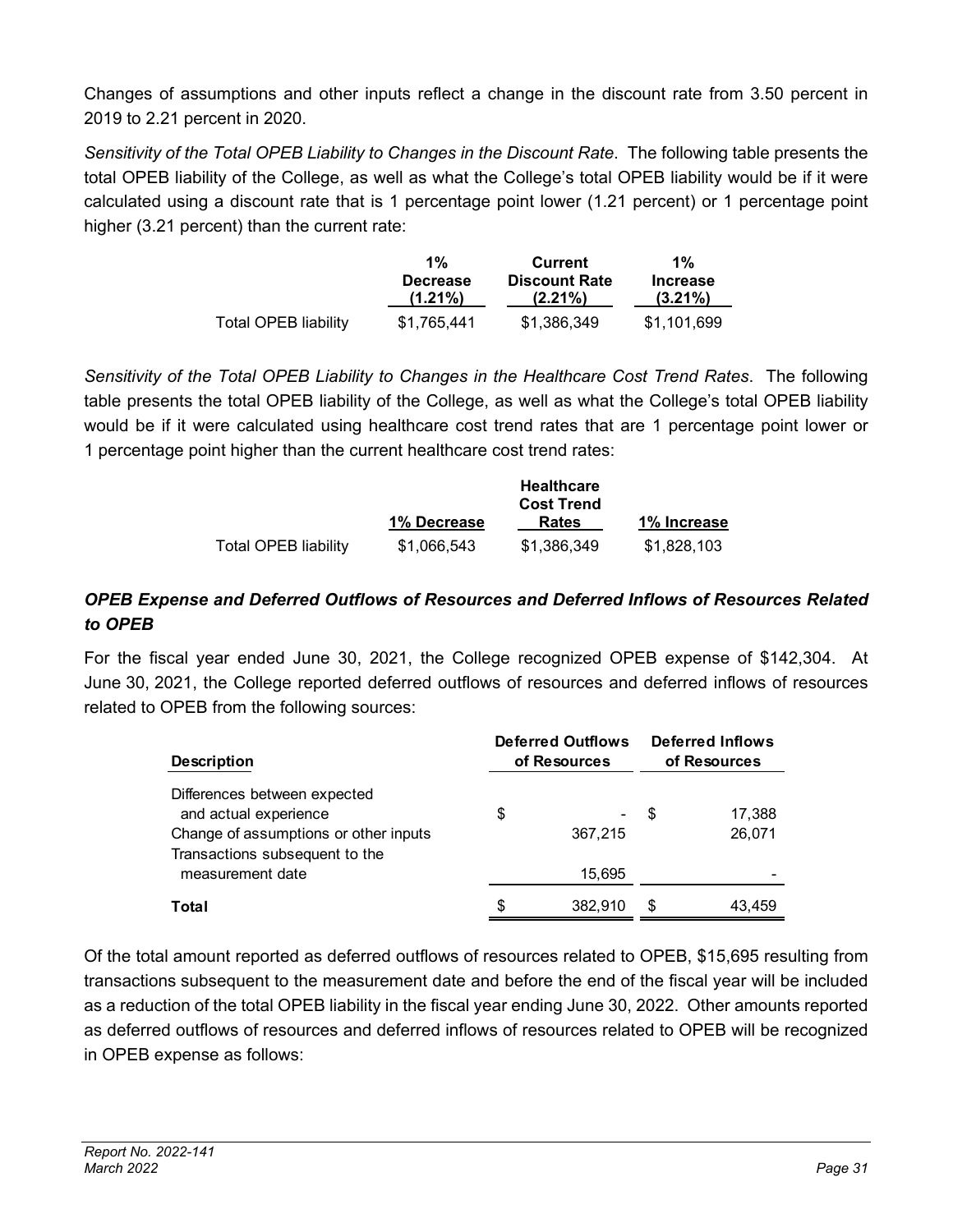Changes of assumptions and other inputs reflect a change in the discount rate from 3.50 percent in 2019 to 2.21 percent in 2020.

*Sensitivity of the Total OPEB Liability to Changes in the Discount Rate*. The following table presents the total OPEB liability of the College, as well as what the College's total OPEB liability would be if it were calculated using a discount rate that is 1 percentage point lower (1.21 percent) or 1 percentage point higher (3.21 percent) than the current rate:

| | 1% Decrease (1.21%) | Current Discount Rate (2.21%) | 1% Increase (3.21%) |
|---|---|---|---|
| Total OPEB liability | $1,765,441 | $1,386,349 | $1,101,699 |

*Sensitivity of the Total OPEB Liability to Changes in the Healthcare Cost Trend Rates*. The following table presents the total OPEB liability of the College, as well as what the College's total OPEB liability would be if it were calculated using healthcare cost trend rates that are 1 percentage point lower or 1 percentage point higher than the current healthcare cost trend rates:

| | 1% Decrease | Healthcare Cost Trend Rates | 1% Increase |
|---|---|---|---|
| Total OPEB liability | $1,066,543 | $1,386,349 | $1,828,103 |

### *OPEB Expense and Deferred Outflows of Resources and Deferred Inflows of Resources Related to OPEB*

For the fiscal year ended June 30, 2021, the College recognized OPEB expense of $142,304. At June 30, 2021, the College reported deferred outflows of resources and deferred inflows of resources related to OPEB from the following sources:

| Description | Deferred Outflows of Resources | Deferred Inflows of Resources |
|---|---|---|
| Differences between expected and actual experience | $ - | $ 17,388 |
| Change of assumptions or other inputs | 367,215 | 26,071 |
| Transactions subsequent to the measurement date | 15,695 | - |
| **Total** | $ 382,910 | $ 43,459 |

Of the total amount reported as deferred outflows of resources related to OPEB, $15,695 resulting from transactions subsequent to the measurement date and before the end of the fiscal year will be included as a reduction of the total OPEB liability in the fiscal year ending June 30, 2022. Other amounts reported as deferred outflows of resources and deferred inflows of resources related to OPEB will be recognized in OPEB expense as follows: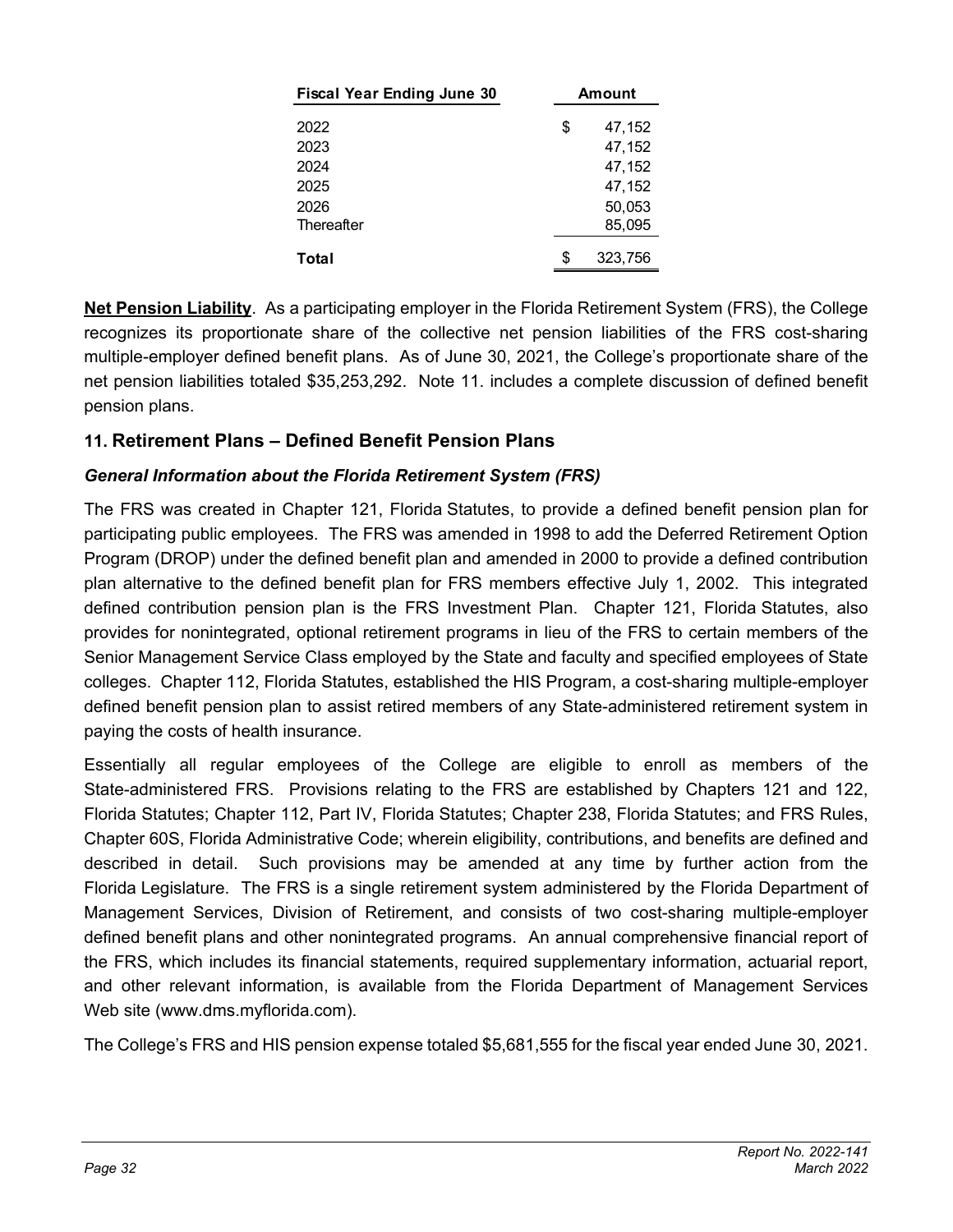| Fiscal Year Ending June 30 | Amount |
|---|---|
| 2022 | $ 47,152 |
| 2023 | 47,152 |
| 2024 | 47,152 |
| 2025 | 47,152 |
| 2026 | 50,053 |
| Thereafter | 85,095 |
| **Total** | $ 323,756 |

**Net Pension Liability**. As a participating employer in the Florida Retirement System (FRS), the College recognizes its proportionate share of the collective net pension liabilities of the FRS cost-sharing multiple-employer defined benefit plans. As of June 30, 2021, the College's proportionate share of the net pension liabilities totaled $35,253,292. Note 11. includes a complete discussion of defined benefit pension plans.

## 11. Retirement Plans – Defined Benefit Pension Plans

### *General Information about the Florida Retirement System (FRS)*

The FRS was created in Chapter 121, Florida Statutes, to provide a defined benefit pension plan for participating public employees. The FRS was amended in 1998 to add the Deferred Retirement Option Program (DROP) under the defined benefit plan and amended in 2000 to provide a defined contribution plan alternative to the defined benefit plan for FRS members effective July 1, 2002. This integrated defined contribution pension plan is the FRS Investment Plan. Chapter 121, Florida Statutes, also provides for nonintegrated, optional retirement programs in lieu of the FRS to certain members of the Senior Management Service Class employed by the State and faculty and specified employees of State colleges. Chapter 112, Florida Statutes, established the HIS Program, a cost-sharing multiple-employer defined benefit pension plan to assist retired members of any State-administered retirement system in paying the costs of health insurance.

Essentially all regular employees of the College are eligible to enroll as members of the State-administered FRS. Provisions relating to the FRS are established by Chapters 121 and 122, Florida Statutes; Chapter 112, Part IV, Florida Statutes; Chapter 238, Florida Statutes; and FRS Rules, Chapter 60S, Florida Administrative Code; wherein eligibility, contributions, and benefits are defined and described in detail. Such provisions may be amended at any time by further action from the Florida Legislature. The FRS is a single retirement system administered by the Florida Department of Management Services, Division of Retirement, and consists of two cost-sharing multiple-employer defined benefit plans and other nonintegrated programs. An annual comprehensive financial report of the FRS, which includes its financial statements, required supplementary information, actuarial report, and other relevant information, is available from the Florida Department of Management Services Web site (www.dms.myflorida.com).

The College's FRS and HIS pension expense totaled $5,681,555 for the fiscal year ended June 30, 2021.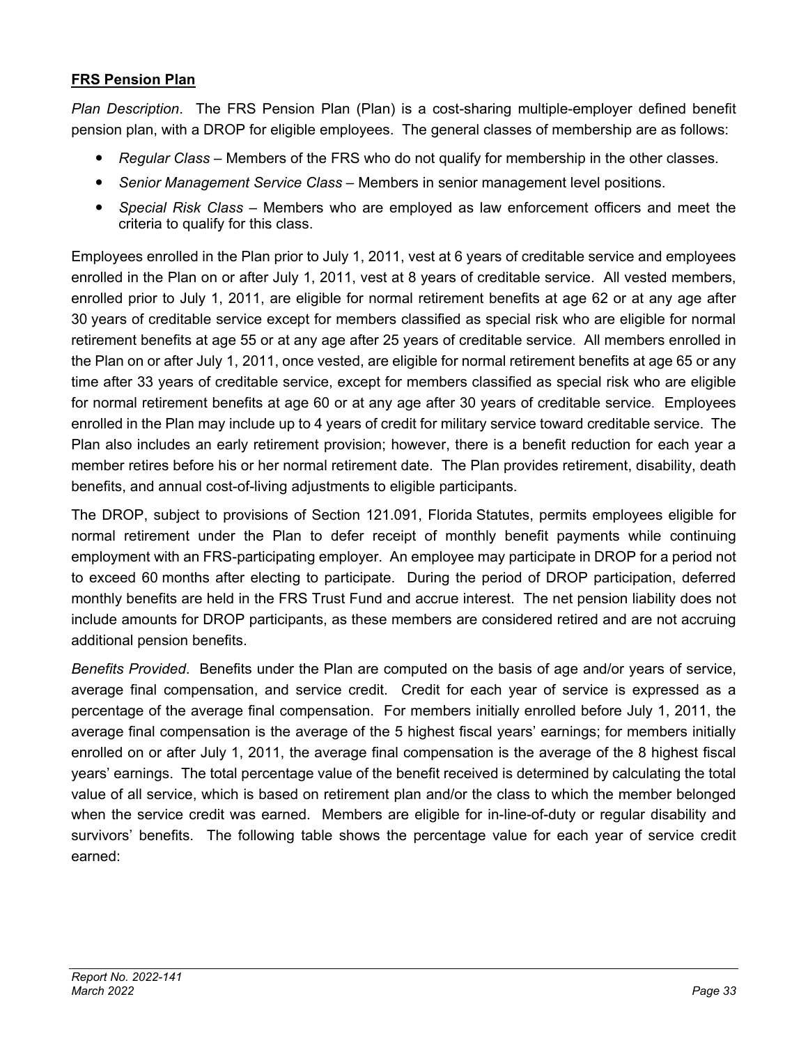## FRS Pension Plan

*Plan Description*. The FRS Pension Plan (Plan) is a cost-sharing multiple-employer defined benefit pension plan, with a DROP for eligible employees. The general classes of membership are as follows:

- *Regular Class* – Members of the FRS who do not qualify for membership in the other classes.
- *Senior Management Service Class* – Members in senior management level positions.
- *Special Risk Class* – Members who are employed as law enforcement officers and meet the criteria to qualify for this class.

Employees enrolled in the Plan prior to July 1, 2011, vest at 6 years of creditable service and employees enrolled in the Plan on or after July 1, 2011, vest at 8 years of creditable service. All vested members, enrolled prior to July 1, 2011, are eligible for normal retirement benefits at age 62 or at any age after 30 years of creditable service except for members classified as special risk who are eligible for normal retirement benefits at age 55 or at any age after 25 years of creditable service. All members enrolled in the Plan on or after July 1, 2011, once vested, are eligible for normal retirement benefits at age 65 or any time after 33 years of creditable service, except for members classified as special risk who are eligible for normal retirement benefits at age 60 or at any age after 30 years of creditable service. Employees enrolled in the Plan may include up to 4 years of credit for military service toward creditable service. The Plan also includes an early retirement provision; however, there is a benefit reduction for each year a member retires before his or her normal retirement date. The Plan provides retirement, disability, death benefits, and annual cost-of-living adjustments to eligible participants.

The DROP, subject to provisions of Section 121.091, Florida Statutes, permits employees eligible for normal retirement under the Plan to defer receipt of monthly benefit payments while continuing employment with an FRS-participating employer. An employee may participate in DROP for a period not to exceed 60 months after electing to participate. During the period of DROP participation, deferred monthly benefits are held in the FRS Trust Fund and accrue interest. The net pension liability does not include amounts for DROP participants, as these members are considered retired and are not accruing additional pension benefits.

*Benefits Provided*. Benefits under the Plan are computed on the basis of age and/or years of service, average final compensation, and service credit. Credit for each year of service is expressed as a percentage of the average final compensation. For members initially enrolled before July 1, 2011, the average final compensation is the average of the 5 highest fiscal years' earnings; for members initially enrolled on or after July 1, 2011, the average final compensation is the average of the 8 highest fiscal years' earnings. The total percentage value of the benefit received is determined by calculating the total value of all service, which is based on retirement plan and/or the class to which the member belonged when the service credit was earned. Members are eligible for in-line-of-duty or regular disability and survivors' benefits. The following table shows the percentage value for each year of service credit earned: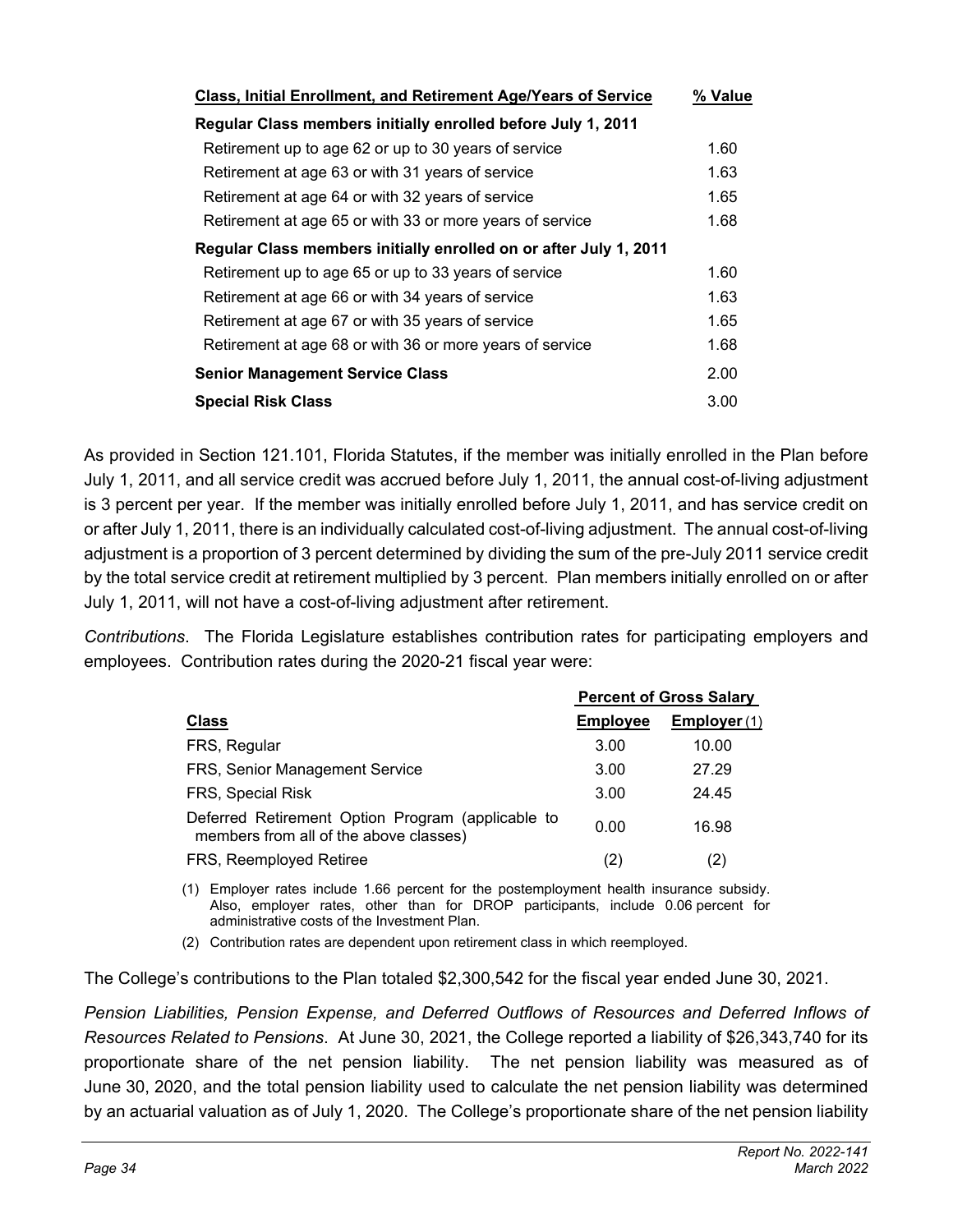| Class, Initial Enrollment, and Retirement Age/Years of Service | % Value |
|---|---|
| **Regular Class members initially enrolled before July 1, 2011** | |
| Retirement up to age 62 or up to 30 years of service | 1.60 |
| Retirement at age 63 or with 31 years of service | 1.63 |
| Retirement at age 64 or with 32 years of service | 1.65 |
| Retirement at age 65 or with 33 or more years of service | 1.68 |
| **Regular Class members initially enrolled on or after July 1, 2011** | |
| Retirement up to age 65 or up to 33 years of service | 1.60 |
| Retirement at age 66 or with 34 years of service | 1.63 |
| Retirement at age 67 or with 35 years of service | 1.65 |
| Retirement at age 68 or with 36 or more years of service | 1.68 |
| **Senior Management Service Class** | 2.00 |
| **Special Risk Class** | 3.00 |

As provided in Section 121.101, Florida Statutes, if the member was initially enrolled in the Plan before July 1, 2011, and all service credit was accrued before July 1, 2011, the annual cost-of-living adjustment is 3 percent per year. If the member was initially enrolled before July 1, 2011, and has service credit on or after July 1, 2011, there is an individually calculated cost-of-living adjustment. The annual cost-of-living adjustment is a proportion of 3 percent determined by dividing the sum of the pre-July 2011 service credit by the total service credit at retirement multiplied by 3 percent. Plan members initially enrolled on or after July 1, 2011, will not have a cost-of-living adjustment after retirement.

*Contributions*. The Florida Legislature establishes contribution rates for participating employers and employees. Contribution rates during the 2020-21 fiscal year were:

| | Percent of Gross Salary | |
|---|---|---|
| **Class** | **Employee** | **Employer** (1) |
| FRS, Regular | 3.00 | 10.00 |
| FRS, Senior Management Service | 3.00 | 27.29 |
| FRS, Special Risk | 3.00 | 24.45 |
| Deferred Retirement Option Program (applicable to members from all of the above classes) | 0.00 | 16.98 |
| FRS, Reemployed Retiree | (2) | (2) |

(1) Employer rates include 1.66 percent for the postemployment health insurance subsidy. Also, employer rates, other than for DROP participants, include 0.06 percent for administrative costs of the Investment Plan.

(2) Contribution rates are dependent upon retirement class in which reemployed.

The College's contributions to the Plan totaled $2,300,542 for the fiscal year ended June 30, 2021.

*Pension Liabilities, Pension Expense, and Deferred Outflows of Resources and Deferred Inflows of Resources Related to Pensions*. At June 30, 2021, the College reported a liability of $26,343,740 for its proportionate share of the net pension liability. The net pension liability was measured as of June 30, 2020, and the total pension liability used to calculate the net pension liability was determined by an actuarial valuation as of July 1, 2020. The College's proportionate share of the net pension liability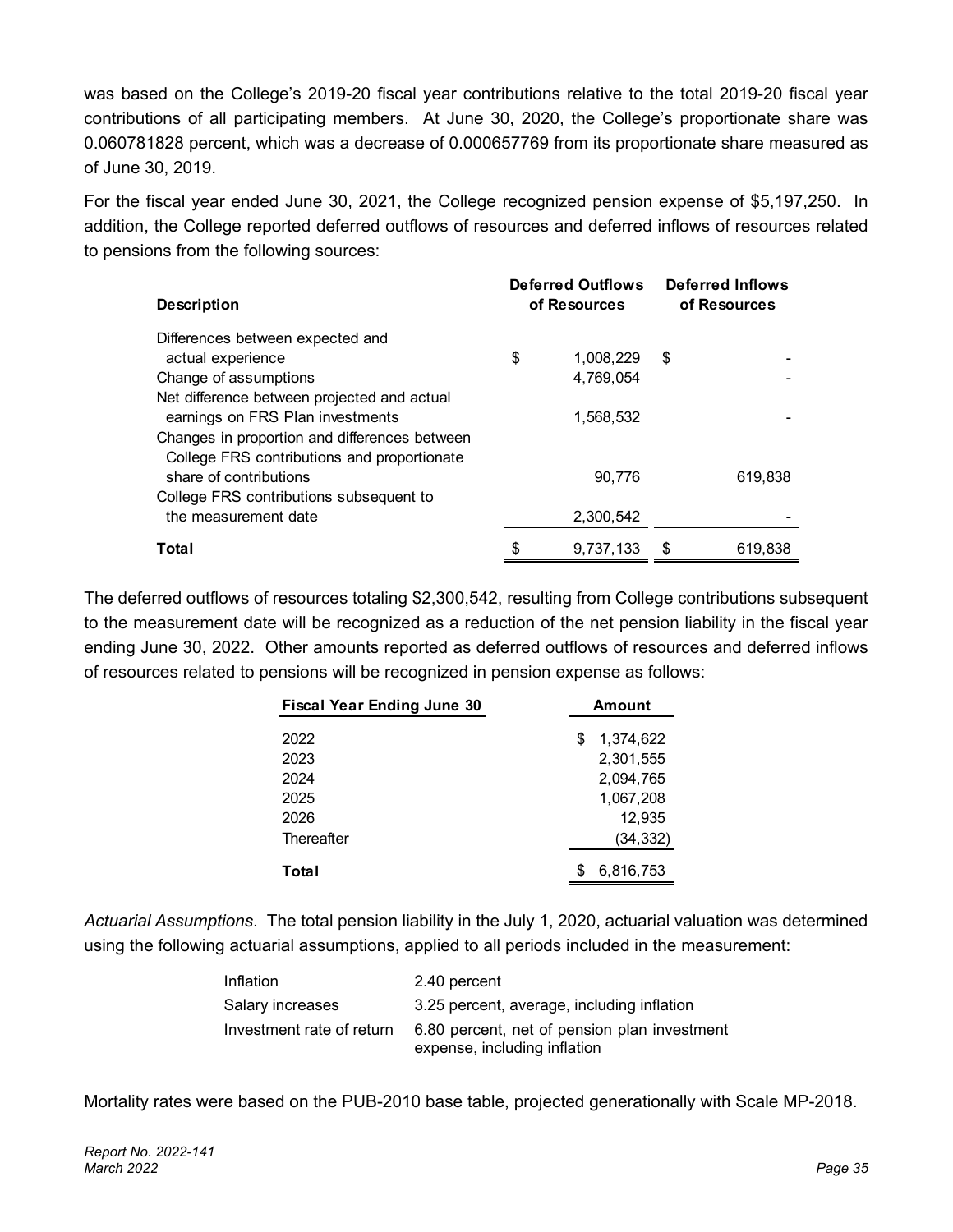was based on the College's 2019-20 fiscal year contributions relative to the total 2019-20 fiscal year contributions of all participating members. At June 30, 2020, the College's proportionate share was 0.060781828 percent, which was a decrease of 0.000657769 from its proportionate share measured as of June 30, 2019.

For the fiscal year ended June 30, 2021, the College recognized pension expense of $5,197,250. In addition, the College reported deferred outflows of resources and deferred inflows of resources related to pensions from the following sources:

| Description | Deferred Outflows of Resources | Deferred Inflows of Resources |
|---|---|---|
| Differences between expected and actual experience | $ 1,008,229 | $ - |
| Change of assumptions | 4,769,054 | - |
| Net difference between projected and actual earnings on FRS Plan investments | 1,568,532 | - |
| Changes in proportion and differences between College FRS contributions and proportionate share of contributions | 90,776 | 619,838 |
| College FRS contributions subsequent to the measurement date | 2,300,542 | - |
| **Total** | $ 9,737,133 | $ 619,838 |

The deferred outflows of resources totaling $2,300,542, resulting from College contributions subsequent to the measurement date will be recognized as a reduction of the net pension liability in the fiscal year ending June 30, 2022. Other amounts reported as deferred outflows of resources and deferred inflows of resources related to pensions will be recognized in pension expense as follows:

| Fiscal Year Ending June 30 | Amount |
|---|---|
| 2022 | $ 1,374,622 |
| 2023 | 2,301,555 |
| 2024 | 2,094,765 |
| 2025 | 1,067,208 |
| 2026 | 12,935 |
| Thereafter | (34,332) |
| **Total** | $ 6,816,753 |

*Actuarial Assumptions*. The total pension liability in the July 1, 2020, actuarial valuation was determined using the following actuarial assumptions, applied to all periods included in the measurement:

| | |
|---|---|
| Inflation | 2.40 percent |
| Salary increases | 3.25 percent, average, including inflation |
| Investment rate of return | 6.80 percent, net of pension plan investment expense, including inflation |

Mortality rates were based on the PUB-2010 base table, projected generationally with Scale MP-2018.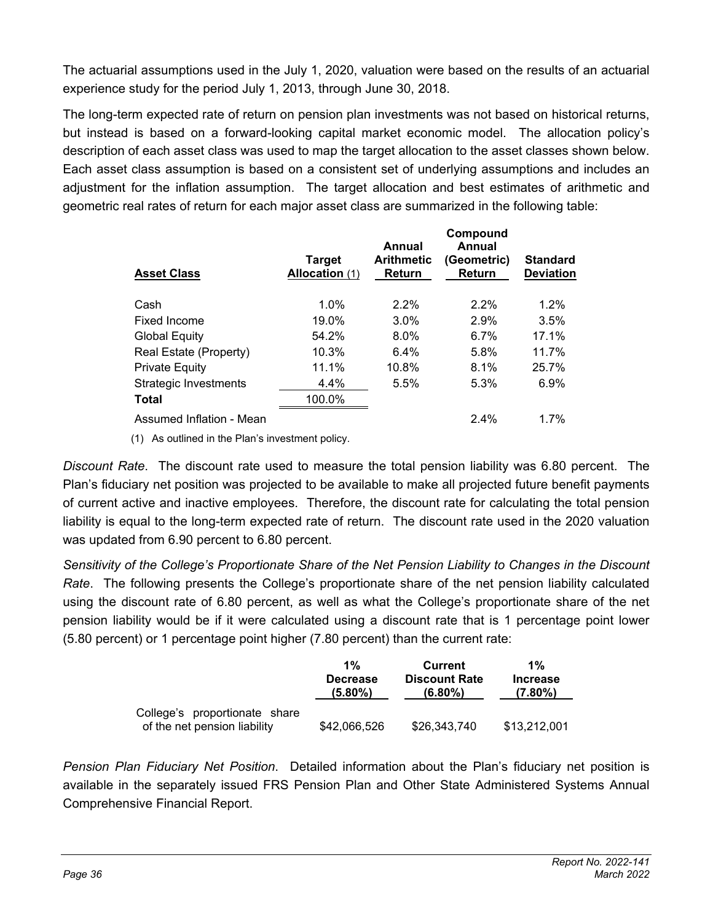The actuarial assumptions used in the July 1, 2020, valuation were based on the results of an actuarial experience study for the period July 1, 2013, through June 30, 2018.

The long-term expected rate of return on pension plan investments was not based on historical returns, but instead is based on a forward-looking capital market economic model. The allocation policy's description of each asset class was used to map the target allocation to the asset classes shown below. Each asset class assumption is based on a consistent set of underlying assumptions and includes an adjustment for the inflation assumption. The target allocation and best estimates of arithmetic and geometric real rates of return for each major asset class are summarized in the following table:

| Asset Class | Target Allocation (1) | Annual Arithmetic Return | Compound Annual (Geometric) Return | Standard Deviation |
|---|---|---|---|---|
| Cash | 1.0% | 2.2% | 2.2% | 1.2% |
| Fixed Income | 19.0% | 3.0% | 2.9% | 3.5% |
| Global Equity | 54.2% | 8.0% | 6.7% | 17.1% |
| Real Estate (Property) | 10.3% | 6.4% | 5.8% | 11.7% |
| Private Equity | 11.1% | 10.8% | 8.1% | 25.7% |
| Strategic Investments | 4.4% | 5.5% | 5.3% | 6.9% |
| **Total** | 100.0% | | | |
| Assumed Inflation - Mean | | | 2.4% | 1.7% |

(1) As outlined in the Plan's investment policy.

*Discount Rate*. The discount rate used to measure the total pension liability was 6.80 percent. The Plan's fiduciary net position was projected to be available to make all projected future benefit payments of current active and inactive employees. Therefore, the discount rate for calculating the total pension liability is equal to the long-term expected rate of return. The discount rate used in the 2020 valuation was updated from 6.90 percent to 6.80 percent.

*Sensitivity of the College's Proportionate Share of the Net Pension Liability to Changes in the Discount Rate*. The following presents the College's proportionate share of the net pension liability calculated using the discount rate of 6.80 percent, as well as what the College's proportionate share of the net pension liability would be if it were calculated using a discount rate that is 1 percentage point lower (5.80 percent) or 1 percentage point higher (7.80 percent) than the current rate:

| | 1% Decrease (5.80%) | Current Discount Rate (6.80%) | 1% Increase (7.80%) |
|---|---|---|---|
| College's proportionate share of the net pension liability | $42,066,526 | $26,343,740 | $13,212,001 |

*Pension Plan Fiduciary Net Position*. Detailed information about the Plan's fiduciary net position is available in the separately issued FRS Pension Plan and Other State Administered Systems Annual Comprehensive Financial Report.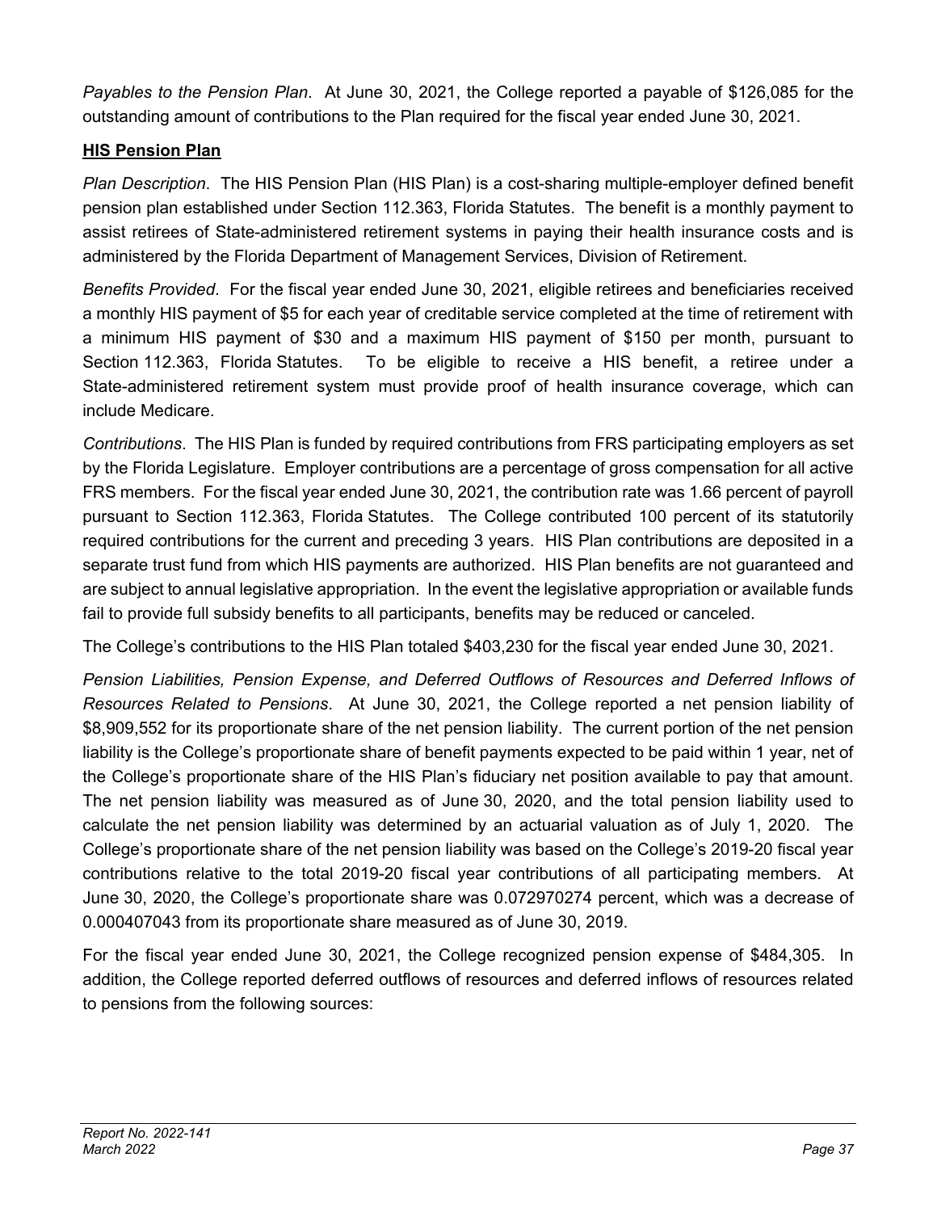*Payables to the Pension Plan*. At June 30, 2021, the College reported a payable of $126,085 for the outstanding amount of contributions to the Plan required for the fiscal year ended June 30, 2021.

**HIS Pension Plan**

*Plan Description*. The HIS Pension Plan (HIS Plan) is a cost-sharing multiple-employer defined benefit pension plan established under Section 112.363, Florida Statutes. The benefit is a monthly payment to assist retirees of State-administered retirement systems in paying their health insurance costs and is administered by the Florida Department of Management Services, Division of Retirement.

*Benefits Provided*. For the fiscal year ended June 30, 2021, eligible retirees and beneficiaries received a monthly HIS payment of $5 for each year of creditable service completed at the time of retirement with a minimum HIS payment of $30 and a maximum HIS payment of $150 per month, pursuant to Section 112.363, Florida Statutes. To be eligible to receive a HIS benefit, a retiree under a State-administered retirement system must provide proof of health insurance coverage, which can include Medicare.

*Contributions*. The HIS Plan is funded by required contributions from FRS participating employers as set by the Florida Legislature. Employer contributions are a percentage of gross compensation for all active FRS members. For the fiscal year ended June 30, 2021, the contribution rate was 1.66 percent of payroll pursuant to Section 112.363, Florida Statutes. The College contributed 100 percent of its statutorily required contributions for the current and preceding 3 years. HIS Plan contributions are deposited in a separate trust fund from which HIS payments are authorized. HIS Plan benefits are not guaranteed and are subject to annual legislative appropriation. In the event the legislative appropriation or available funds fail to provide full subsidy benefits to all participants, benefits may be reduced or canceled.

The College's contributions to the HIS Plan totaled $403,230 for the fiscal year ended June 30, 2021.

*Pension Liabilities, Pension Expense, and Deferred Outflows of Resources and Deferred Inflows of Resources Related to Pensions*. At June 30, 2021, the College reported a net pension liability of $8,909,552 for its proportionate share of the net pension liability. The current portion of the net pension liability is the College's proportionate share of benefit payments expected to be paid within 1 year, net of the College's proportionate share of the HIS Plan's fiduciary net position available to pay that amount. The net pension liability was measured as of June 30, 2020, and the total pension liability used to calculate the net pension liability was determined by an actuarial valuation as of July 1, 2020. The College's proportionate share of the net pension liability was based on the College's 2019-20 fiscal year contributions relative to the total 2019-20 fiscal year contributions of all participating members. At June 30, 2020, the College's proportionate share was 0.072970274 percent, which was a decrease of 0.000407043 from its proportionate share measured as of June 30, 2019.

For the fiscal year ended June 30, 2021, the College recognized pension expense of $484,305. In addition, the College reported deferred outflows of resources and deferred inflows of resources related to pensions from the following sources: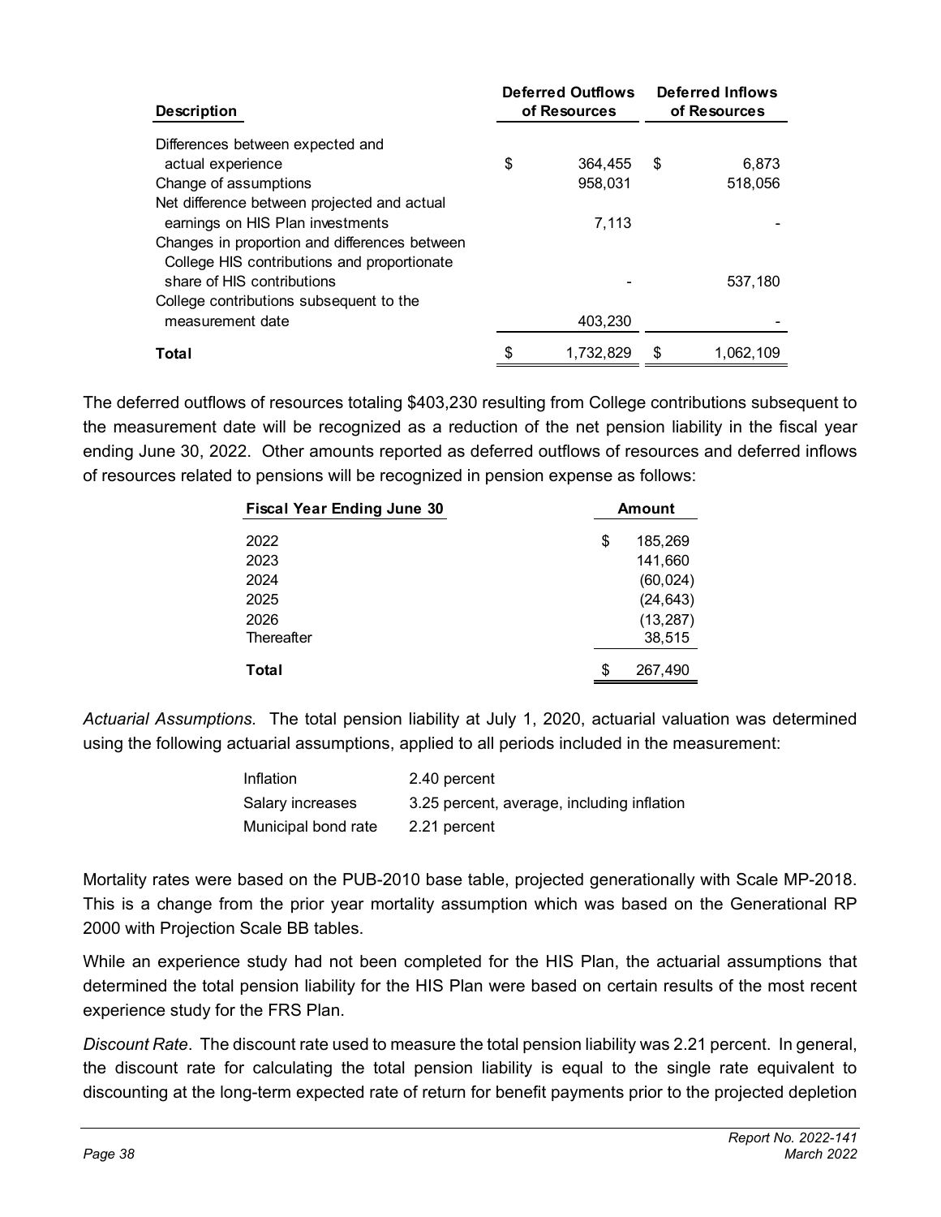| Description | Deferred Outflows of Resources | Deferred Inflows of Resources |
|---|---|---|
| Differences between expected and actual experience | $ 364,455 | $ 6,873 |
| Change of assumptions | 958,031 | 518,056 |
| Net difference between projected and actual earnings on HIS Plan investments | 7,113 | - |
| Changes in proportion and differences between College HIS contributions and proportionate share of HIS contributions | - | 537,180 |
| College contributions subsequent to the measurement date | 403,230 | - |
| **Total** | $ 1,732,829 | $ 1,062,109 |

The deferred outflows of resources totaling $403,230 resulting from College contributions subsequent to the measurement date will be recognized as a reduction of the net pension liability in the fiscal year ending June 30, 2022. Other amounts reported as deferred outflows of resources and deferred inflows of resources related to pensions will be recognized in pension expense as follows:

| Fiscal Year Ending June 30 | Amount |
|---|---|
| 2022 | $ 185,269 |
| 2023 | 141,660 |
| 2024 | (60,024) |
| 2025 | (24,643) |
| 2026 | (13,287) |
| Thereafter | 38,515 |
| **Total** | $ 267,490 |

*Actuarial Assumptions*. The total pension liability at July 1, 2020, actuarial valuation was determined using the following actuarial assumptions, applied to all periods included in the measurement:

| | |
|---|---|
| Inflation | 2.40 percent |
| Salary increases | 3.25 percent, average, including inflation |
| Municipal bond rate | 2.21 percent |

Mortality rates were based on the PUB-2010 base table, projected generationally with Scale MP-2018. This is a change from the prior year mortality assumption which was based on the Generational RP 2000 with Projection Scale BB tables.

While an experience study had not been completed for the HIS Plan, the actuarial assumptions that determined the total pension liability for the HIS Plan were based on certain results of the most recent experience study for the FRS Plan.

*Discount Rate*. The discount rate used to measure the total pension liability was 2.21 percent. In general, the discount rate for calculating the total pension liability is equal to the single rate equivalent to discounting at the long-term expected rate of return for benefit payments prior to the projected depletion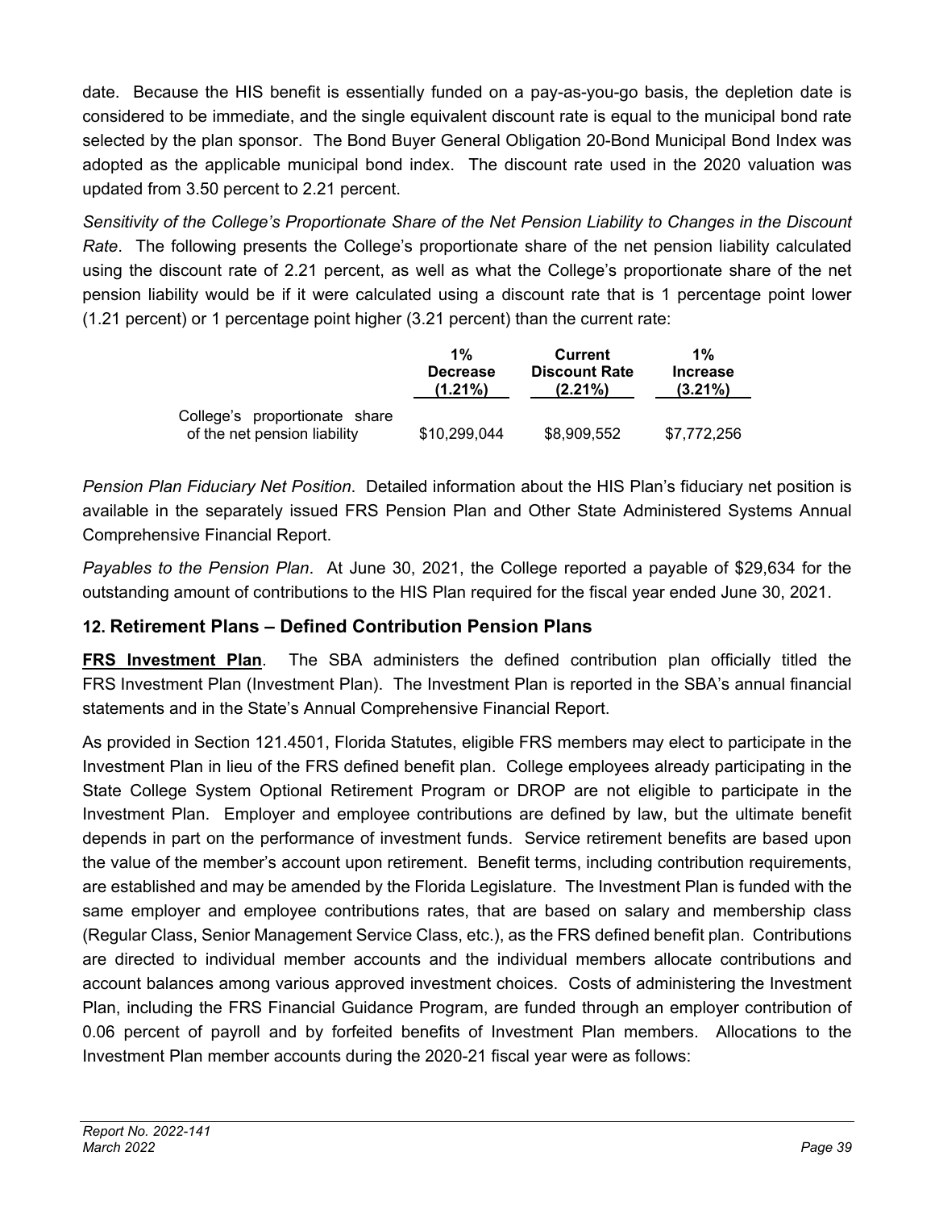date. Because the HIS benefit is essentially funded on a pay-as-you-go basis, the depletion date is considered to be immediate, and the single equivalent discount rate is equal to the municipal bond rate selected by the plan sponsor. The Bond Buyer General Obligation 20-Bond Municipal Bond Index was adopted as the applicable municipal bond index. The discount rate used in the 2020 valuation was updated from 3.50 percent to 2.21 percent.

*Sensitivity of the College's Proportionate Share of the Net Pension Liability to Changes in the Discount Rate*. The following presents the College's proportionate share of the net pension liability calculated using the discount rate of 2.21 percent, as well as what the College's proportionate share of the net pension liability would be if it were calculated using a discount rate that is 1 percentage point lower (1.21 percent) or 1 percentage point higher (3.21 percent) than the current rate:

| | 1% Decrease (1.21%) | Current Discount Rate (2.21%) | 1% Increase (3.21%) |
|---|---|---|---|
| College's proportionate share of the net pension liability | $10,299,044 | $8,909,552 | $7,772,256 |

*Pension Plan Fiduciary Net Position*. Detailed information about the HIS Plan's fiduciary net position is available in the separately issued FRS Pension Plan and Other State Administered Systems Annual Comprehensive Financial Report.

*Payables to the Pension Plan*. At June 30, 2021, the College reported a payable of $29,634 for the outstanding amount of contributions to the HIS Plan required for the fiscal year ended June 30, 2021.

## 12. Retirement Plans – Defined Contribution Pension Plans

**FRS Investment Plan**. The SBA administers the defined contribution plan officially titled the FRS Investment Plan (Investment Plan). The Investment Plan is reported in the SBA's annual financial statements and in the State's Annual Comprehensive Financial Report.

As provided in Section 121.4501, Florida Statutes, eligible FRS members may elect to participate in the Investment Plan in lieu of the FRS defined benefit plan. College employees already participating in the State College System Optional Retirement Program or DROP are not eligible to participate in the Investment Plan. Employer and employee contributions are defined by law, but the ultimate benefit depends in part on the performance of investment funds. Service retirement benefits are based upon the value of the member's account upon retirement. Benefit terms, including contribution requirements, are established and may be amended by the Florida Legislature. The Investment Plan is funded with the same employer and employee contributions rates, that are based on salary and membership class (Regular Class, Senior Management Service Class, etc.), as the FRS defined benefit plan. Contributions are directed to individual member accounts and the individual members allocate contributions and account balances among various approved investment choices. Costs of administering the Investment Plan, including the FRS Financial Guidance Program, are funded through an employer contribution of 0.06 percent of payroll and by forfeited benefits of Investment Plan members. Allocations to the Investment Plan member accounts during the 2020-21 fiscal year were as follows: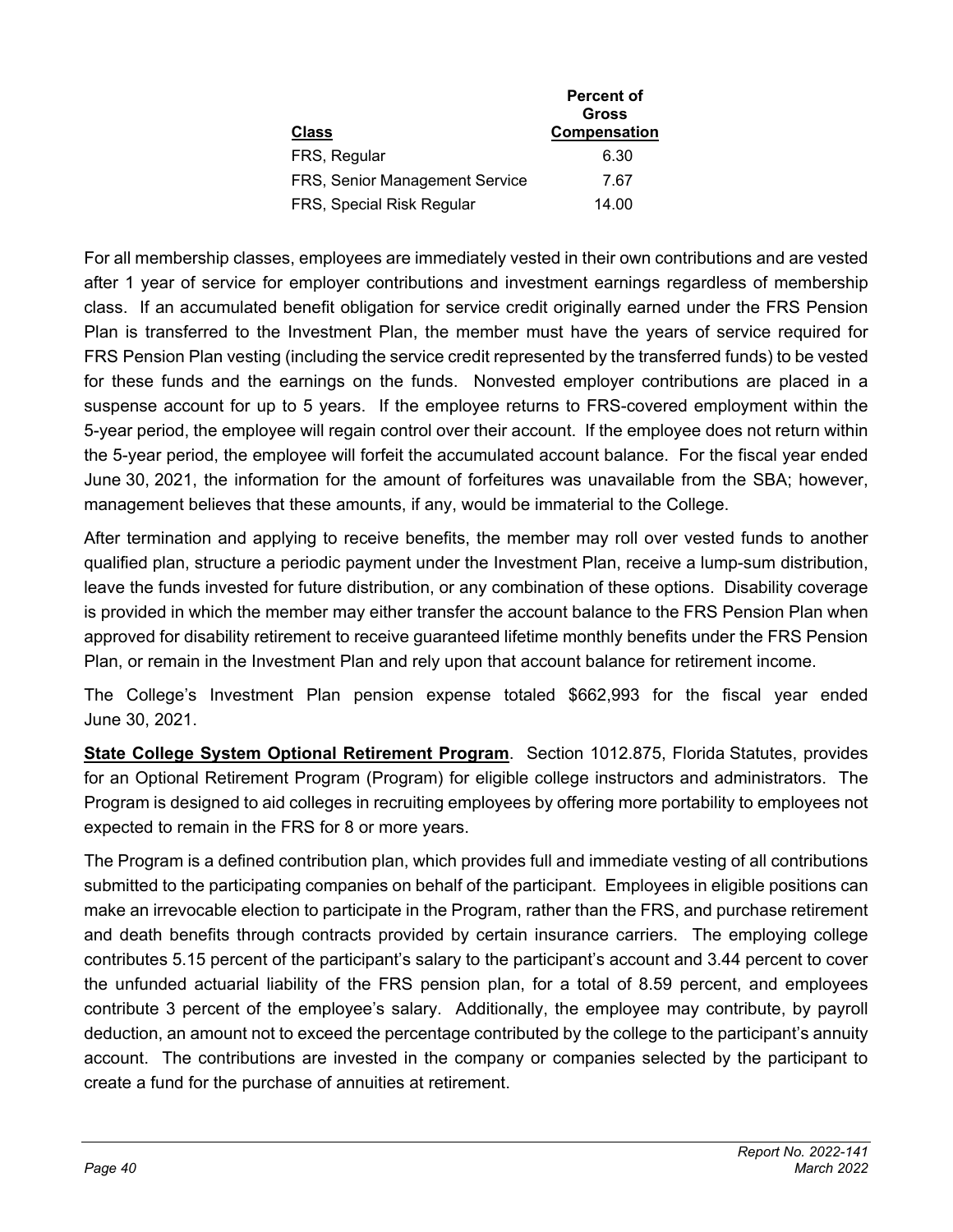| Class | Percent of Gross Compensation |
| --- | --- |
| FRS, Regular | 6.30 |
| FRS, Senior Management Service | 7.67 |
| FRS, Special Risk Regular | 14.00 |

For all membership classes, employees are immediately vested in their own contributions and are vested after 1 year of service for employer contributions and investment earnings regardless of membership class. If an accumulated benefit obligation for service credit originally earned under the FRS Pension Plan is transferred to the Investment Plan, the member must have the years of service required for FRS Pension Plan vesting (including the service credit represented by the transferred funds) to be vested for these funds and the earnings on the funds. Nonvested employer contributions are placed in a suspense account for up to 5 years. If the employee returns to FRS-covered employment within the 5-year period, the employee will regain control over their account. If the employee does not return within the 5-year period, the employee will forfeit the accumulated account balance. For the fiscal year ended June 30, 2021, the information for the amount of forfeitures was unavailable from the SBA; however, management believes that these amounts, if any, would be immaterial to the College.

After termination and applying to receive benefits, the member may roll over vested funds to another qualified plan, structure a periodic payment under the Investment Plan, receive a lump-sum distribution, leave the funds invested for future distribution, or any combination of these options. Disability coverage is provided in which the member may either transfer the account balance to the FRS Pension Plan when approved for disability retirement to receive guaranteed lifetime monthly benefits under the FRS Pension Plan, or remain in the Investment Plan and rely upon that account balance for retirement income.

The College's Investment Plan pension expense totaled $662,993 for the fiscal year ended June 30, 2021.

**State College System Optional Retirement Program**. Section 1012.875, Florida Statutes, provides for an Optional Retirement Program (Program) for eligible college instructors and administrators. The Program is designed to aid colleges in recruiting employees by offering more portability to employees not expected to remain in the FRS for 8 or more years.

The Program is a defined contribution plan, which provides full and immediate vesting of all contributions submitted to the participating companies on behalf of the participant. Employees in eligible positions can make an irrevocable election to participate in the Program, rather than the FRS, and purchase retirement and death benefits through contracts provided by certain insurance carriers. The employing college contributes 5.15 percent of the participant's salary to the participant's account and 3.44 percent to cover the unfunded actuarial liability of the FRS pension plan, for a total of 8.59 percent, and employees contribute 3 percent of the employee's salary. Additionally, the employee may contribute, by payroll deduction, an amount not to exceed the percentage contributed by the college to the participant's annuity account. The contributions are invested in the company or companies selected by the participant to create a fund for the purchase of annuities at retirement.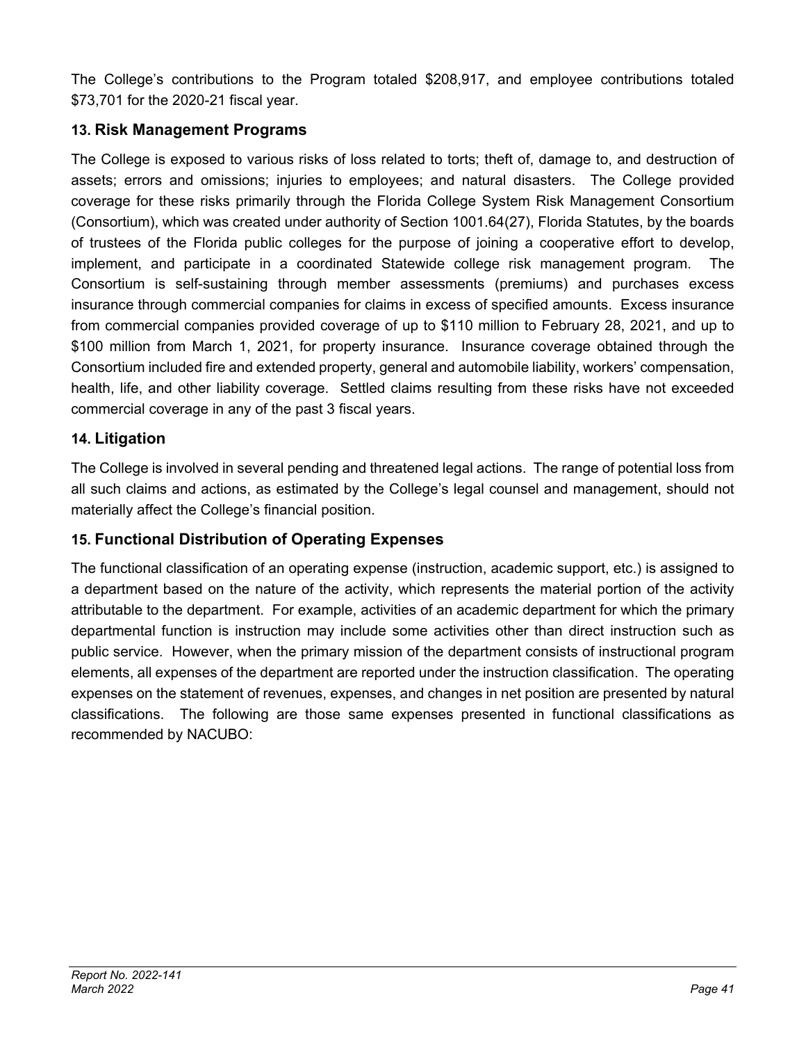The College's contributions to the Program totaled $208,917, and employee contributions totaled $73,701 for the 2020-21 fiscal year.

### 13. Risk Management Programs

The College is exposed to various risks of loss related to torts; theft of, damage to, and destruction of assets; errors and omissions; injuries to employees; and natural disasters. The College provided coverage for these risks primarily through the Florida College System Risk Management Consortium (Consortium), which was created under authority of Section 1001.64(27), Florida Statutes, by the boards of trustees of the Florida public colleges for the purpose of joining a cooperative effort to develop, implement, and participate in a coordinated Statewide college risk management program. The Consortium is self-sustaining through member assessments (premiums) and purchases excess insurance through commercial companies for claims in excess of specified amounts. Excess insurance from commercial companies provided coverage of up to $110 million to February 28, 2021, and up to $100 million from March 1, 2021, for property insurance. Insurance coverage obtained through the Consortium included fire and extended property, general and automobile liability, workers' compensation, health, life, and other liability coverage. Settled claims resulting from these risks have not exceeded commercial coverage in any of the past 3 fiscal years.

### 14. Litigation

The College is involved in several pending and threatened legal actions. The range of potential loss from all such claims and actions, as estimated by the College's legal counsel and management, should not materially affect the College's financial position.

### 15. Functional Distribution of Operating Expenses

The functional classification of an operating expense (instruction, academic support, etc.) is assigned to a department based on the nature of the activity, which represents the material portion of the activity attributable to the department. For example, activities of an academic department for which the primary departmental function is instruction may include some activities other than direct instruction such as public service. However, when the primary mission of the department consists of instructional program elements, all expenses of the department are reported under the instruction classification. The operating expenses on the statement of revenues, expenses, and changes in net position are presented by natural classifications. The following are those same expenses presented in functional classifications as recommended by NACUBO: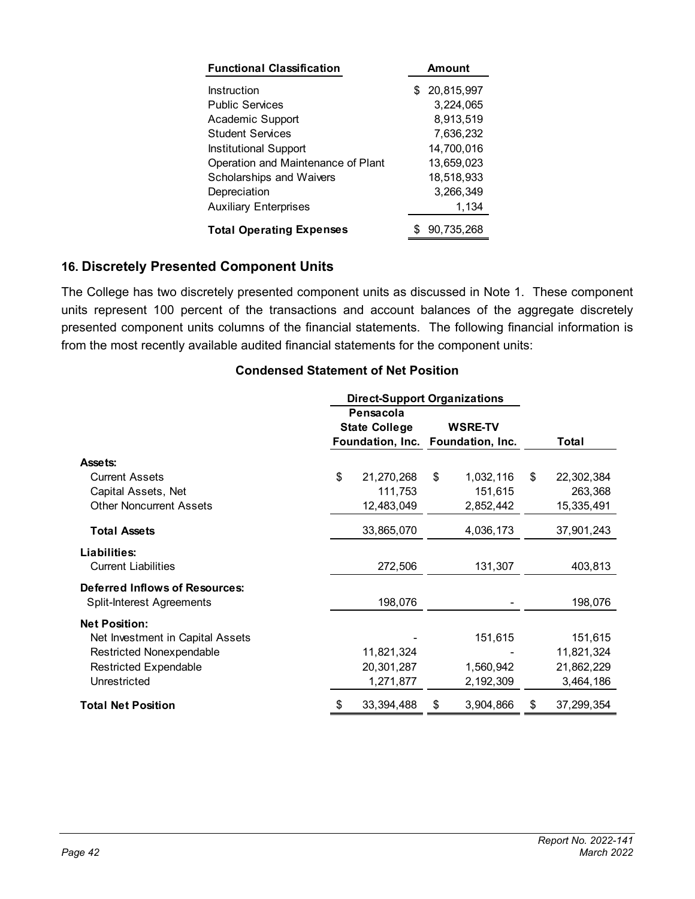| Functional Classification | Amount |
|---|---|
| Instruction | $ 20,815,997 |
| Public Services | 3,224,065 |
| Academic Support | 8,913,519 |
| Student Services | 7,636,232 |
| Institutional Support | 14,700,016 |
| Operation and Maintenance of Plant | 13,659,023 |
| Scholarships and Waivers | 18,518,933 |
| Depreciation | 3,266,349 |
| Auxiliary Enterprises | 1,134 |
| **Total Operating Expenses** | $ 90,735,268 |

## 16. Discretely Presented Component Units

The College has two discretely presented component units as discussed in Note 1. These component units represent 100 percent of the transactions and account balances of the aggregate discretely presented component units columns of the financial statements. The following financial information is from the most recently available audited financial statements for the component units:

### Condensed Statement of Net Position

| | Direct-Support Organizations | | |
|---|---|---|---|
| | Pensacola State College Foundation, Inc. | WSRE-TV Foundation, Inc. | Total |
| **Assets:** | | | |
| Current Assets | $ 21,270,268 | $ 1,032,116 | $ 22,302,384 |
| Capital Assets, Net | 111,753 | 151,615 | 263,368 |
| Other Noncurrent Assets | 12,483,049 | 2,852,442 | 15,335,491 |
| **Total Assets** | 33,865,070 | 4,036,173 | 37,901,243 |
| **Liabilities:** | | | |
| Current Liabilities | 272,506 | 131,307 | 403,813 |
| **Deferred Inflows of Resources:** | | | |
| Split-Interest Agreements | 198,076 | - | 198,076 |
| **Net Position:** | | | |
| Net Investment in Capital Assets | - | 151,615 | 151,615 |
| Restricted Nonexpendable | 11,821,324 | - | 11,821,324 |
| Restricted Expendable | 20,301,287 | 1,560,942 | 21,862,229 |
| Unrestricted | 1,271,877 | 2,192,309 | 3,464,186 |
| **Total Net Position** | $ 33,394,488 | $ 3,904,866 | $ 37,299,354 |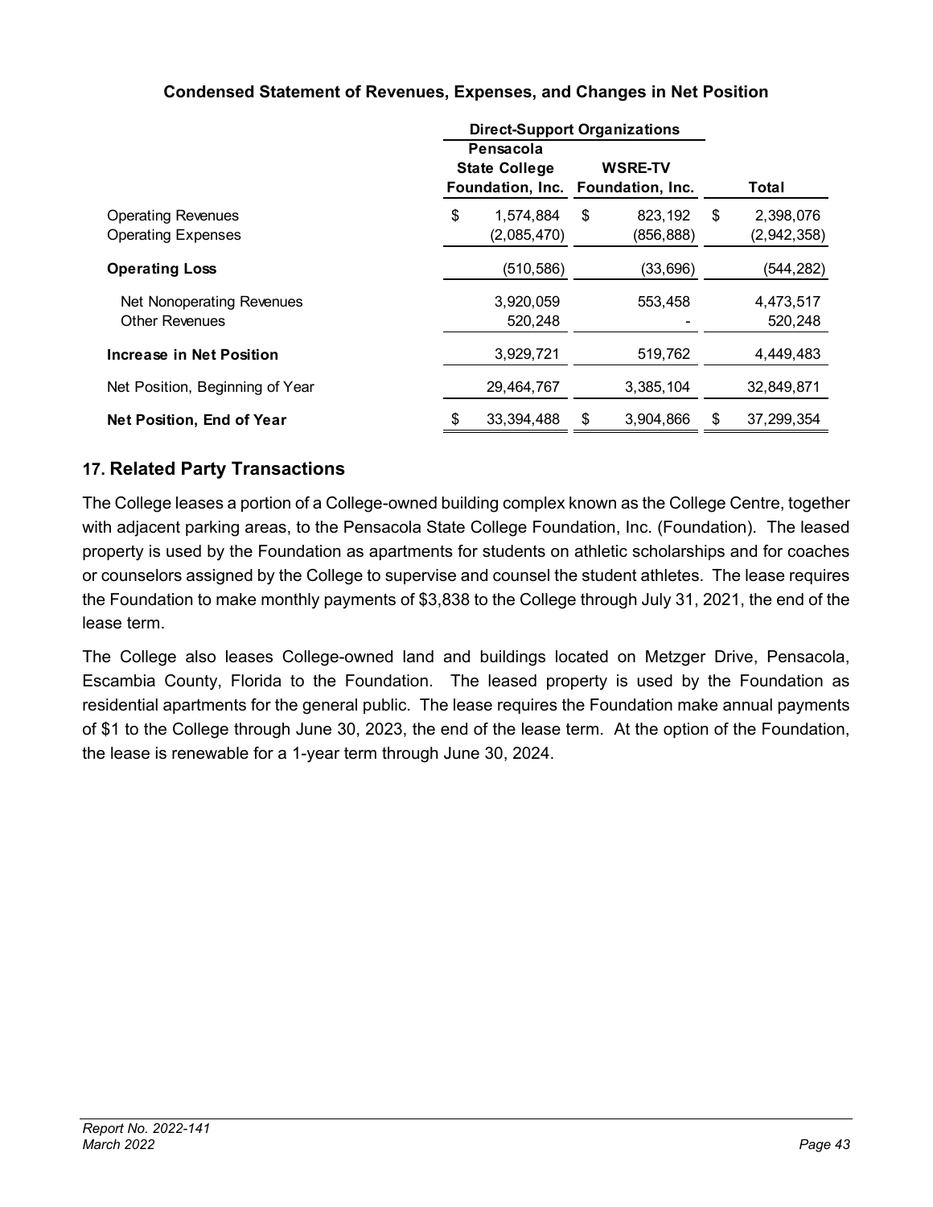### Condensed Statement of Revenues, Expenses, and Changes in Net Position

| | Direct-Support Organizations | | |
|---|---|---|---|
| | Pensacola State College Foundation, Inc. | WSRE-TV Foundation, Inc. | Total |
| Operating Revenues | $ 1,574,884 | $ 823,192 | $ 2,398,076 |
| Operating Expenses | (2,085,470) | (856,888) | (2,942,358) |
| **Operating Loss** | (510,586) | (33,696) | (544,282) |
| Net Nonoperating Revenues | 3,920,059 | 553,458 | 4,473,517 |
| Other Revenues | 520,248 | - | 520,248 |
| **Increase in Net Position** | 3,929,721 | 519,762 | 4,449,483 |
| Net Position, Beginning of Year | 29,464,767 | 3,385,104 | 32,849,871 |
| **Net Position, End of Year** | $ 33,394,488 | $ 3,904,866 | $ 37,299,354 |

## 17. Related Party Transactions

The College leases a portion of a College-owned building complex known as the College Centre, together with adjacent parking areas, to the Pensacola State College Foundation, Inc. (Foundation). The leased property is used by the Foundation as apartments for students on athletic scholarships and for coaches or counselors assigned by the College to supervise and counsel the student athletes. The lease requires the Foundation to make monthly payments of $3,838 to the College through July 31, 2021, the end of the lease term.

The College also leases College-owned land and buildings located on Metzger Drive, Pensacola, Escambia County, Florida to the Foundation. The leased property is used by the Foundation as residential apartments for the general public. The lease requires the Foundation make annual payments of $1 to the College through June 30, 2023, the end of the lease term. At the option of the Foundation, the lease is renewable for a 1-year term through June 30, 2024.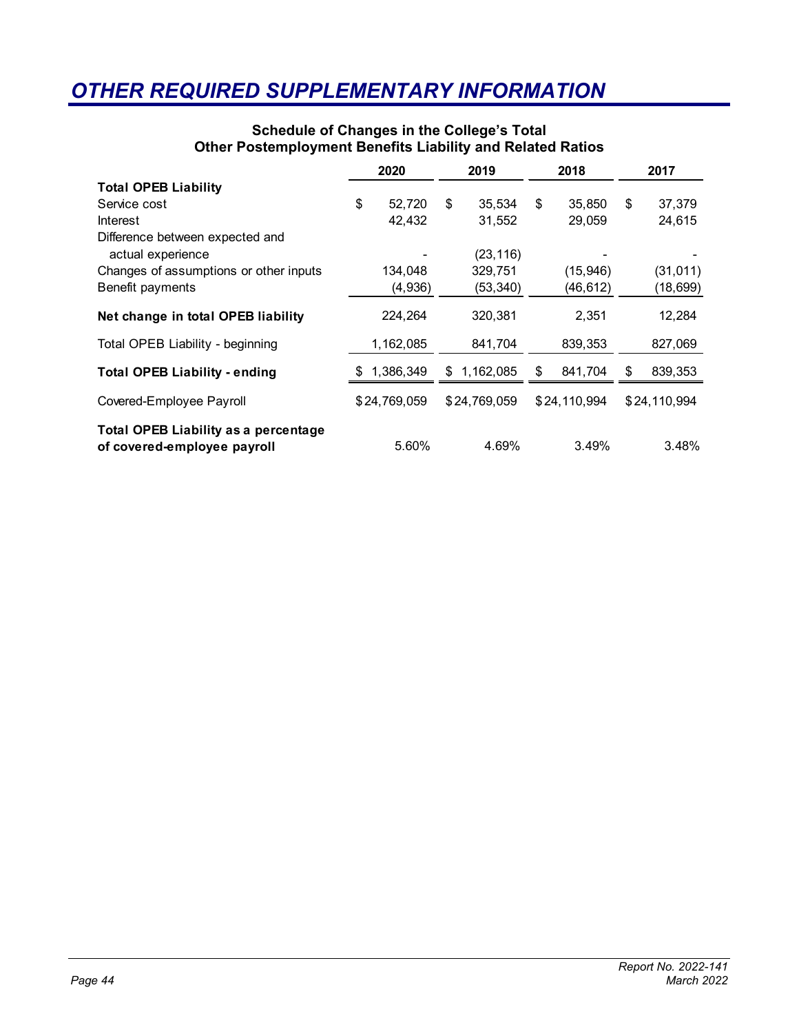# OTHER REQUIRED SUPPLEMENTARY INFORMATION

**Schedule of Changes in the College's Total Other Postemployment Benefits Liability and Related Ratios**

| | 2020 | 2019 | 2018 | 2017 |
|---|---|---|---|---|
| **Total OPEB Liability** | | | | |
| Service cost | $ 52,720 | $ 35,534 | $ 35,850 | $ 37,379 |
| Interest | 42,432 | 31,552 | 29,059 | 24,615 |
| Difference between expected and actual experience | - | (23,116) | - | - |
| Changes of assumptions or other inputs | 134,048 | 329,751 | (15,946) | (31,011) |
| Benefit payments | (4,936) | (53,340) | (46,612) | (18,699) |
| **Net change in total OPEB liability** | 224,264 | 320,381 | 2,351 | 12,284 |
| Total OPEB Liability - beginning | 1,162,085 | 841,704 | 839,353 | 827,069 |
| **Total OPEB Liability - ending** | $ 1,386,349 | $ 1,162,085 | $ 841,704 | $ 839,353 |
| Covered-Employee Payroll | $ 24,769,059 | $ 24,769,059 | $ 24,110,994 | $ 24,110,994 |
| **Total OPEB Liability as a percentage of covered-employee payroll** | 5.60% | 4.69% | 3.49% | 3.48% |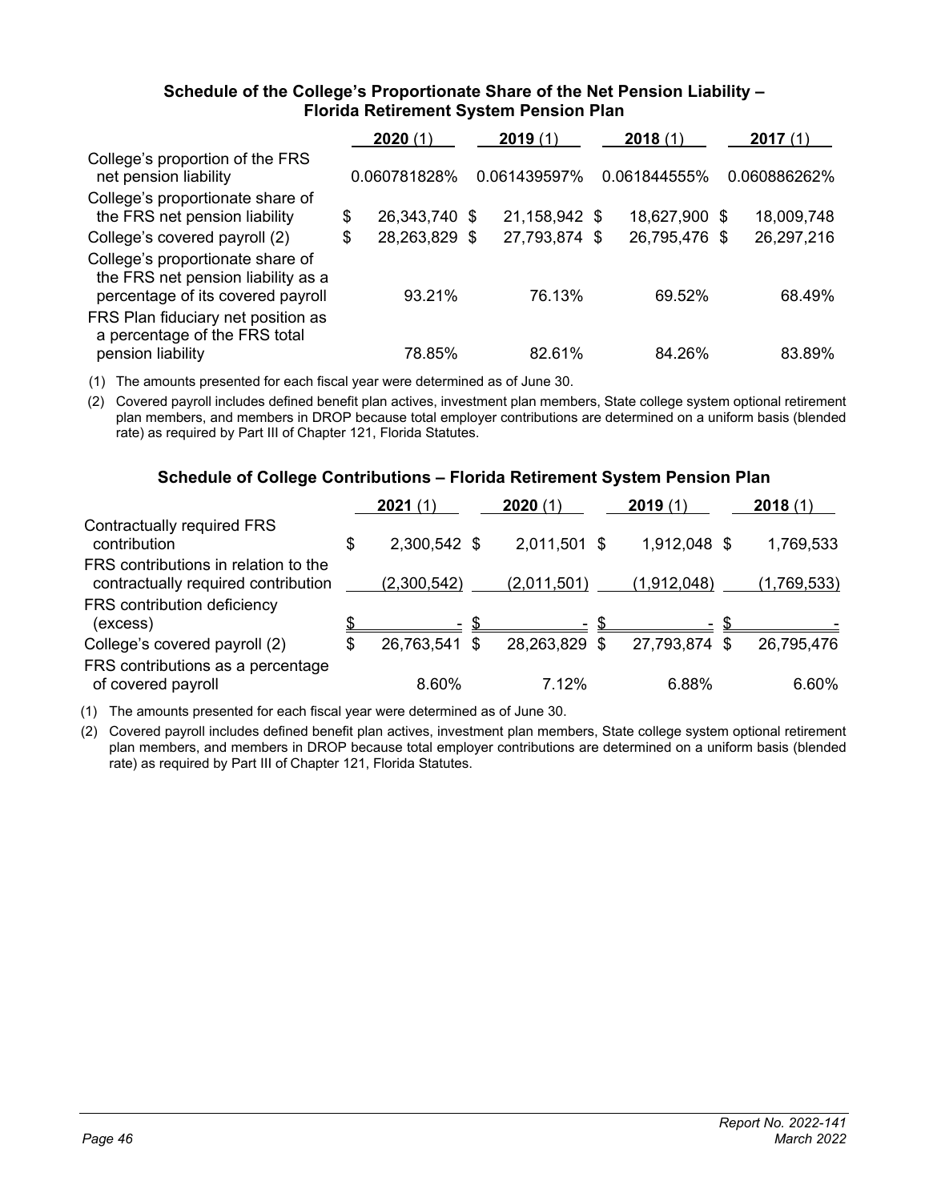### Schedule of the College's Proportionate Share of the Net Pension Liability – Florida Retirement System Pension Plan

| | 2020 (1) | 2019 (1) | 2018 (1) | 2017 (1) |
|---|---|---|---|---|
| College's proportion of the FRS net pension liability | 0.060781828% | 0.061439597% | 0.061844555% | 0.060886262% |
| College's proportionate share of the FRS net pension liability | $ 26,343,740 | $ 21,158,942 | $ 18,627,900 | $ 18,009,748 |
| College's covered payroll (2) | $ 28,263,829 | $ 27,793,874 | $ 26,795,476 | $ 26,297,216 |
| College's proportionate share of the FRS net pension liability as a percentage of its covered payroll | 93.21% | 76.13% | 69.52% | 68.49% |
| FRS Plan fiduciary net position as a percentage of the FRS total pension liability | 78.85% | 82.61% | 84.26% | 83.89% |

(1) The amounts presented for each fiscal year were determined as of June 30.

(2) Covered payroll includes defined benefit plan actives, investment plan members, State college system optional retirement plan members, and members in DROP because total employer contributions are determined on a uniform basis (blended rate) as required by Part III of Chapter 121, Florida Statutes.

### Schedule of College Contributions – Florida Retirement System Pension Plan

| | 2021 (1) | 2020 (1) | 2019 (1) | 2018 (1) |
|---|---|---|---|---|
| Contractually required FRS contribution | $ 2,300,542 | $ 2,011,501 | $ 1,912,048 | $ 1,769,533 |
| FRS contributions in relation to the contractually required contribution | (2,300,542) | (2,011,501) | (1,912,048) | (1,769,533) |
| FRS contribution deficiency (excess) | $ - | $ - | $ - | $ - |
| College's covered payroll (2) | $ 26,763,541 | $ 28,263,829 | $ 27,793,874 | $ 26,795,476 |
| FRS contributions as a percentage of covered payroll | 8.60% | 7.12% | 6.88% | 6.60% |

(1) The amounts presented for each fiscal year were determined as of June 30.

(2) Covered payroll includes defined benefit plan actives, investment plan members, State college system optional retirement plan members, and members in DROP because total employer contributions are determined on a uniform basis (blended rate) as required by Part III of Chapter 121, Florida Statutes.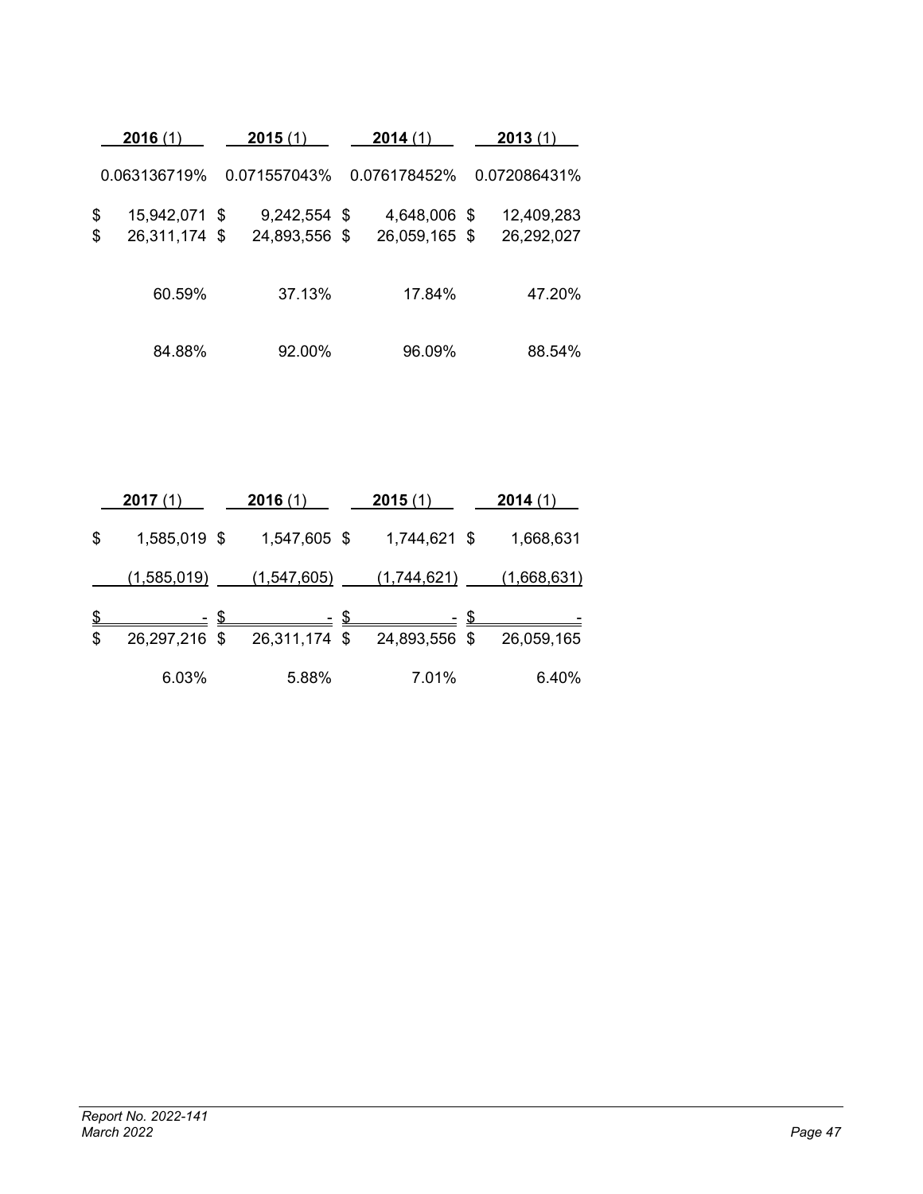| 2016 (1) | 2015 (1) | 2014 (1) | 2013 (1) |
|---|---|---|---|
| 0.063136719% | 0.071557043% | 0.076178452% | 0.072086431% |
| $ 15,942,071 | $ 9,242,554 | $ 4,648,006 | $ 12,409,283 |
| $ 26,311,174 | $ 24,893,556 | $ 26,059,165 | $ 26,292,027 |
| 60.59% | 37.13% | 17.84% | 47.20% |
| 84.88% | 92.00% | 96.09% | 88.54% |

| 2017 (1) | 2016 (1) | 2015 (1) | 2014 (1) |
|---|---|---|---|
| $ 1,585,019 | $ 1,547,605 | $ 1,744,621 | $ 1,668,631 |
| (1,585,019) | (1,547,605) | (1,744,621) | (1,668,631) |
| $ - | $ - | $ - | $ - |
| $ 26,297,216 | $ 26,311,174 | $ 24,893,556 | $ 26,059,165 |
| 6.03% | 5.88% | 7.01% | 6.40% |

*Report No. 2022-141*
*March 2022*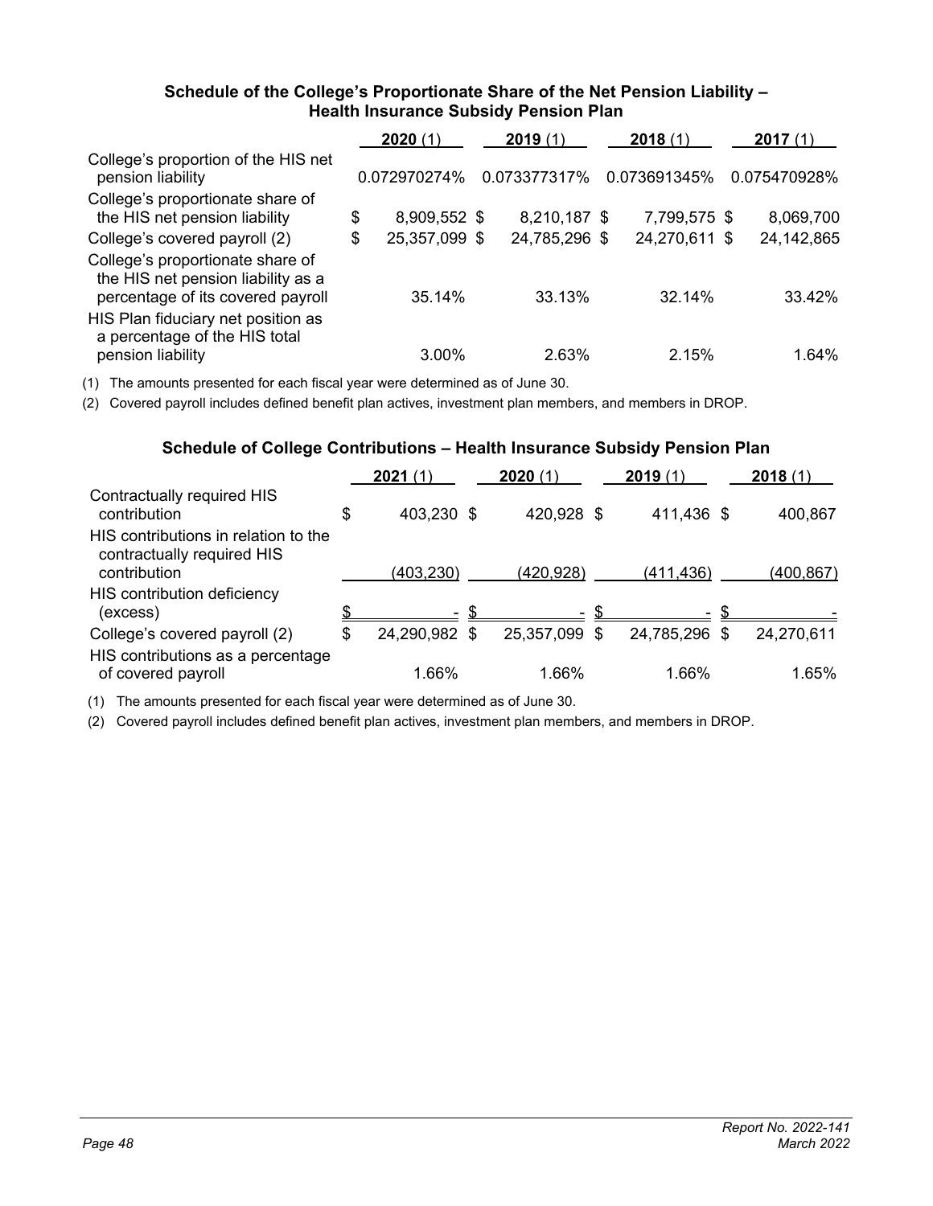### Schedule of the College's Proportionate Share of the Net Pension Liability – Health Insurance Subsidy Pension Plan

| | **2020** (1) | **2019** (1) | **2018** (1) | **2017** (1) |
|---|---|---|---|---|
| College's proportion of the HIS net pension liability | 0.072970274% | 0.073377317% | 0.073691345% | 0.075470928% |
| College's proportionate share of the HIS net pension liability | $ 8,909,552 | $ 8,210,187 | $ 7,799,575 | $ 8,069,700 |
| College's covered payroll (2) | $ 25,357,099 | $ 24,785,296 | $ 24,270,611 | $ 24,142,865 |
| College's proportionate share of the HIS net pension liability as a percentage of its covered payroll | 35.14% | 33.13% | 32.14% | 33.42% |
| HIS Plan fiduciary net position as a percentage of the HIS total pension liability | 3.00% | 2.63% | 2.15% | 1.64% |

(1) The amounts presented for each fiscal year were determined as of June 30.

(2) Covered payroll includes defined benefit plan actives, investment plan members, and members in DROP.

### Schedule of College Contributions – Health Insurance Subsidy Pension Plan

| | **2021** (1) | **2020** (1) | **2019** (1) | **2018** (1) |
|---|---|---|---|---|
| Contractually required HIS contribution | $ 403,230 | $ 420,928 | $ 411,436 | $ 400,867 |
| HIS contributions in relation to the contractually required HIS contribution | (403,230) | (420,928) | (411,436) | (400,867) |
| HIS contribution deficiency (excess) | $ - | $ - | $ - | $ - |
| College's covered payroll (2) | $ 24,290,982 | $ 25,357,099 | $ 24,785,296 | $ 24,270,611 |
| HIS contributions as a percentage of covered payroll | 1.66% | 1.66% | 1.66% | 1.65% |

(1) The amounts presented for each fiscal year were determined as of June 30.

(2) Covered payroll includes defined benefit plan actives, investment plan members, and members in DROP.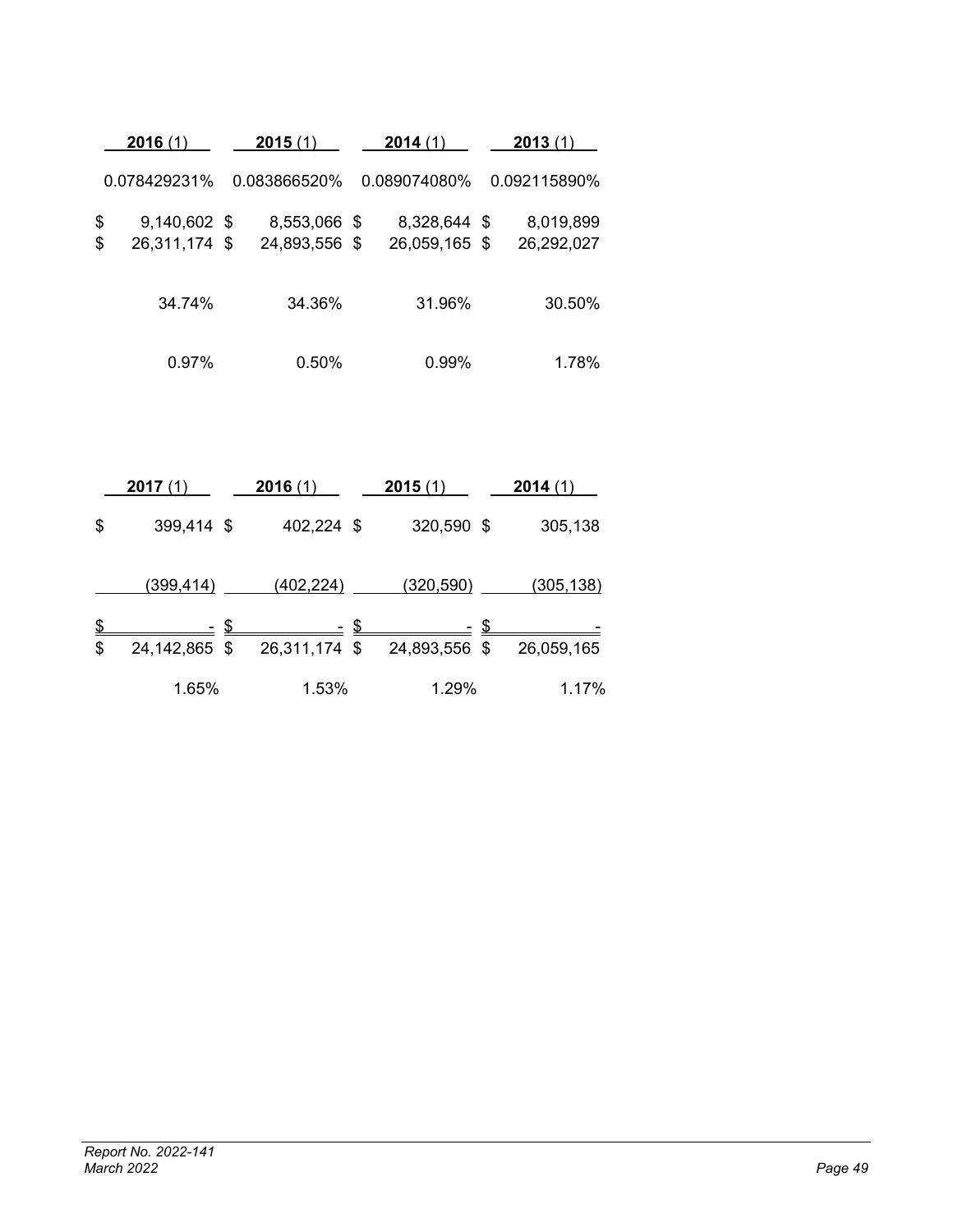| 2016 (1) | 2015 (1) | 2014 (1) | 2013 (1) |
|---|---|---|---|
| 0.078429231% | 0.083866520% | 0.089074080% | 0.092115890% |
| $ 9,140,602 | $ 8,553,066 | $ 8,328,644 | $ 8,019,899 |
| $ 26,311,174 | $ 24,893,556 | $ 26,059,165 | $ 26,292,027 |
| 34.74% | 34.36% | 31.96% | 30.50% |
| 0.97% | 0.50% | 0.99% | 1.78% |

| 2017 (1) | 2016 (1) | 2015 (1) | 2014 (1) |
|---|---|---|---|
| $ 399,414 | $ 402,224 | $ 320,590 | $ 305,138 |
| (399,414) | (402,224) | (320,590) | (305,138) |
| $ - | $ - | $ - | $ - |
| $ 24,142,865 | $ 26,311,174 | $ 24,893,556 | $ 26,059,165 |
| 1.65% | 1.53% | 1.29% | 1.17% |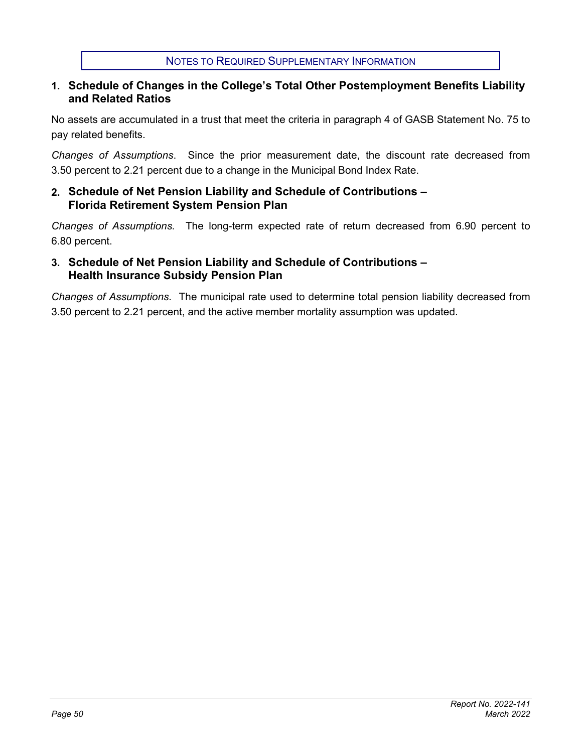# Notes to Required Supplementary Information

## 1. Schedule of Changes in the College's Total Other Postemployment Benefits Liability and Related Ratios

No assets are accumulated in a trust that meet the criteria in paragraph 4 of GASB Statement No. 75 to pay related benefits.

*Changes of Assumptions*. Since the prior measurement date, the discount rate decreased from 3.50 percent to 2.21 percent due to a change in the Municipal Bond Index Rate.

## 2. Schedule of Net Pension Liability and Schedule of Contributions – Florida Retirement System Pension Plan

*Changes of Assumptions.* The long-term expected rate of return decreased from 6.90 percent to 6.80 percent.

## 3. Schedule of Net Pension Liability and Schedule of Contributions – Health Insurance Subsidy Pension Plan

*Changes of Assumptions.* The municipal rate used to determine total pension liability decreased from 3.50 percent to 2.21 percent, and the active member mortality assumption was updated.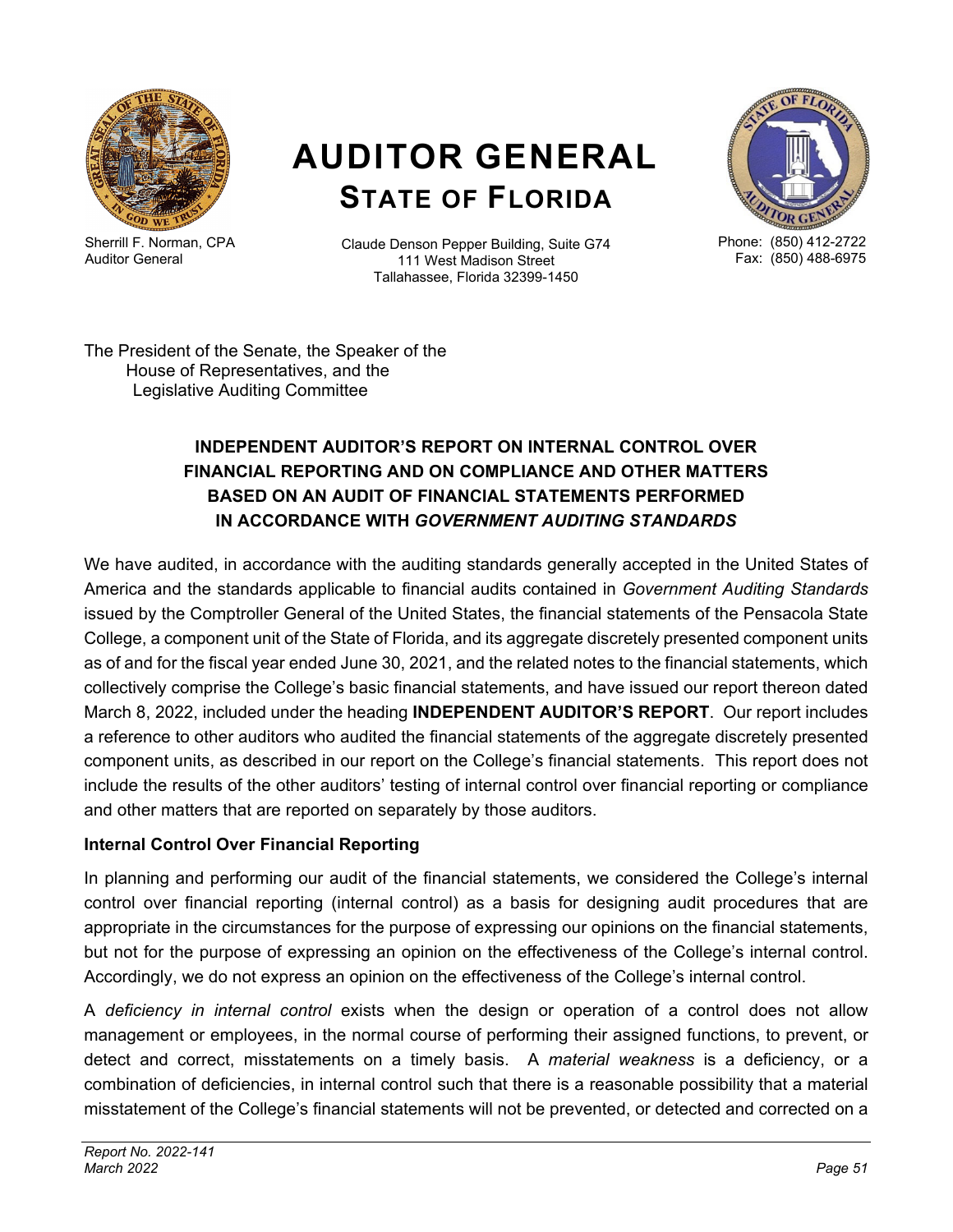# AUDITOR GENERAL
## STATE OF FLORIDA

Sherrill F. Norman, CPA
Auditor General

Claude Denson Pepper Building, Suite G74
111 West Madison Street
Tallahassee, Florida 32399-1450

Phone: (850) 412-2722
Fax: (850) 488-6975

The President of the Senate, the Speaker of the
House of Representatives, and the
Legislative Auditing Committee

### INDEPENDENT AUDITOR'S REPORT ON INTERNAL CONTROL OVER FINANCIAL REPORTING AND ON COMPLIANCE AND OTHER MATTERS BASED ON AN AUDIT OF FINANCIAL STATEMENTS PERFORMED IN ACCORDANCE WITH *GOVERNMENT AUDITING STANDARDS*

We have audited, in accordance with the auditing standards generally accepted in the United States of America and the standards applicable to financial audits contained in *Government Auditing Standards* issued by the Comptroller General of the United States, the financial statements of the Pensacola State College, a component unit of the State of Florida, and its aggregate discretely presented component units as of and for the fiscal year ended June 30, 2021, and the related notes to the financial statements, which collectively comprise the College's basic financial statements, and have issued our report thereon dated March 8, 2022, included under the heading **INDEPENDENT AUDITOR'S REPORT**. Our report includes a reference to other auditors who audited the financial statements of the aggregate discretely presented component units, as described in our report on the College's financial statements. This report does not include the results of the other auditors' testing of internal control over financial reporting or compliance and other matters that are reported on separately by those auditors.

**Internal Control Over Financial Reporting**

In planning and performing our audit of the financial statements, we considered the College's internal control over financial reporting (internal control) as a basis for designing audit procedures that are appropriate in the circumstances for the purpose of expressing our opinions on the financial statements, but not for the purpose of expressing an opinion on the effectiveness of the College's internal control. Accordingly, we do not express an opinion on the effectiveness of the College's internal control.

A *deficiency in internal control* exists when the design or operation of a control does not allow management or employees, in the normal course of performing their assigned functions, to prevent, or detect and correct, misstatements on a timely basis. A *material weakness* is a deficiency, or a combination of deficiencies, in internal control such that there is a reasonable possibility that a material misstatement of the College's financial statements will not be prevented, or detected and corrected on a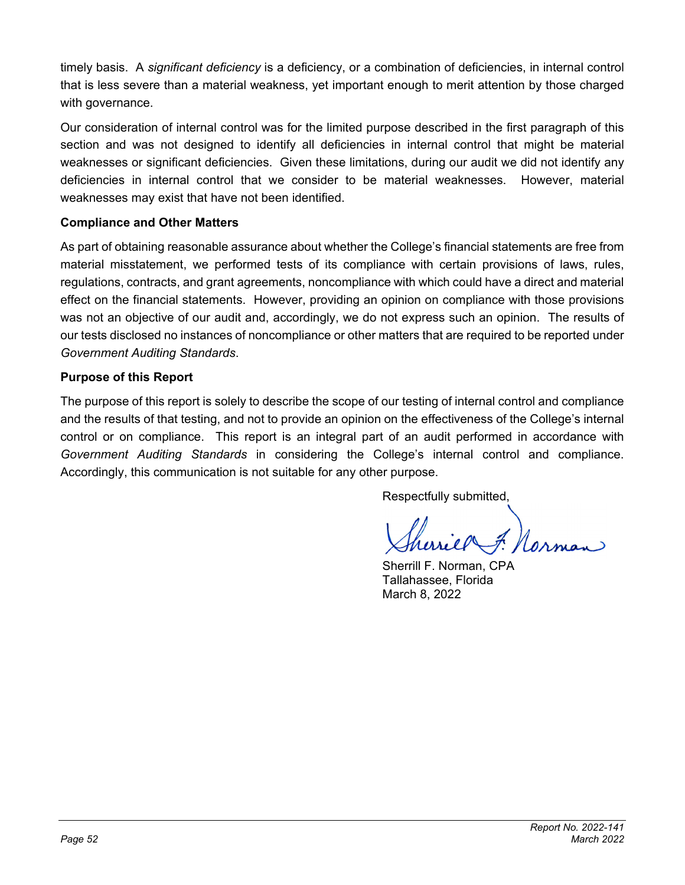timely basis. A *significant deficiency* is a deficiency, or a combination of deficiencies, in internal control that is less severe than a material weakness, yet important enough to merit attention by those charged with governance.

Our consideration of internal control was for the limited purpose described in the first paragraph of this section and was not designed to identify all deficiencies in internal control that might be material weaknesses or significant deficiencies. Given these limitations, during our audit we did not identify any deficiencies in internal control that we consider to be material weaknesses. However, material weaknesses may exist that have not been identified.

**Compliance and Other Matters**

As part of obtaining reasonable assurance about whether the College's financial statements are free from material misstatement, we performed tests of its compliance with certain provisions of laws, rules, regulations, contracts, and grant agreements, noncompliance with which could have a direct and material effect on the financial statements. However, providing an opinion on compliance with those provisions was not an objective of our audit and, accordingly, we do not express such an opinion. The results of our tests disclosed no instances of noncompliance or other matters that are required to be reported under *Government Auditing Standards*.

**Purpose of this Report**

The purpose of this report is solely to describe the scope of our testing of internal control and compliance and the results of that testing, and not to provide an opinion on the effectiveness of the College's internal control or on compliance. This report is an integral part of an audit performed in accordance with *Government Auditing Standards* in considering the College's internal control and compliance. Accordingly, this communication is not suitable for any other purpose.

Respectfully submitted,

Sherrill F. Norman, CPA
Tallahassee, Florida
March 8, 2022